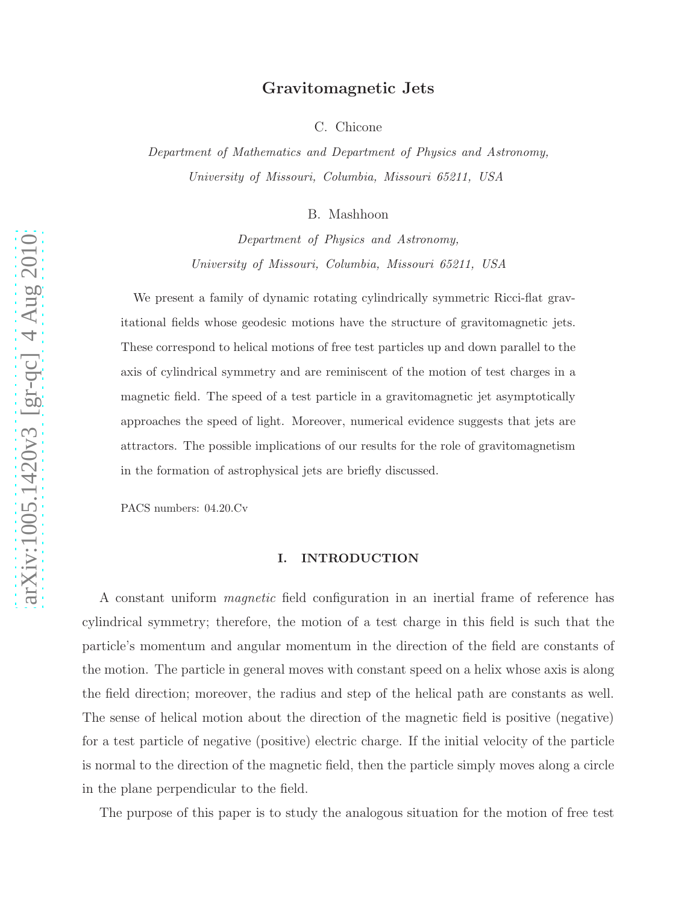# Gravitomagnetic Jets

C. Chicone

*Department of Mathematics and Department of Physics and Astronomy, University of Missouri, Columbia, Missouri 65211, USA*

B. Mashhoon

*Department of Physics and Astronomy, University of Missouri, Columbia, Missouri 65211, USA*

We present a family of dynamic rotating cylindrically symmetric Ricci-flat gravitational fields whose geodesic motions have the structure of gravitomagnetic jets. These correspond to helical motions of free test particles up and down parallel to the axis of cylindrical symmetry and are reminiscent of the motion of test charges in a magnetic field. The speed of a test particle in a gravitomagnetic jet asymptotically approaches the speed of light. Moreover, numerical evidence suggests that jets are attractors. The possible implications of our results for the role of gravitomagnetism in the formation of astrophysical jets are briefly discussed.

PACS numbers: 04.20.Cv

## I. INTRODUCTION

A constant uniform *magnetic* field configuration in an inertial frame of reference has cylindrical symmetry; therefore, the motion of a test charge in this field is such that the particle's momentum and angular momentum in the direction of the field are constants of the motion. The particle in general moves with constant speed on a helix whose axis is along the field direction; moreover, the radius and step of the helical path are constants as well. The sense of helical motion about the direction of the magnetic field is positive (negative) for a test particle of negative (positive) electric charge. If the initial velocity of the particle is normal to the direction of the magnetic field, then the particle simply moves along a circle in the plane perpendicular to the field.

The purpose of this paper is to study the analogous situation for the motion of free test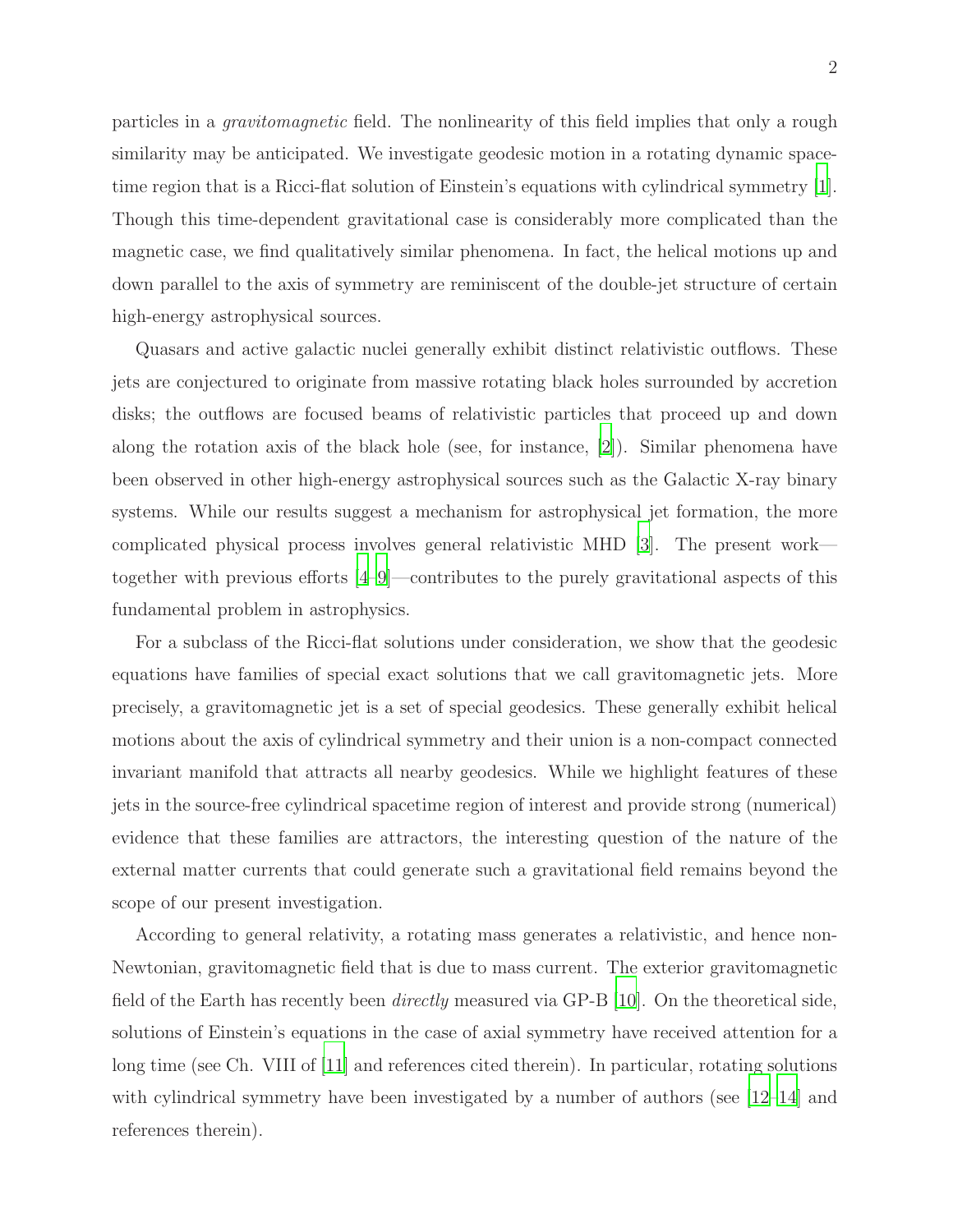particles in a *gravitomagnetic* field. The nonlinearity of this field implies that only a rough similarity may be anticipated. We investigate geodesic motion in a rotating dynamic spacetime region that is a Ricci-flat solution of Einstein's equations with cylindrical symmetry [1]. Though this time-dependent gravitational case is considerably more complicated than the magnetic case, we find qualitatively similar phenomena. In fact, the helical motions up and down parallel to the axis of symmetry are reminiscent of the double-jet structure of certain high-energy astrophysical sources.

Quasars and active galactic nuclei generally exhibit distinct relativistic outflows. These jets are conjectured to originate from massive rotating black holes surrounded by accretion disks; the outflows are focused beams of relativistic particles that proceed up and down along the rotation axis of the black hole (see, for instance, [2]). Similar phenomena have been observed in other high-energy astrophysical sources such as the Galactic X-ray binary systems. While our results suggest a mechanism for astrophysical jet formation, the more complicated physical process involves general relativistic MHD [3]. The present work—together with previous efforts [4–9]—contributes to the purely gravitational aspects of this fundamental problem in astrophysics.

For a subclass of the Ricci-flat solutions under consideration, we show that the geodesic equations have families of special exact solutions that we call gravitomagnetic jets. More precisely, a gravitomagnetic jet is a set of special geodesics. These generally exhibit helical motions about the axis of cylindrical symmetry and their union is a non-compact connected invariant manifold that attracts all nearby geodesics. While we highlight features of these jets in the source-free cylindrical spacetime region of interest and provide strong (numerical) evidence that these families are attractors, the interesting question of the nature of the external matter currents that could generate such a gravitational field remains beyond the scope of our present investigation.

According to general relativity, a rotating mass generates a relativistic, and hence non-Newtonian, gravitomagnetic field that is due to mass current. The exterior gravitomagnetic field of the Earth has recently been *directly* measured via GP-B [10]. On the theoretical side, solutions of Einstein's equations in the case of axial symmetry have received attention for a long time (see Ch. VIII of [11] and references cited therein). In particular, rotating solutions with cylindrical symmetry have been investigated by a number of authors (see [12–14] and references therein).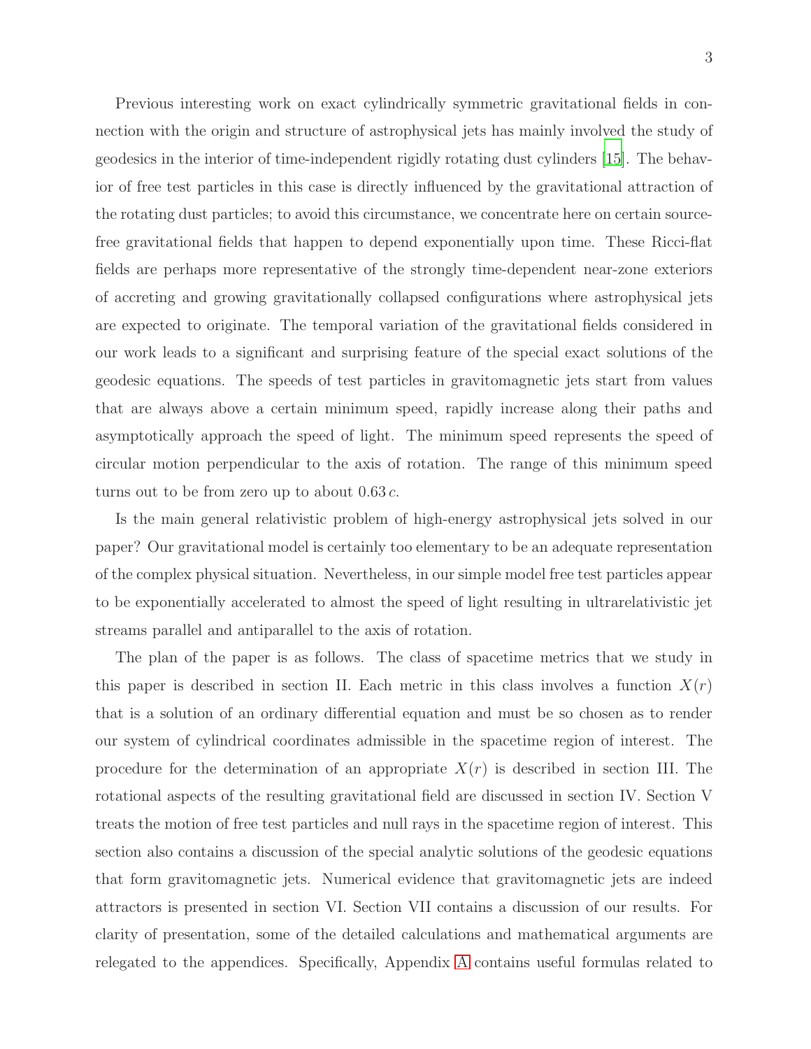Previous interesting work on exact cylindrically symmetric gravitational fields in connection with the origin and structure of astrophysical jets has mainly involved the study of geodesics in the interior of time-independent rigidly rotating dust cylinders [15]. The behavior of free test particles in this case is directly influenced by the gravitational attraction of the rotating dust particles; to avoid this circumstance, we concentrate here on certain source-free gravitational fields that happen to depend exponentially upon time. These Ricci-flat fields are perhaps more representative of the strongly time-dependent near-zone exteriors of accreting and growing gravitationally collapsed configurations where astrophysical jets are expected to originate. The temporal variation of the gravitational fields considered in our work leads to a significant and surprising feature of the special exact solutions of the geodesic equations. The speeds of test particles in gravitomagnetic jets start from values that are always above a certain minimum speed, rapidly increase along their paths and asymptotically approach the speed of light. The minimum speed represents the speed of circular motion perpendicular to the axis of rotation. The range of this minimum speed turns out to be from zero up to about $0.63\,c$.

Is the main general relativistic problem of high-energy astrophysical jets solved in our paper? Our gravitational model is certainly too elementary to be an adequate representation of the complex physical situation. Nevertheless, in our simple model free test particles appear to be exponentially accelerated to almost the speed of light resulting in ultrarelativistic jet streams parallel and antiparallel to the axis of rotation.

The plan of the paper is as follows. The class of spacetime metrics that we study in this paper is described in section II. Each metric in this class involves a function $X(r)$ that is a solution of an ordinary differential equation and must be so chosen as to render our system of cylindrical coordinates admissible in the spacetime region of interest. The procedure for the determination of an appropriate $X(r)$ is described in section III. The rotational aspects of the resulting gravitational field are discussed in section IV. Section V treats the motion of free test particles and null rays in the spacetime region of interest. This section also contains a discussion of the special analytic solutions of the geodesic equations that form gravitomagnetic jets. Numerical evidence that gravitomagnetic jets are indeed attractors is presented in section VI. Section VII contains a discussion of our results. For clarity of presentation, some of the detailed calculations and mathematical arguments are relegated to the appendices. Specifically, Appendix A contains useful formulas related to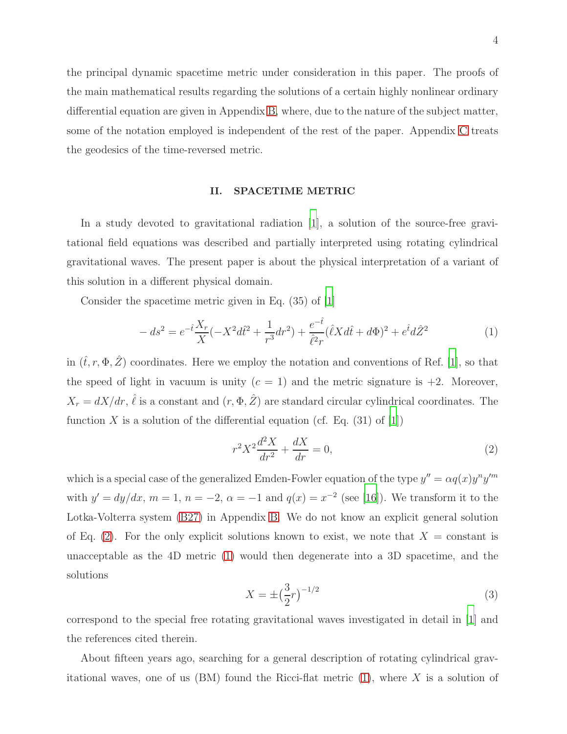the principal dynamic spacetime metric under consideration in this paper. The proofs of the main mathematical results regarding the solutions of a certain highly nonlinear ordinary differential equation are given in Appendix B, where, due to the nature of the subject matter, some of the notation employed is independent of the rest of the paper. Appendix C treats the geodesics of the time-reversed metric.

## II. SPACETIME METRIC

In a study devoted to gravitational radiation [1], a solution of the source-free gravitational field equations was described and partially interpreted using rotating cylindrical gravitational waves. The present paper is about the physical interpretation of a variant of this solution in a different physical domain.

Consider the spacetime metric given in Eq. (35) of [1]

$$- ds^2 = e^{-\hat{t}} \frac{X_r}{X}(-X^2 d\hat{t}^2 + \frac{1}{r^3} dr^2) + \frac{e^{-\hat{t}}}{\hat{\ell}^2 r}(\hat{\ell} X d\hat{t} + d\Phi)^2 + e^{\hat{t}} d\hat{Z}^2 \tag{1}$$

in $(\hat{t}, r, \Phi, \hat{Z})$ coordinates. Here we employ the notation and conventions of Ref. [1], so that the speed of light in vacuum is unity ($c = 1$) and the metric signature is +2. Moreover, $X_r = dX/dr$, $\hat{\ell}$ is a constant and $(r, \Phi, \hat{Z})$ are standard circular cylindrical coordinates. The function $X$ is a solution of the differential equation (cf. Eq. (31) of [1])

$$r^2 X^2 \frac{d^2 X}{dr^2} + \frac{dX}{dr} = 0, \tag{2}$$

which is a special case of the generalized Emden-Fowler equation of the type $y'' = \alpha q(x) y^n y'^m$ with $y' = dy/dx$, $m = 1$, $n = -2$, $\alpha = -1$ and $q(x) = x^{-2}$ (see [16]). We transform it to the Lotka-Volterra system (B27) in Appendix B. We do not know an explicit general solution of Eq. (2). For the only explicit solutions known to exist, we note that $X$ = constant is unacceptable as the 4D metric (1) would then degenerate into a 3D spacetime, and the solutions

$$X = \pm \big(\frac{3}{2} r\big)^{-1/2} \tag{3}$$

correspond to the special free rotating gravitational waves investigated in detail in [1] and the references cited therein.

About fifteen years ago, searching for a general description of rotating cylindrical gravitational waves, one of us (BM) found the Ricci-flat metric (1), where $X$ is a solution of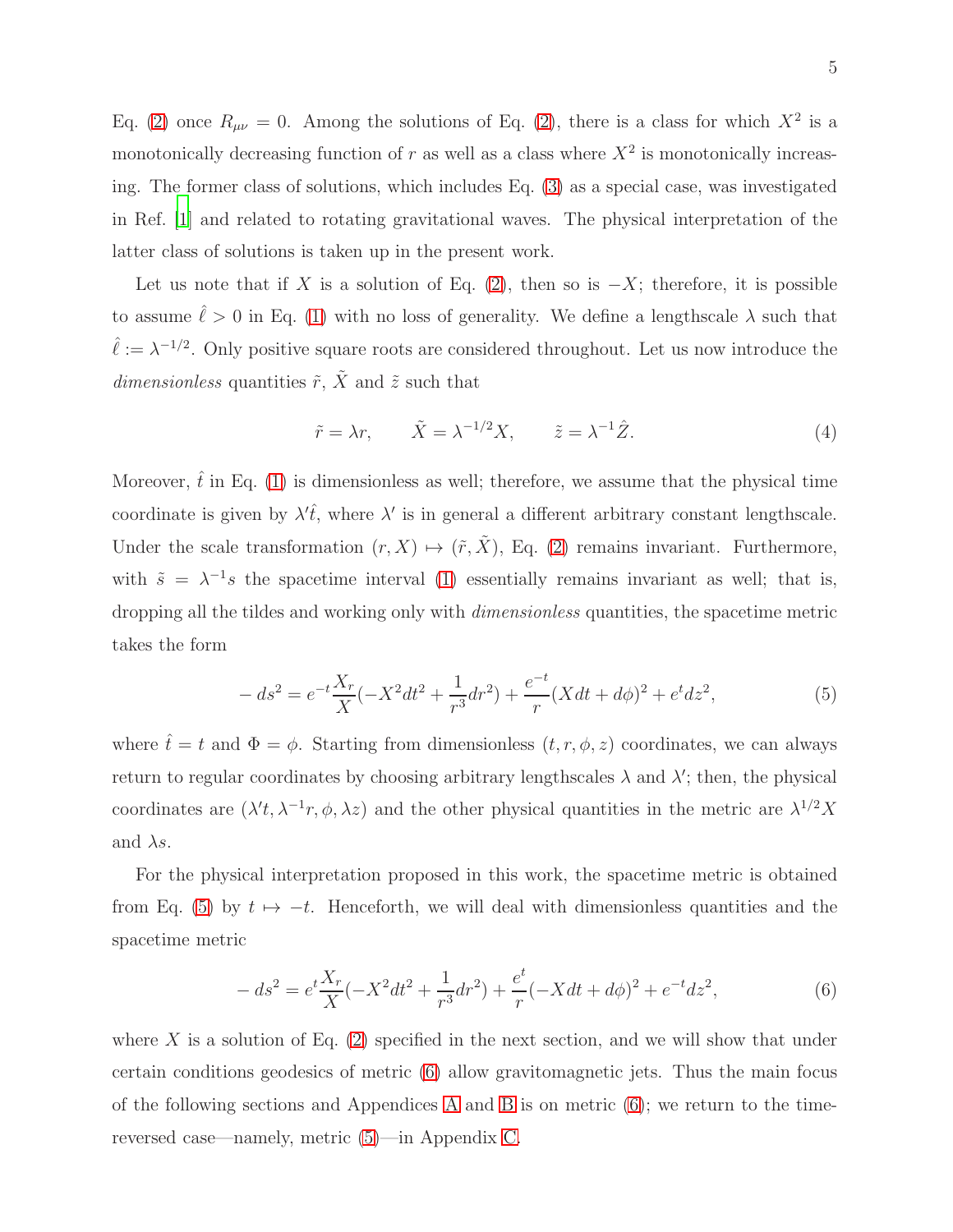Eq. (2) once $R_{\mu\nu} = 0$. Among the solutions of Eq. (2), there is a class for which $X^2$ is a monotonically decreasing function of $r$ as well as a class where $X^2$ is monotonically increasing. The former class of solutions, which includes Eq. (3) as a special case, was investigated in Ref. [1] and related to rotating gravitational waves. The physical interpretation of the latter class of solutions is taken up in the present work.

Let us note that if $X$ is a solution of Eq. (2), then so is $-X$; therefore, it is possible to assume $\hat{\ell} > 0$ in Eq. (1) with no loss of generality. We define a lengthscale $\lambda$ such that $\hat{\ell} := \lambda^{-1/2}$. Only positive square roots are considered throughout. Let us now introduce the *dimensionless* quantities $\tilde{r}$, $\tilde{X}$ and $\tilde{z}$ such that

$$\tilde{r} = \lambda r, \qquad \tilde{X} = \lambda^{-1/2} X, \qquad \tilde{z} = \lambda^{-1} \hat{Z}. \tag{4}$$

Moreover, $\hat{t}$ in Eq. (1) is dimensionless as well; therefore, we assume that the physical time coordinate is given by $\lambda' \hat{t}$, where $\lambda'$ is in general a different arbitrary constant lengthscale. Under the scale transformation $(r, X) \mapsto (\tilde{r}, \tilde{X})$, Eq. (2) remains invariant. Furthermore, with $\tilde{s} = \lambda^{-1} s$ the spacetime interval (1) essentially remains invariant as well; that is, dropping all the tildes and working only with *dimensionless* quantities, the spacetime metric takes the form

$$-ds^2 = e^{-t}\frac{X_r}{X}(-X^2 dt^2 + \frac{1}{r^3}dr^2) + \frac{e^{-t}}{r}(X dt + d\phi)^2 + e^t dz^2, \tag{5}$$

where $\hat{t} = t$ and $\Phi = \phi$. Starting from dimensionless $(t, r, \phi, z)$ coordinates, we can always return to regular coordinates by choosing arbitrary lengthscales $\lambda$ and $\lambda'$; then, the physical coordinates are $(\lambda' t, \lambda^{-1} r, \phi, \lambda z)$ and the other physical quantities in the metric are $\lambda^{1/2} X$ and $\lambda s$.

For the physical interpretation proposed in this work, the spacetime metric is obtained from Eq. (5) by $t \mapsto -t$. Henceforth, we will deal with dimensionless quantities and the spacetime metric

$$-ds^2 = e^{t}\frac{X_r}{X}(-X^2 dt^2 + \frac{1}{r^3}dr^2) + \frac{e^{t}}{r}(-X dt + d\phi)^2 + e^{-t} dz^2, \tag{6}$$

where $X$ is a solution of Eq. (2) specified in the next section, and we will show that under certain conditions geodesics of metric (6) allow gravitomagnetic jets. Thus the main focus of the following sections and Appendices A and B is on metric (6); we return to the time-reversed case—namely, metric (5)—in Appendix C.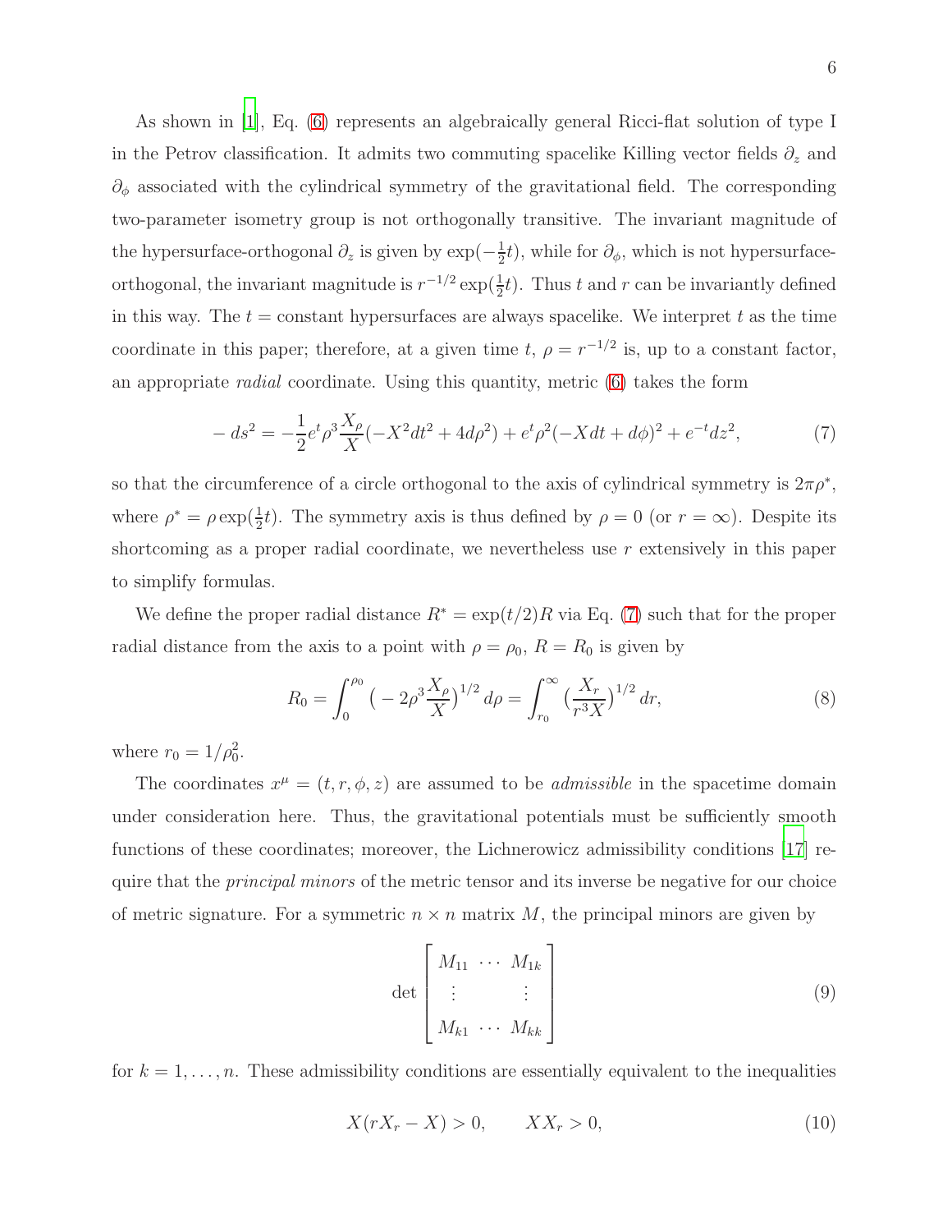As shown in [1], Eq. (6) represents an algebraically general Ricci-flat solution of type I in the Petrov classification. It admits two commuting spacelike Killing vector fields $\partial_z$ and $\partial_\phi$ associated with the cylindrical symmetry of the gravitational field. The corresponding two-parameter isometry group is not orthogonally transitive. The invariant magnitude of the hypersurface-orthogonal $\partial_z$ is given by $\exp(-\frac{1}{2}t)$, while for $\partial_\phi$, which is not hypersurface-orthogonal, the invariant magnitude is $r^{-1/2}\exp(\frac{1}{2}t)$. Thus $t$ and $r$ can be invariantly defined in this way. The $t =$ constant hypersurfaces are always spacelike. We interpret $t$ as the time coordinate in this paper; therefore, at a given time $t$, $\rho = r^{-1/2}$ is, up to a constant factor, an appropriate *radial* coordinate. Using this quantity, metric (6) takes the form

$$-ds^2 = -\frac{1}{2}e^t\rho^3\frac{X_\rho}{X}(-X^2dt^2 + 4d\rho^2) + e^t\rho^2(-Xdt + d\phi)^2 + e^{-t}dz^2, \tag{7}$$

so that the circumference of a circle orthogonal to the axis of cylindrical symmetry is $2\pi\rho^*$, where $\rho^* = \rho\exp(\frac{1}{2}t)$. The symmetry axis is thus defined by $\rho = 0$ (or $r = \infty$). Despite its shortcoming as a proper radial coordinate, we nevertheless use $r$ extensively in this paper to simplify formulas.

We define the proper radial distance $R^* = \exp(t/2)R$ via Eq. (7) such that for the proper radial distance from the axis to a point with $\rho = \rho_0$, $R = R_0$ is given by

$$R_0 = \int_0^{\rho_0}\big(-2\rho^3\frac{X_\rho}{X}\big)^{1/2}d\rho = \int_{r_0}^{\infty}\big(\frac{X_r}{r^3X}\big)^{1/2}dr, \tag{8}$$

where $r_0 = 1/\rho_0^2$.

The coordinates $x^\mu = (t, r, \phi, z)$ are assumed to be *admissible* in the spacetime domain under consideration here. Thus, the gravitational potentials must be sufficiently smooth functions of these coordinates; moreover, the Lichnerowicz admissibility conditions [17] require that the *principal minors* of the metric tensor and its inverse be negative for our choice of metric signature. For a symmetric $n \times n$ matrix $M$, the principal minors are given by

$$\det\begin{bmatrix} M_{11} & \cdots & M_{1k} \\ \vdots & & \vdots \\ M_{k1} & \cdots & M_{kk} \end{bmatrix} \tag{9}$$

for $k = 1, \dots, n$. These admissibility conditions are essentially equivalent to the inequalities

$$X(rX_r - X) > 0, \qquad XX_r > 0, \tag{10}$$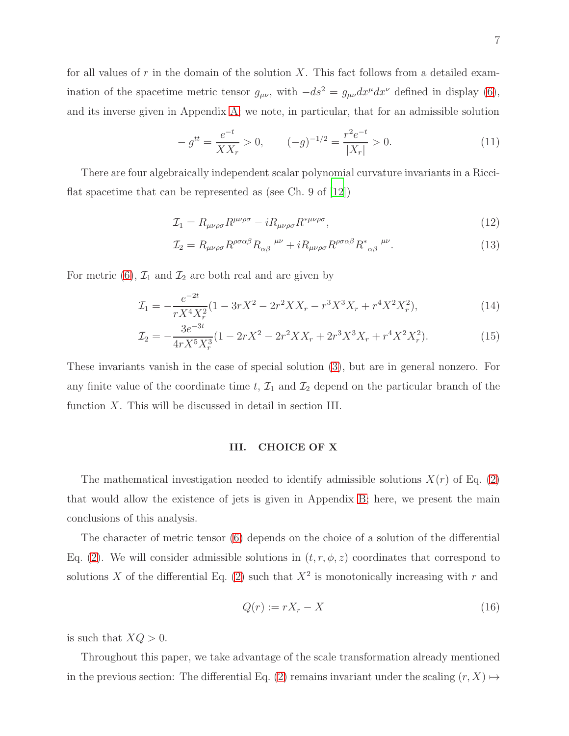for all values of $r$ in the domain of the solution $X$. This fact follows from a detailed examination of the spacetime metric tensor $g_{\mu\nu}$, with $-ds^2 = g_{\mu\nu}dx^\mu dx^\nu$ defined in display (6), and its inverse given in Appendix A; we note, in particular, that for an admissible solution

$$-g^{tt} = \frac{e^{-t}}{XX_r} > 0, \qquad (-g)^{-1/2} = \frac{r^2 e^{-t}}{|X_r|} > 0. \tag{11}$$

There are four algebraically independent scalar polynomial curvature invariants in a Ricci-flat spacetime that can be represented as (see Ch. 9 of [12])

$$\mathcal{I}_1 = R_{\mu\nu\rho\sigma}R^{\mu\nu\rho\sigma} - iR_{\mu\nu\rho\sigma}R^{*\mu\nu\rho\sigma}, \tag{12}$$

$$\mathcal{I}_2 = R_{\mu\nu\rho\sigma}R^{\rho\sigma\alpha\beta}R_{\alpha\beta}{}^{\mu\nu} + iR_{\mu\nu\rho\sigma}R^{\rho\sigma\alpha\beta}R^{*}{}_{\alpha\beta}{}^{\mu\nu}. \tag{13}$$

For metric (6), $\mathcal{I}_1$ and $\mathcal{I}_2$ are both real and are given by

$$\mathcal{I}_1 = -\frac{e^{-2t}}{rX^4X_r^2}(1 - 3rX^2 - 2r^2XX_r - r^3X^3X_r + r^4X^2X_r^2), \tag{14}$$

$$\mathcal{I}_2 = -\frac{3e^{-3t}}{4rX^5X_r^3}(1 - 2rX^2 - 2r^2XX_r + 2r^3X^3X_r + r^4X^2X_r^2). \tag{15}$$

These invariants vanish in the case of special solution (3), but are in general nonzero. For any finite value of the coordinate time $t$, $\mathcal{I}_1$ and $\mathcal{I}_2$ depend on the particular branch of the function $X$. This will be discussed in detail in section III.

## III. CHOICE OF X

The mathematical investigation needed to identify admissible solutions $X(r)$ of Eq. (2) that would allow the existence of jets is given in Appendix B; here, we present the main conclusions of this analysis.

The character of metric tensor (6) depends on the choice of a solution of the differential Eq. (2). We will consider admissible solutions in $(t, r, \phi, z)$ coordinates that correspond to solutions $X$ of the differential Eq. (2) such that $X^2$ is monotonically increasing with $r$ and

$$Q(r) := rX_r - X \tag{16}$$

is such that $XQ > 0$.

Throughout this paper, we take advantage of the scale transformation already mentioned in the previous section: The differential Eq. (2) remains invariant under the scaling $(r, X) \mapsto$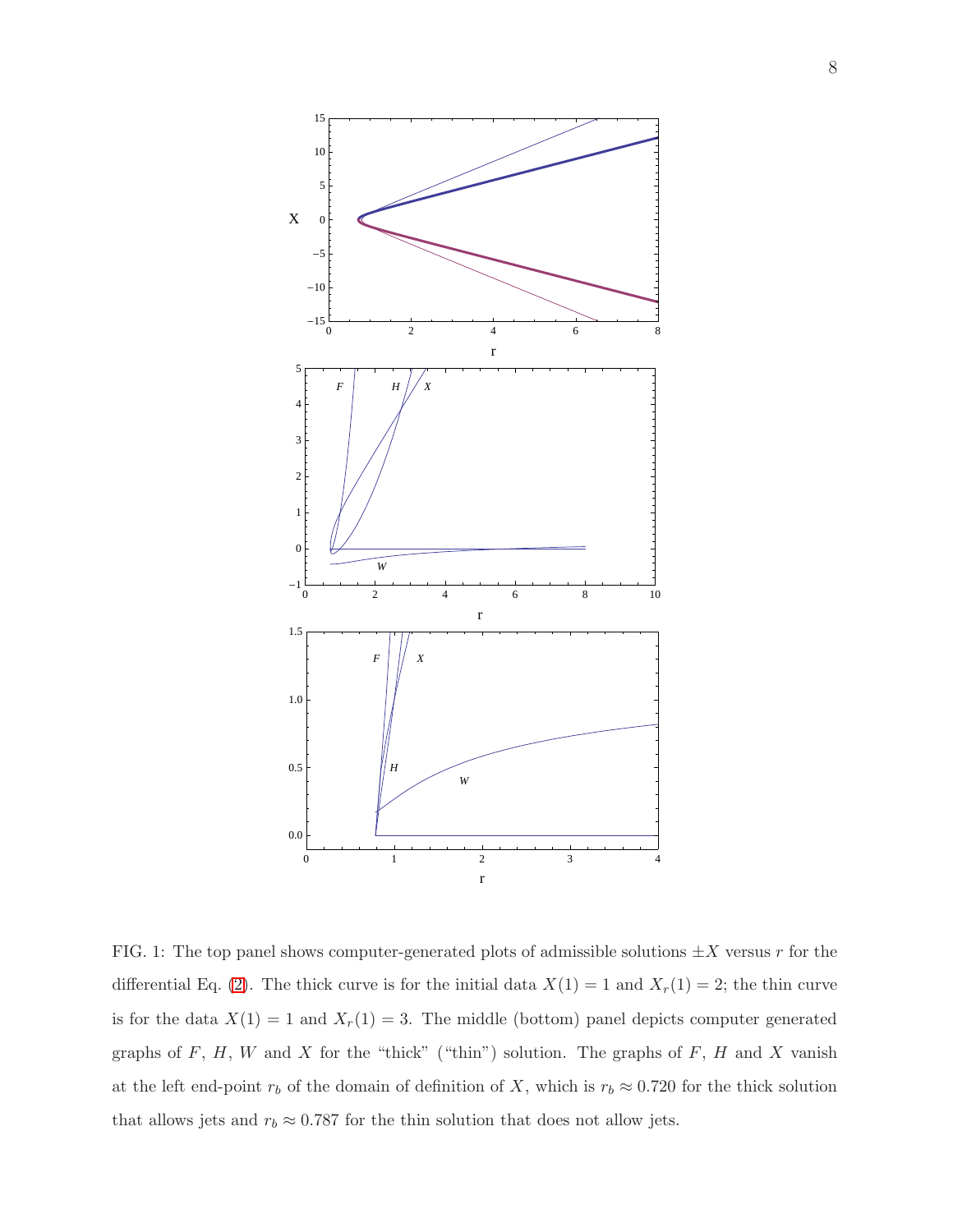FIG. 1: The top panel shows computer-generated plots of admissible solutions $\pm X$ versus $r$ for the differential Eq. (2). The thick curve is for the initial data $X(1) = 1$ and $X_r(1) = 2$; the thin curve is for the data $X(1) = 1$ and $X_r(1) = 3$. The middle (bottom) panel depicts computer generated graphs of $F$, $H$, $W$ and $X$ for the "thick" ("thin") solution. The graphs of $F$, $H$ and $X$ vanish at the left end-point $r_b$ of the domain of definition of $X$, which is $r_b \approx 0.720$ for the thick solution that allows jets and $r_b \approx 0.787$ for the thin solution that does not allow jets.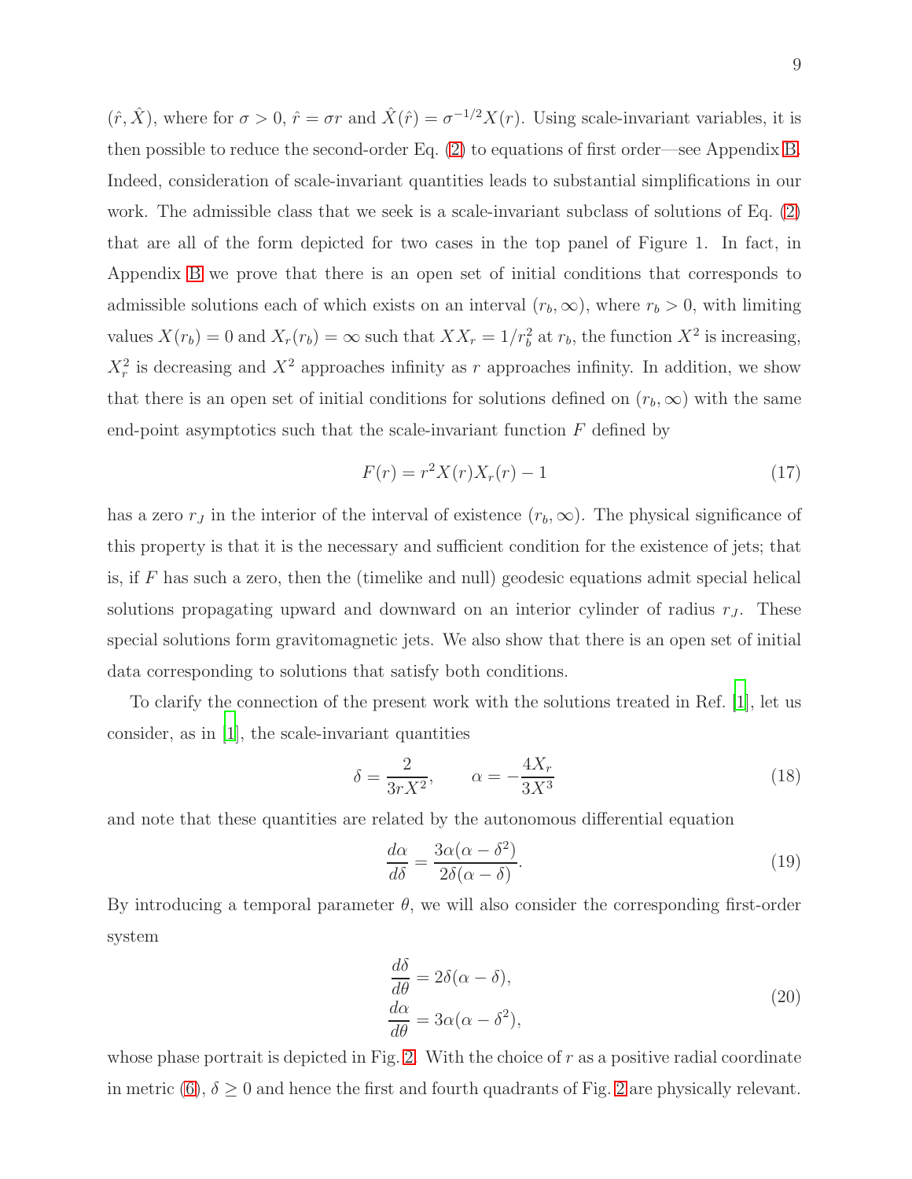$(\hat{r}, \hat{X})$, where for $\sigma > 0$, $\hat{r} = \sigma r$ and $\hat{X}(\hat{r}) = \sigma^{-1/2} X(r)$. Using scale-invariant variables, it is then possible to reduce the second-order Eq. (2) to equations of first order—see Appendix B. Indeed, consideration of scale-invariant quantities leads to substantial simplifications in our work. The admissible class that we seek is a scale-invariant subclass of solutions of Eq. (2) that are all of the form depicted for two cases in the top panel of Figure 1. In fact, in Appendix B we prove that there is an open set of initial conditions that corresponds to admissible solutions each of which exists on an interval $(r_b, \infty)$, where $r_b > 0$, with limiting values $X(r_b) = 0$ and $X_r(r_b) = \infty$ such that $XX_r = 1/r_b^2$ at $r_b$, the function $X^2$ is increasing, $X_r^2$ is decreasing and $X^2$ approaches infinity as $r$ approaches infinity. In addition, we show that there is an open set of initial conditions for solutions defined on $(r_b, \infty)$ with the same end-point asymptotics such that the scale-invariant function $F$ defined by

$$F(r) = r^2 X(r) X_r(r) - 1 \tag{17}$$

has a zero $r_J$ in the interior of the interval of existence $(r_b, \infty)$. The physical significance of this property is that it is the necessary and sufficient condition for the existence of jets; that is, if $F$ has such a zero, then the (timelike and null) geodesic equations admit special helical solutions propagating upward and downward on an interior cylinder of radius $r_J$. These special solutions form gravitomagnetic jets. We also show that there is an open set of initial data corresponding to solutions that satisfy both conditions.

To clarify the connection of the present work with the solutions treated in Ref. [1], let us consider, as in [1], the scale-invariant quantities

$$\delta = \frac{2}{3rX^2}, \qquad \alpha = -\frac{4X_r}{3X^3} \tag{18}$$

and note that these quantities are related by the autonomous differential equation

$$\frac{d\alpha}{d\delta} = \frac{3\alpha(\alpha - \delta^2)}{2\delta(\alpha - \delta)}. \tag{19}$$

By introducing a temporal parameter $\theta$, we will also consider the corresponding first-order system

$$\begin{aligned} \frac{d\delta}{d\theta} &= 2\delta(\alpha - \delta), \\ \frac{d\alpha}{d\theta} &= 3\alpha(\alpha - \delta^2), \end{aligned} \tag{20}$$

whose phase portrait is depicted in Fig. 2. With the choice of $r$ as a positive radial coordinate in metric (6), $\delta \geq 0$ and hence the first and fourth quadrants of Fig. 2 are physically relevant.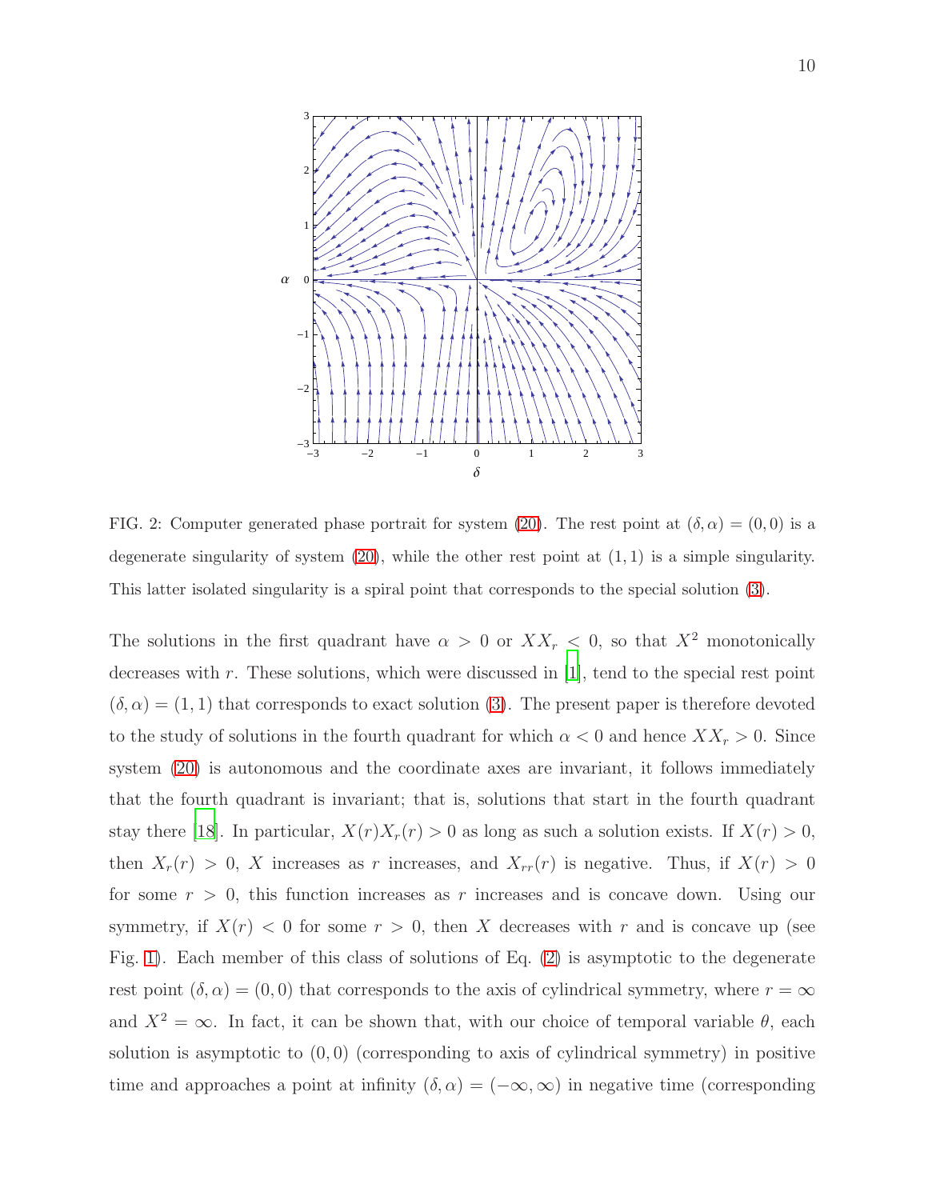FIG. 2: Computer generated phase portrait for system (20). The rest point at $(\delta, \alpha) = (0, 0)$ is a degenerate singularity of system (20), while the other rest point at $(1, 1)$ is a simple singularity. This latter isolated singularity is a spiral point that corresponds to the special solution (3).

The solutions in the first quadrant have $\alpha > 0$ or $XX_r < 0$, so that $X^2$ monotonically decreases with $r$. These solutions, which were discussed in [1], tend to the special rest point $(\delta, \alpha) = (1, 1)$ that corresponds to exact solution (3). The present paper is therefore devoted to the study of solutions in the fourth quadrant for which $\alpha < 0$ and hence $XX_r > 0$. Since system (20) is autonomous and the coordinate axes are invariant, it follows immediately that the fourth quadrant is invariant; that is, solutions that start in the fourth quadrant stay there [18]. In particular, $X(r)X_r(r) > 0$ as long as such a solution exists. If $X(r) > 0$, then $X_r(r) > 0$, $X$ increases as $r$ increases, and $X_{rr}(r)$ is negative. Thus, if $X(r) > 0$ for some $r > 0$, this function increases as $r$ increases and is concave down. Using our symmetry, if $X(r) < 0$ for some $r > 0$, then $X$ decreases with $r$ and is concave up (see Fig. 1). Each member of this class of solutions of Eq. (2) is asymptotic to the degenerate rest point $(\delta, \alpha) = (0, 0)$ that corresponds to the axis of cylindrical symmetry, where $r = \infty$ and $X^2 = \infty$. In fact, it can be shown that, with our choice of temporal variable $\theta$, each solution is asymptotic to $(0, 0)$ (corresponding to axis of cylindrical symmetry) in positive time and approaches a point at infinity $(\delta, \alpha) = (-\infty, \infty)$ in negative time (corresponding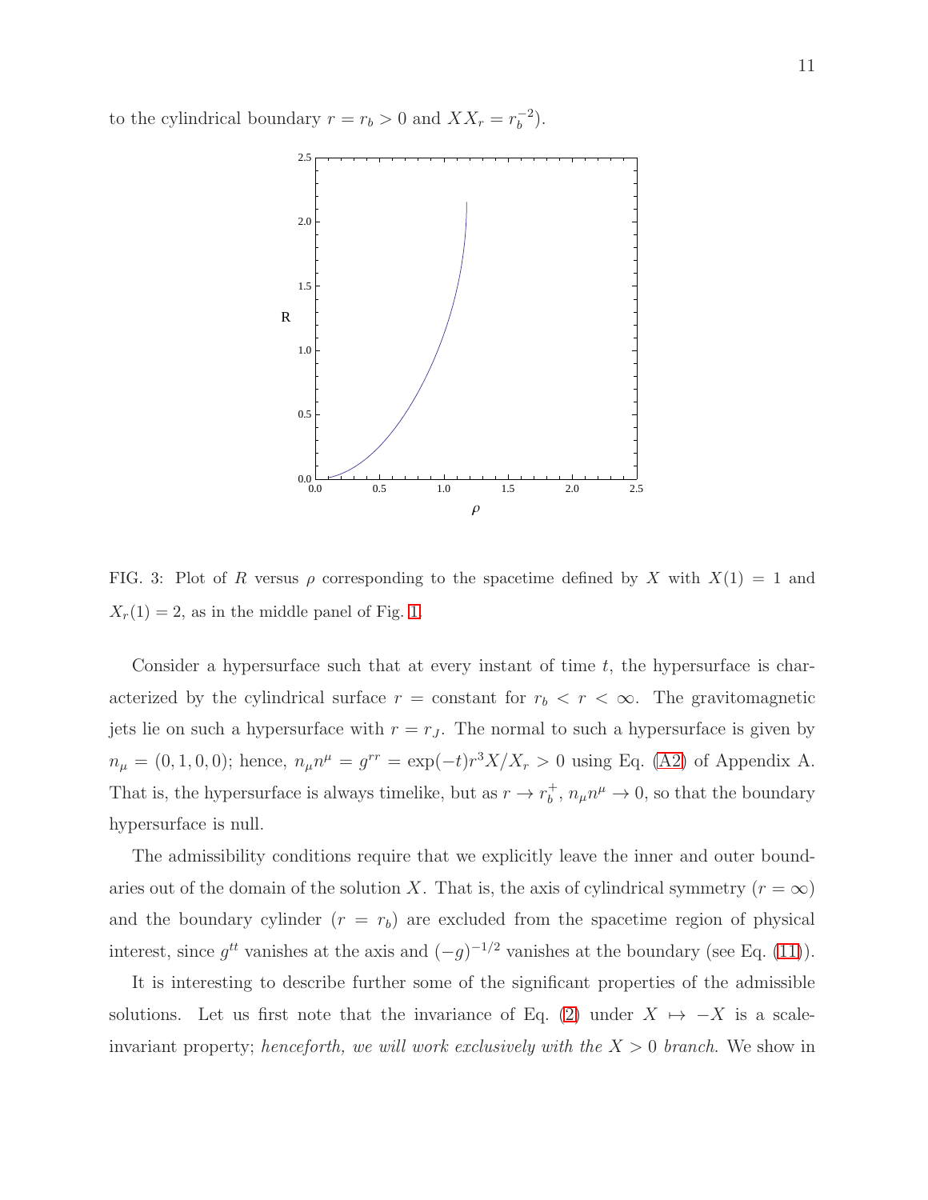to the cylindrical boundary $r = r_b > 0$ and $XX_r = r_b^{-2}$).

FIG. 3: Plot of $R$ versus $\rho$ corresponding to the spacetime defined by $X$ with $X(1) = 1$ and $X_r(1) = 2$, as in the middle panel of Fig. 1.

Consider a hypersurface such that at every instant of time $t$, the hypersurface is characterized by the cylindrical surface $r =$ constant for $r_b < r < \infty$. The gravitomagnetic jets lie on such a hypersurface with $r = r_J$. The normal to such a hypersurface is given by $n_\mu = (0, 1, 0, 0)$; hence, $n_\mu n^\mu = g^{rr} = \exp(-t) r^3 X/X_r > 0$ using Eq. (A2) of Appendix A. That is, the hypersurface is always timelike, but as $r \to r_b^+$, $n_\mu n^\mu \to 0$, so that the boundary hypersurface is null.

The admissibility conditions require that we explicitly leave the inner and outer boundaries out of the domain of the solution $X$. That is, the axis of cylindrical symmetry ($r = \infty$) and the boundary cylinder ($r = r_b$) are excluded from the spacetime region of physical interest, since $g^{tt}$ vanishes at the axis and $(-g)^{-1/2}$ vanishes at the boundary (see Eq. (11)).

It is interesting to describe further some of the significant properties of the admissible solutions. Let us first note that the invariance of Eq. (2) under $X \mapsto -X$ is a scale-invariant property; *henceforth, we will work exclusively with the $X > 0$ branch.* We show in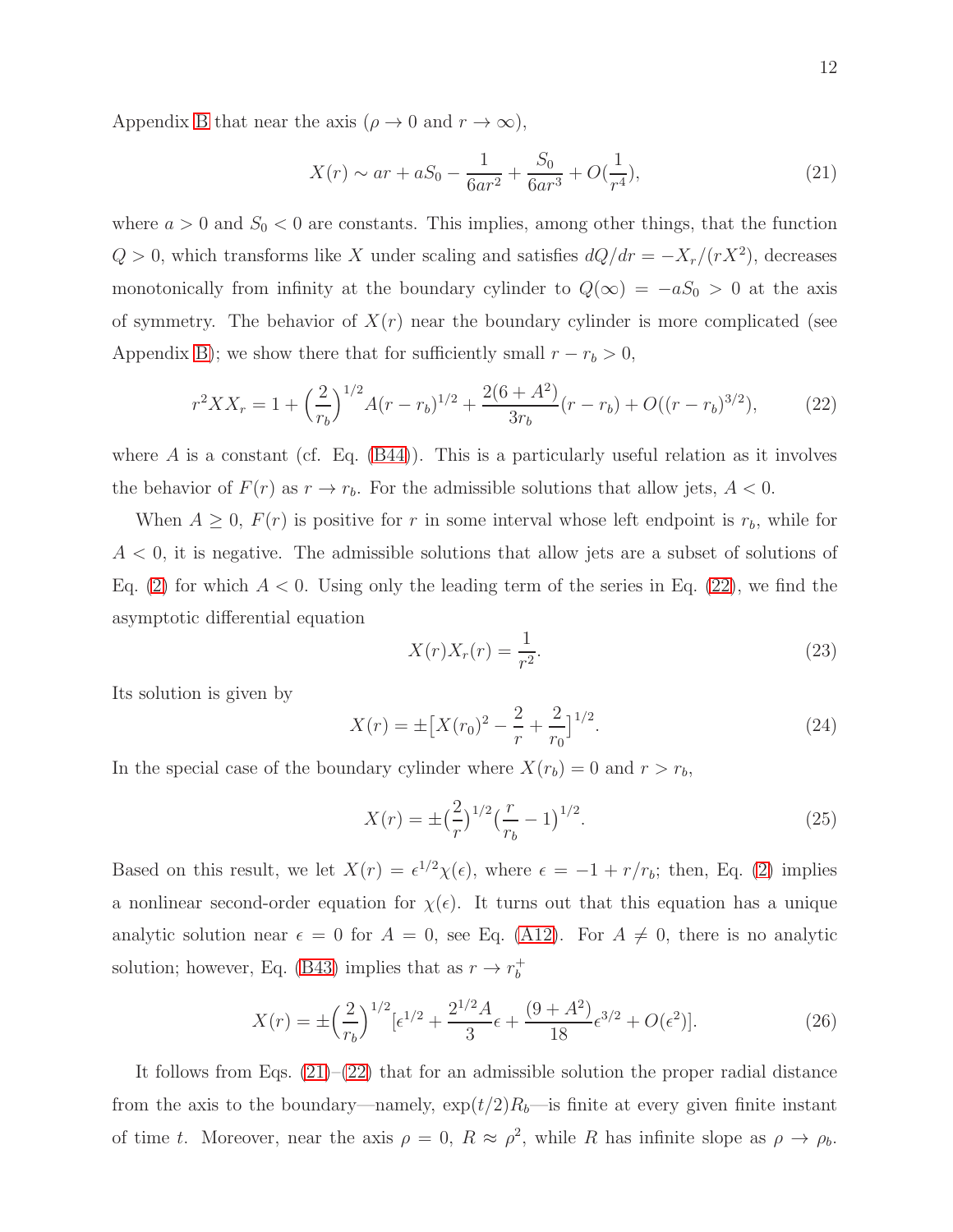Appendix B that near the axis ($\rho \to 0$ and $r \to \infty$),

$$X(r) \sim ar + aS_0 - \frac{1}{6ar^2} + \frac{S_0}{6ar^3} + O(\frac{1}{r^4}), \tag{21}$$

where $a > 0$ and $S_0 < 0$ are constants. This implies, among other things, that the function $Q > 0$, which transforms like $X$ under scaling and satisfies $dQ/dr = -X_r/(rX^2)$, decreases monotonically from infinity at the boundary cylinder to $Q(\infty) = -aS_0 > 0$ at the axis of symmetry. The behavior of $X(r)$ near the boundary cylinder is more complicated (see Appendix B); we show there that for sufficiently small $r - r_b > 0$,

$$r^2 X X_r = 1 + \Big(\frac{2}{r_b}\Big)^{1/2} A (r - r_b)^{1/2} + \frac{2(6 + A^2)}{3r_b}(r - r_b) + O((r - r_b)^{3/2}), \tag{22}$$

where $A$ is a constant (cf. Eq. (B44)). This is a particularly useful relation as it involves the behavior of $F(r)$ as $r \to r_b$. For the admissible solutions that allow jets, $A < 0$.

When $A \geq 0$, $F(r)$ is positive for $r$ in some interval whose left endpoint is $r_b$, while for $A < 0$, it is negative. The admissible solutions that allow jets are a subset of solutions of Eq. (2) for which $A < 0$. Using only the leading term of the series in Eq. (22), we find the asymptotic differential equation

$$X(r)X_r(r) = \frac{1}{r^2}. \tag{23}$$

Its solution is given by

$$X(r) = \pm\big[X(r_0)^2 - \frac{2}{r} + \frac{2}{r_0}\big]^{1/2}. \tag{24}$$

In the special case of the boundary cylinder where $X(r_b) = 0$ and $r > r_b$,

$$X(r) = \pm\big(\frac{2}{r}\big)^{1/2}\big(\frac{r}{r_b} - 1\big)^{1/2}. \tag{25}$$

Based on this result, we let $X(r) = \epsilon^{1/2}\chi(\epsilon)$, where $\epsilon = -1 + r/r_b$; then, Eq. (2) implies a nonlinear second-order equation for $\chi(\epsilon)$. It turns out that this equation has a unique analytic solution near $\epsilon = 0$ for $A = 0$, see Eq. (A12). For $A \neq 0$, there is no analytic solution; however, Eq. (B43) implies that as $r \to r_b^+$

$$X(r) = \pm\Big(\frac{2}{r_b}\Big)^{1/2}[\epsilon^{1/2} + \frac{2^{1/2}A}{3}\epsilon + \frac{(9 + A^2)}{18}\epsilon^{3/2} + O(\epsilon^2)]. \tag{26}$$

It follows from Eqs. (21)–(22) that for an admissible solution the proper radial distance from the axis to the boundary—namely, $\exp(t/2)R_b$—is finite at every given finite instant of time $t$. Moreover, near the axis $\rho = 0$, $R \approx \rho^2$, while $R$ has infinite slope as $\rho \to \rho_b$.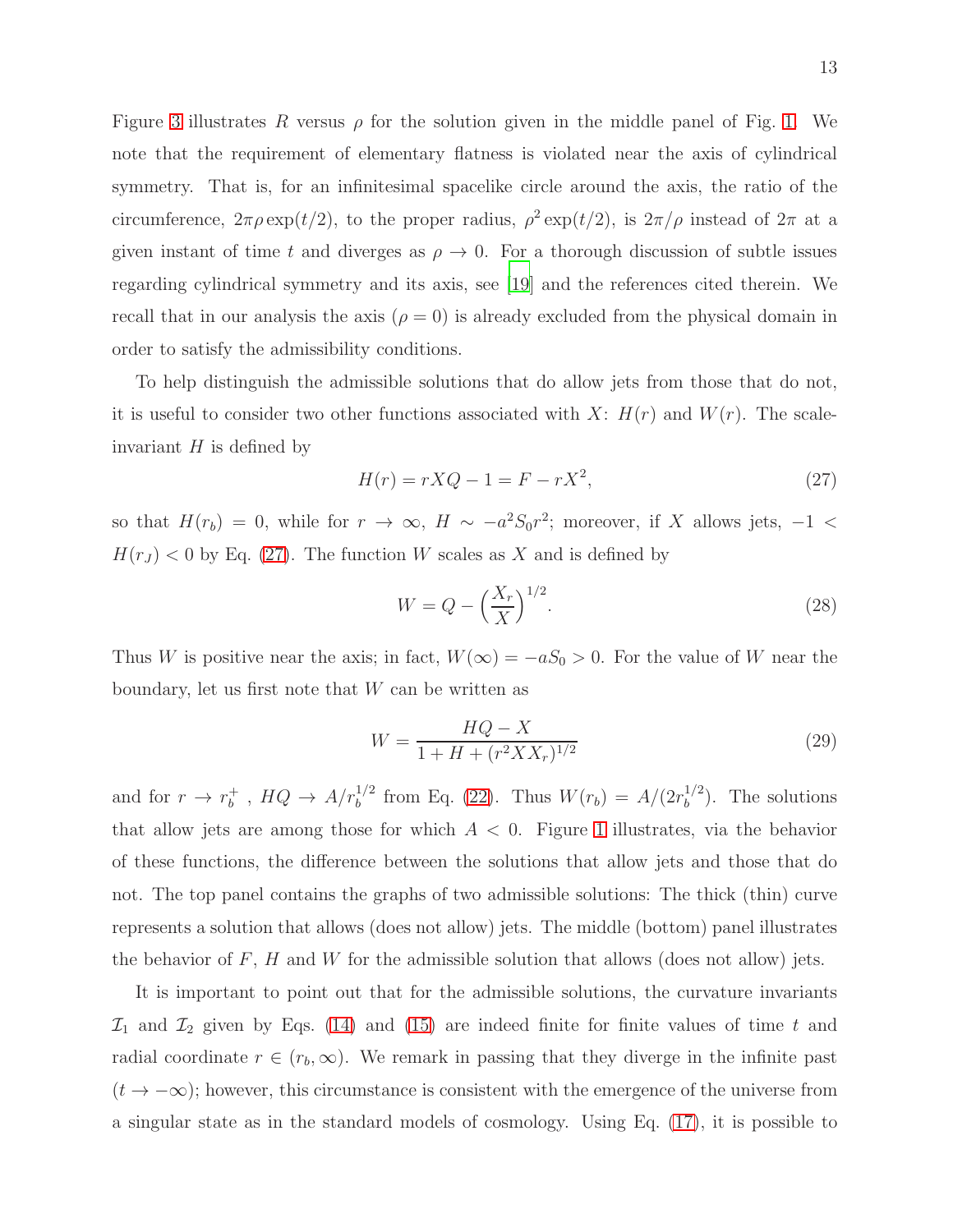Figure 3 illustrates $R$ versus $\rho$ for the solution given in the middle panel of Fig. 1. We note that the requirement of elementary flatness is violated near the axis of cylindrical symmetry. That is, for an infinitesimal spacelike circle around the axis, the ratio of the circumference, $2\pi\rho\exp(t/2)$, to the proper radius, $\rho^2\exp(t/2)$, is $2\pi/\rho$ instead of $2\pi$ at a given instant of time $t$ and diverges as $\rho \to 0$. For a thorough discussion of subtle issues regarding cylindrical symmetry and its axis, see [19] and the references cited therein. We recall that in our analysis the axis ($\rho = 0$) is already excluded from the physical domain in order to satisfy the admissibility conditions.

To help distinguish the admissible solutions that do allow jets from those that do not, it is useful to consider two other functions associated with $X$: $H(r)$ and $W(r)$. The scale-invariant $H$ is defined by

$$H(r) = rXQ - 1 = F - rX^2, \tag{27}$$

so that $H(r_b) = 0$, while for $r \to \infty$, $H \sim -a^2 S_0 r^2$; moreover, if $X$ allows jets, $-1 < H(r_J) < 0$ by Eq. (27). The function $W$ scales as $X$ and is defined by

$$W = Q - \left(\frac{X_r}{X}\right)^{1/2}. \tag{28}$$

Thus $W$ is positive near the axis; in fact, $W(\infty) = -aS_0 > 0$. For the value of $W$ near the boundary, let us first note that $W$ can be written as

$$W = \frac{HQ - X}{1 + H + (r^2 X X_r)^{1/2}} \tag{29}$$

and for $r \to r_b^+$ , $HQ \to A/r_b^{1/2}$ from Eq. (22). Thus $W(r_b) = A/(2r_b^{1/2})$. The solutions that allow jets are among those for which $A < 0$. Figure 1 illustrates, via the behavior of these functions, the difference between the solutions that allow jets and those that do not. The top panel contains the graphs of two admissible solutions: The thick (thin) curve represents a solution that allows (does not allow) jets. The middle (bottom) panel illustrates the behavior of $F$, $H$ and $W$ for the admissible solution that allows (does not allow) jets.

It is important to point out that for the admissible solutions, the curvature invariants $\mathcal{I}_1$ and $\mathcal{I}_2$ given by Eqs. (14) and (15) are indeed finite for finite values of time $t$ and radial coordinate $r \in (r_b, \infty)$. We remark in passing that they diverge in the infinite past ($t \to -\infty$); however, this circumstance is consistent with the emergence of the universe from a singular state as in the standard models of cosmology. Using Eq. (17), it is possible to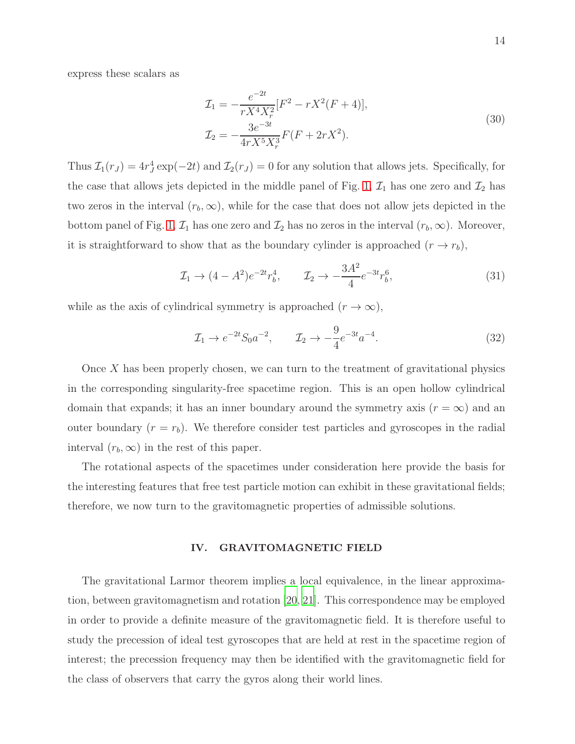express these scalars as

$$
\begin{aligned}
\mathcal{I}_1 &= -\frac{e^{-2t}}{rX^4X_r^2}[F^2 - rX^2(F+4)], \\
\mathcal{I}_2 &= -\frac{3e^{-3t}}{4rX^5X_r^3}F(F+2rX^2).
\end{aligned}
\tag{30}
$$

Thus $\mathcal{I}_1(r_J) = 4r_J^4\exp(-2t)$ and $\mathcal{I}_2(r_J) = 0$ for any solution that allows jets. Specifically, for the case that allows jets depicted in the middle panel of Fig. 1, $\mathcal{I}_1$ has one zero and $\mathcal{I}_2$ has two zeros in the interval $(r_b, \infty)$, while for the case that does not allow jets depicted in the bottom panel of Fig. 1, $\mathcal{I}_1$ has one zero and $\mathcal{I}_2$ has no zeros in the interval $(r_b, \infty)$. Moreover, it is straightforward to show that as the boundary cylinder is approached ($r \to r_b$),

$$
\mathcal{I}_1 \to (4 - A^2)e^{-2t}r_b^4, \qquad \mathcal{I}_2 \to -\frac{3A^2}{4}e^{-3t}r_b^6, \tag{31}
$$

while as the axis of cylindrical symmetry is approached ($r \to \infty$),

$$
\mathcal{I}_1 \to e^{-2t}S_0a^{-2}, \qquad \mathcal{I}_2 \to -\frac{9}{4}e^{-3t}a^{-4}. \tag{32}
$$

Once $X$ has been properly chosen, we can turn to the treatment of gravitational physics in the corresponding singularity-free spacetime region. This is an open hollow cylindrical domain that expands; it has an inner boundary around the symmetry axis ($r = \infty$) and an outer boundary ($r = r_b$). We therefore consider test particles and gyroscopes in the radial interval $(r_b, \infty)$ in the rest of this paper.

The rotational aspects of the spacetimes under consideration here provide the basis for the interesting features that free test particle motion can exhibit in these gravitational fields; therefore, we now turn to the gravitomagnetic properties of admissible solutions.

## IV. GRAVITOMAGNETIC FIELD

The gravitational Larmor theorem implies a local equivalence, in the linear approximation, between gravitomagnetism and rotation [20, 21]. This correspondence may be employed in order to provide a definite measure of the gravitomagnetic field. It is therefore useful to study the precession of ideal test gyroscopes that are held at rest in the spacetime region of interest; the precession frequency may then be identified with the gravitomagnetic field for the class of observers that carry the gyros along their world lines.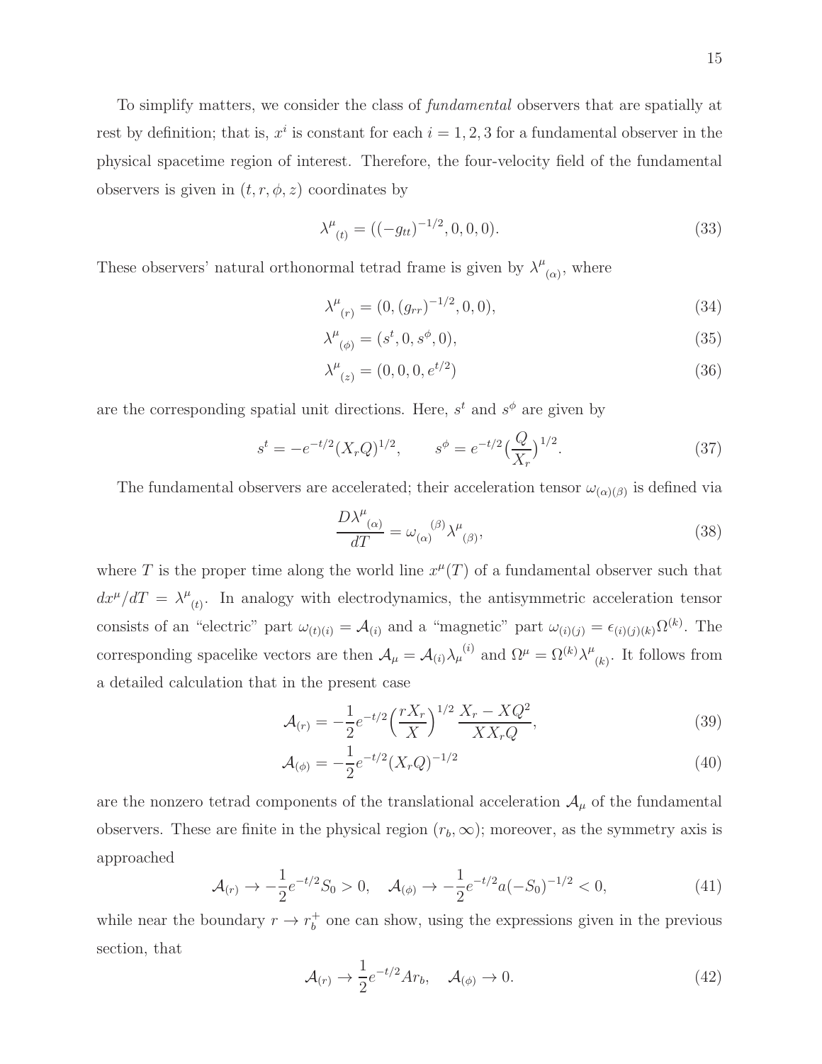To simplify matters, we consider the class of *fundamental* observers that are spatially at rest by definition; that is, $x^i$ is constant for each $i = 1, 2, 3$ for a fundamental observer in the physical spacetime region of interest. Therefore, the four-velocity field of the fundamental observers is given in $(t, r, \phi, z)$ coordinates by

$$\lambda^{\mu}{}_{(t)} = ((-g_{tt})^{-1/2}, 0, 0, 0). \tag{33}$$

These observers' natural orthonormal tetrad frame is given by $\lambda^{\mu}{}_{(\alpha)}$, where

$$\lambda^{\mu}{}_{(r)} = (0, (g_{rr})^{-1/2}, 0, 0), \tag{34}$$

$$\lambda^{\mu}{}_{(\phi)} = (s^t, 0, s^{\phi}, 0), \tag{35}$$

$$\lambda^{\mu}{}_{(z)} = (0, 0, 0, e^{t/2}) \tag{36}$$

are the corresponding spatial unit directions. Here, $s^t$ and $s^{\phi}$ are given by

$$s^t = -e^{-t/2}(X_r Q)^{1/2}, \qquad s^{\phi} = e^{-t/2}\Big(\frac{Q}{X_r}\Big)^{1/2}. \tag{37}$$

The fundamental observers are accelerated; their acceleration tensor $\omega_{(\alpha)(\beta)}$ is defined via

$$\frac{D\lambda^{\mu}{}_{(\alpha)}}{dT} = \omega_{(\alpha)}{}^{(\beta)}\lambda^{\mu}{}_{(\beta)}, \tag{38}$$

where $T$ is the proper time along the world line $x^{\mu}(T)$ of a fundamental observer such that $dx^{\mu}/dT = \lambda^{\mu}{}_{(t)}$. In analogy with electrodynamics, the antisymmetric acceleration tensor consists of an "electric" part $\omega_{(t)(i)} = \mathcal{A}_{(i)}$ and a "magnetic" part $\omega_{(i)(j)} = \epsilon_{(i)(j)(k)}\Omega^{(k)}$. The corresponding spacelike vectors are then $\mathcal{A}_{\mu} = \mathcal{A}_{(i)}\lambda_{\mu}{}^{(i)}$ and $\Omega^{\mu} = \Omega^{(k)}\lambda^{\mu}{}_{(k)}$. It follows from a detailed calculation that in the present case

$$\mathcal{A}_{(r)} = -\frac{1}{2}e^{-t/2}\Big(\frac{rX_r}{X}\Big)^{1/2}\frac{X_r - XQ^2}{XX_rQ}, \tag{39}$$

$$\mathcal{A}_{(\phi)} = -\frac{1}{2}e^{-t/2}(X_r Q)^{-1/2} \tag{40}$$

are the nonzero tetrad components of the translational acceleration $\mathcal{A}_{\mu}$ of the fundamental observers. These are finite in the physical region $(r_b, \infty)$; moreover, as the symmetry axis is approached

$$\mathcal{A}_{(r)} \to -\frac{1}{2}e^{-t/2}S_0 > 0, \quad \mathcal{A}_{(\phi)} \to -\frac{1}{2}e^{-t/2}a(-S_0)^{-1/2} < 0, \tag{41}$$

while near the boundary $r \to r_b^+$ one can show, using the expressions given in the previous section, that

$$\mathcal{A}_{(r)} \to \frac{1}{2}e^{-t/2}Ar_b, \quad \mathcal{A}_{(\phi)} \to 0. \tag{42}$$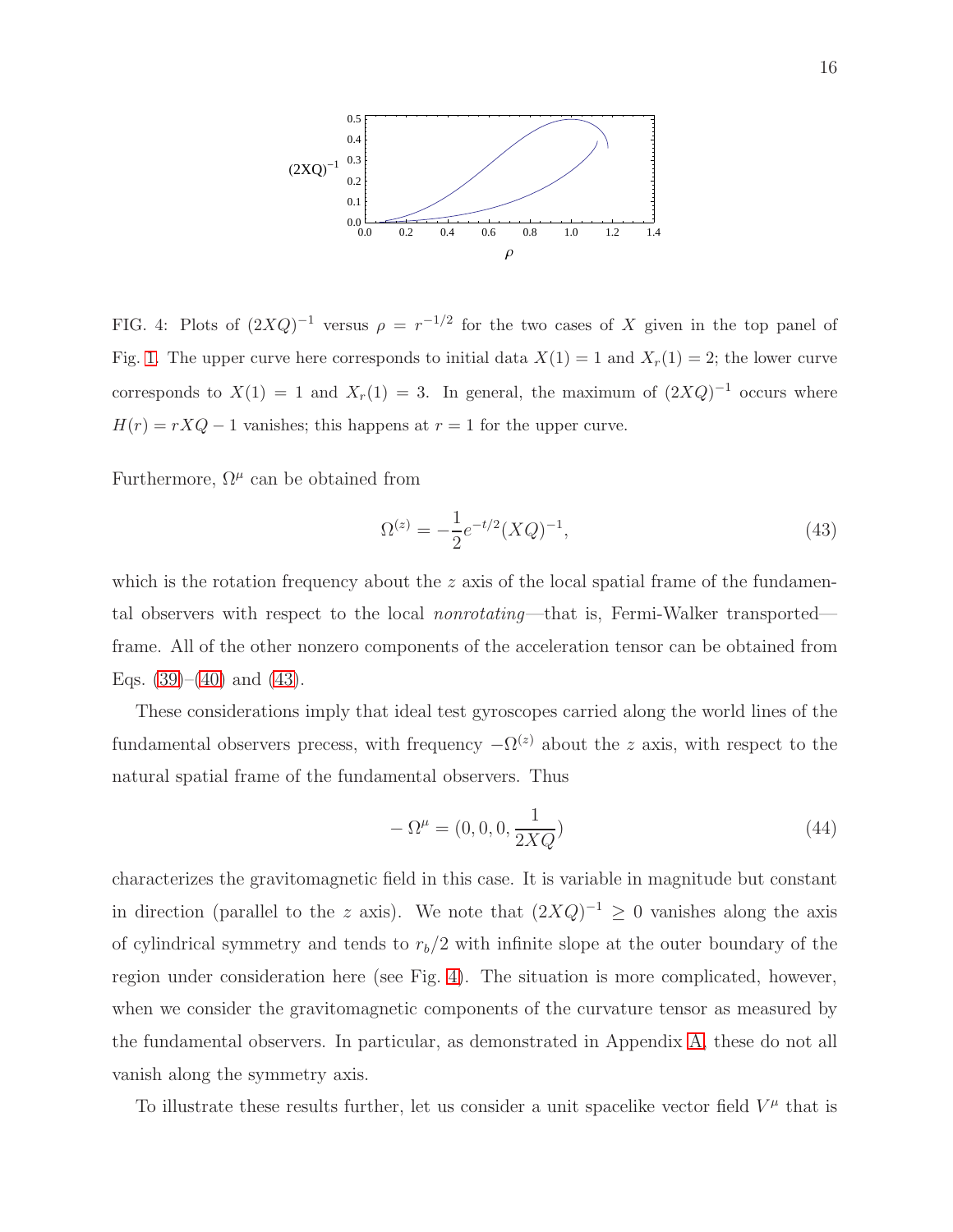FIG. 4: Plots of $(2XQ)^{-1}$ versus $\rho = r^{-1/2}$ for the two cases of $X$ given in the top panel of Fig. 1. The upper curve here corresponds to initial data $X(1) = 1$ and $X_r(1) = 2$; the lower curve corresponds to $X(1) = 1$ and $X_r(1) = 3$. In general, the maximum of $(2XQ)^{-1}$ occurs where $H(r) = rXQ - 1$ vanishes; this happens at $r = 1$ for the upper curve.

Furthermore, $\Omega^\mu$ can be obtained from

$$\Omega^{(z)} = -\frac{1}{2} e^{-t/2} (XQ)^{-1}, \tag{43}$$

which is the rotation frequency about the $z$ axis of the local spatial frame of the fundamental observers with respect to the local *nonrotating*—that is, Fermi-Walker transported—frame. All of the other nonzero components of the acceleration tensor can be obtained from Eqs. (39)–(40) and (43).

These considerations imply that ideal test gyroscopes carried along the world lines of the fundamental observers precess, with frequency $-\Omega^{(z)}$ about the $z$ axis, with respect to the natural spatial frame of the fundamental observers. Thus

$$-\Omega^\mu = (0, 0, 0, \frac{1}{2XQ}) \tag{44}$$

characterizes the gravitomagnetic field in this case. It is variable in magnitude but constant in direction (parallel to the $z$ axis). We note that $(2XQ)^{-1} \geq 0$ vanishes along the axis of cylindrical symmetry and tends to $r_b/2$ with infinite slope at the outer boundary of the region under consideration here (see Fig. 4). The situation is more complicated, however, when we consider the gravitomagnetic components of the curvature tensor as measured by the fundamental observers. In particular, as demonstrated in Appendix A, these do not all vanish along the symmetry axis.

To illustrate these results further, let us consider a unit spacelike vector field $V^\mu$ that is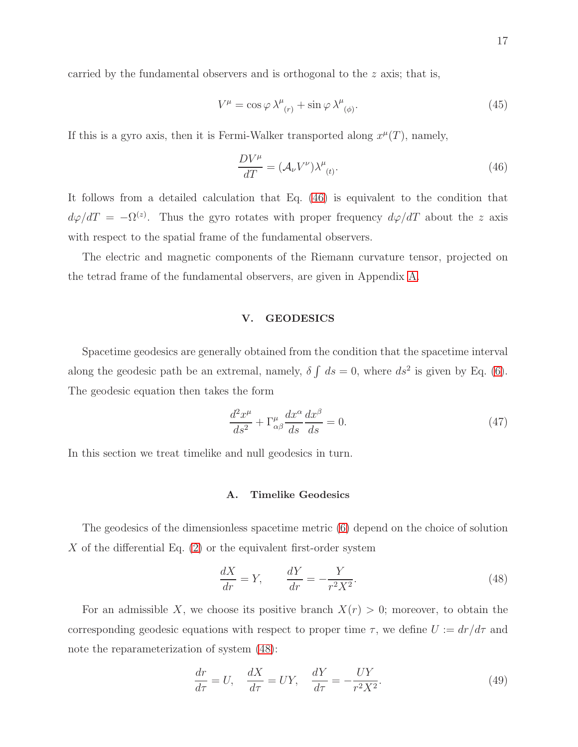carried by the fundamental observers and is orthogonal to the $z$ axis; that is,

$$V^\mu = \cos\varphi\, \lambda^\mu{}_{(r)} + \sin\varphi\, \lambda^\mu{}_{(\phi)}. \tag{45}$$

If this is a gyro axis, then it is Fermi-Walker transported along $x^\mu(T)$, namely,

$$\frac{DV^\mu}{dT} = (\mathcal{A}_\nu V^\nu)\lambda^\mu{}_{(t)}. \tag{46}$$

It follows from a detailed calculation that Eq. (46) is equivalent to the condition that $d\varphi/dT = -\Omega^{(z)}$. Thus the gyro rotates with proper frequency $d\varphi/dT$ about the $z$ axis with respect to the spatial frame of the fundamental observers.

The electric and magnetic components of the Riemann curvature tensor, projected on the tetrad frame of the fundamental observers, are given in Appendix A.

## V. GEODESICS

Spacetime geodesics are generally obtained from the condition that the spacetime interval along the geodesic path be an extremal, namely, $\delta \int ds = 0$, where $ds^2$ is given by Eq. (6). The geodesic equation then takes the form

$$\frac{d^2 x^\mu}{ds^2} + \Gamma^\mu_{\alpha\beta}\frac{dx^\alpha}{ds}\frac{dx^\beta}{ds} = 0. \tag{47}$$

In this section we treat timelike and null geodesics in turn.

### A. Timelike Geodesics

The geodesics of the dimensionless spacetime metric (6) depend on the choice of solution $X$ of the differential Eq. (2) or the equivalent first-order system

$$\frac{dX}{dr} = Y, \qquad \frac{dY}{dr} = -\frac{Y}{r^2 X^2}. \tag{48}$$

For an admissible $X$, we choose its positive branch $X(r) > 0$; moreover, to obtain the corresponding geodesic equations with respect to proper time $\tau$, we define $U := dr/d\tau$ and note the reparameterization of system (48):

$$\frac{dr}{d\tau} = U, \quad \frac{dX}{d\tau} = UY, \quad \frac{dY}{d\tau} = -\frac{UY}{r^2 X^2}. \tag{49}$$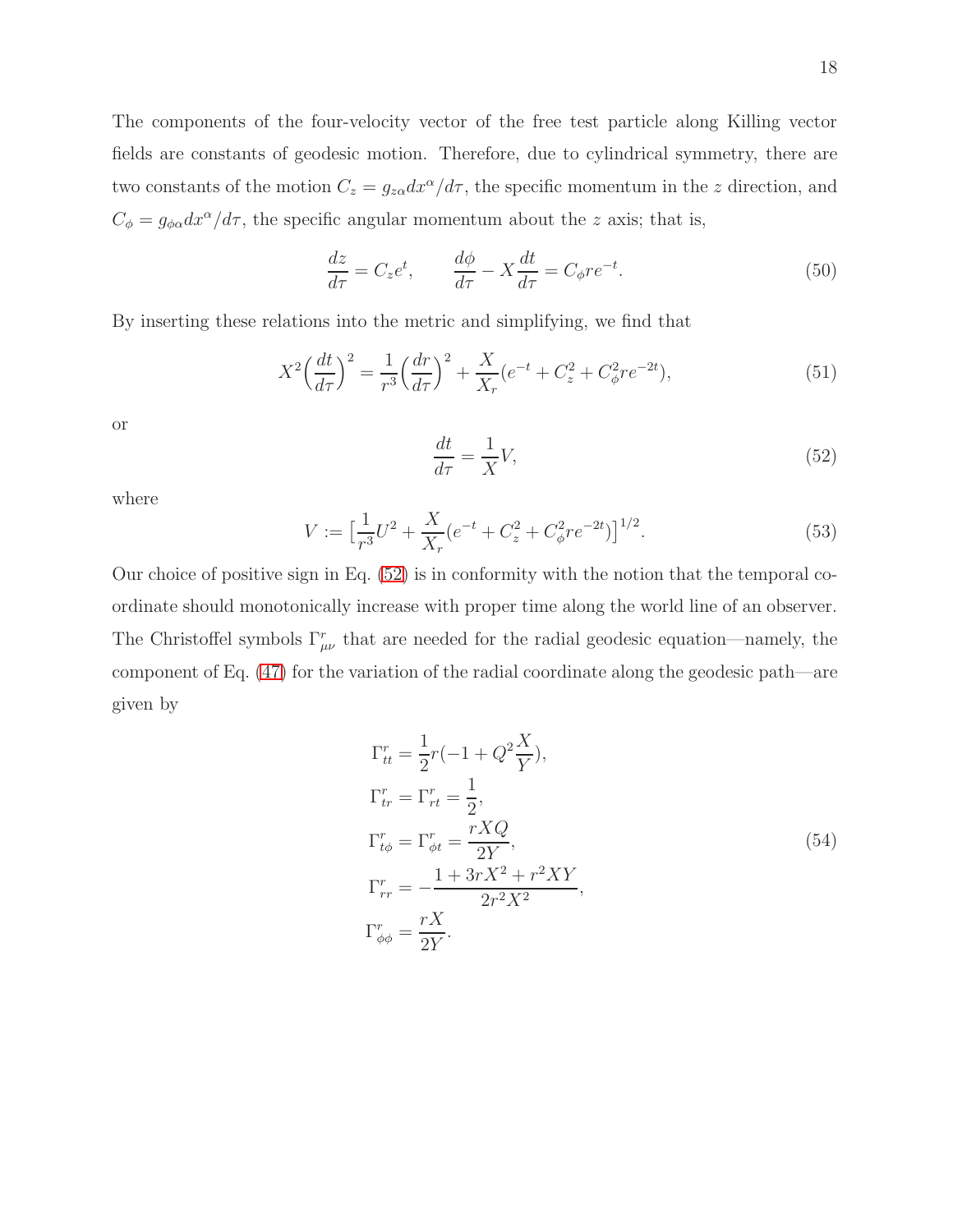The components of the four-velocity vector of the free test particle along Killing vector fields are constants of geodesic motion. Therefore, due to cylindrical symmetry, there are two constants of the motion $C_z = g_{z\alpha}dx^\alpha/d\tau$, the specific momentum in the $z$ direction, and $C_\phi = g_{\phi\alpha}dx^\alpha/d\tau$, the specific angular momentum about the $z$ axis; that is,

$$\frac{dz}{d\tau} = C_z e^t, \qquad \frac{d\phi}{d\tau} - X\frac{dt}{d\tau} = C_\phi r e^{-t}. \tag{50}$$

By inserting these relations into the metric and simplifying, we find that

$$X^2\Big(\frac{dt}{d\tau}\Big)^2 = \frac{1}{r^3}\Big(\frac{dr}{d\tau}\Big)^2 + \frac{X}{X_r}(e^{-t} + C_z^2 + C_\phi^2 r e^{-2t}), \tag{51}$$

or

$$\frac{dt}{d\tau} = \frac{1}{X}V, \tag{52}$$

where

$$V := \big[\frac{1}{r^3}U^2 + \frac{X}{X_r}(e^{-t} + C_z^2 + C_\phi^2 r e^{-2t})\big]^{1/2}. \tag{53}$$

Our choice of positive sign in Eq. (52) is in conformity with the notion that the temporal coordinate should monotonically increase with proper time along the world line of an observer. The Christoffel symbols $\Gamma^r_{\mu\nu}$ that are needed for the radial geodesic equation—namely, the component of Eq. (47) for the variation of the radial coordinate along the geodesic path—are given by

$$\begin{aligned}
\Gamma^r_{tt} &= \frac{1}{2}r(-1 + Q^2\frac{X}{Y}),\\
\Gamma^r_{tr} &= \Gamma^r_{rt} = \frac{1}{2},\\
\Gamma^r_{t\phi} &= \Gamma^r_{\phi t} = \frac{rXQ}{2Y},\\
\Gamma^r_{rr} &= -\frac{1 + 3rX^2 + r^2XY}{2r^2X^2},\\
\Gamma^r_{\phi\phi} &= \frac{rX}{2Y}.
\end{aligned} \tag{54}$$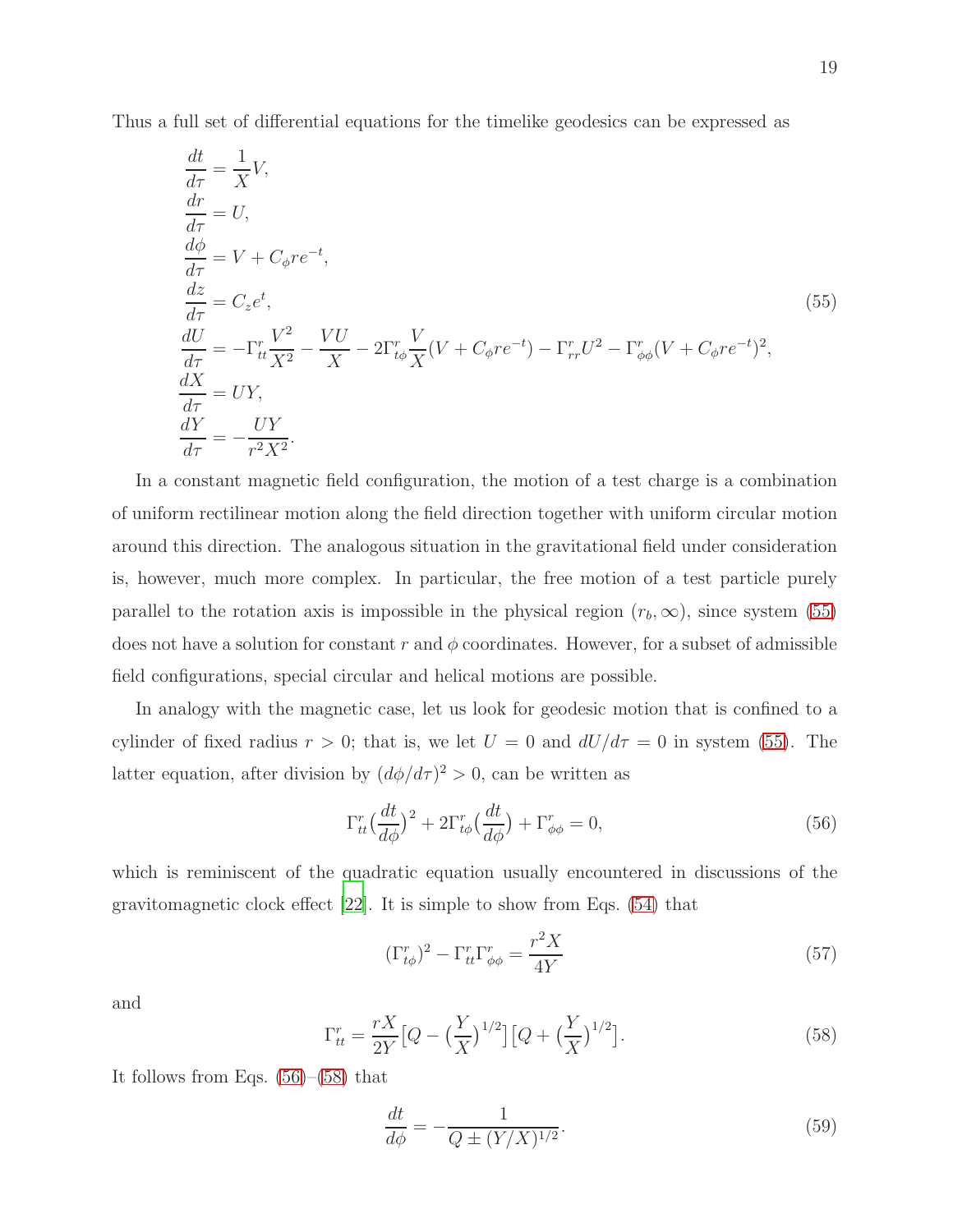Thus a full set of differential equations for the timelike geodesics can be expressed as

$$
\begin{aligned}
\frac{dt}{d\tau} &= \frac{1}{X}V, \\
\frac{dr}{d\tau} &= U, \\
\frac{d\phi}{d\tau} &= V + C_\phi r e^{-t}, \\
\frac{dz}{d\tau} &= C_z e^{t}, \\
\frac{dU}{d\tau} &= -\Gamma^r_{tt}\frac{V^2}{X^2} - \frac{VU}{X} - 2\Gamma^r_{t\phi}\frac{V}{X}(V + C_\phi r e^{-t}) - \Gamma^r_{rr}U^2 - \Gamma^r_{\phi\phi}(V + C_\phi r e^{-t})^2, \\
\frac{dX}{d\tau} &= UY, \\
\frac{dY}{d\tau} &= -\frac{UY}{r^2X^2}.
\end{aligned}
\tag{55}
$$

In a constant magnetic field configuration, the motion of a test charge is a combination of uniform rectilinear motion along the field direction together with uniform circular motion around this direction. The analogous situation in the gravitational field under consideration is, however, much more complex. In particular, the free motion of a test particle purely parallel to the rotation axis is impossible in the physical region $(r_b, \infty)$, since system (55) does not have a solution for constant $r$ and $\phi$ coordinates. However, for a subset of admissible field configurations, special circular and helical motions are possible.

In analogy with the magnetic case, let us look for geodesic motion that is confined to a cylinder of fixed radius $r > 0$; that is, we let $U = 0$ and $dU/d\tau = 0$ in system (55). The latter equation, after division by $(d\phi/d\tau)^2 > 0$, can be written as

$$
\Gamma^r_{tt}\Big(\frac{dt}{d\phi}\Big)^2 + 2\Gamma^r_{t\phi}\Big(\frac{dt}{d\phi}\Big) + \Gamma^r_{\phi\phi} = 0,
\tag{56}
$$

which is reminiscent of the quadratic equation usually encountered in discussions of the gravitomagnetic clock effect [22]. It is simple to show from Eqs. (54) that

$$
(\Gamma^r_{t\phi})^2 - \Gamma^r_{tt}\Gamma^r_{\phi\phi} = \frac{r^2X}{4Y}
\tag{57}
$$

and

$$
\Gamma^r_{tt} = \frac{rX}{2Y}\Big[Q - \Big(\frac{Y}{X}\Big)^{1/2}\Big]\Big[Q + \Big(\frac{Y}{X}\Big)^{1/2}\Big].
\tag{58}
$$

It follows from Eqs. (56)–(58) that

$$
\frac{dt}{d\phi} = -\frac{1}{Q \pm (Y/X)^{1/2}}.
\tag{59}
$$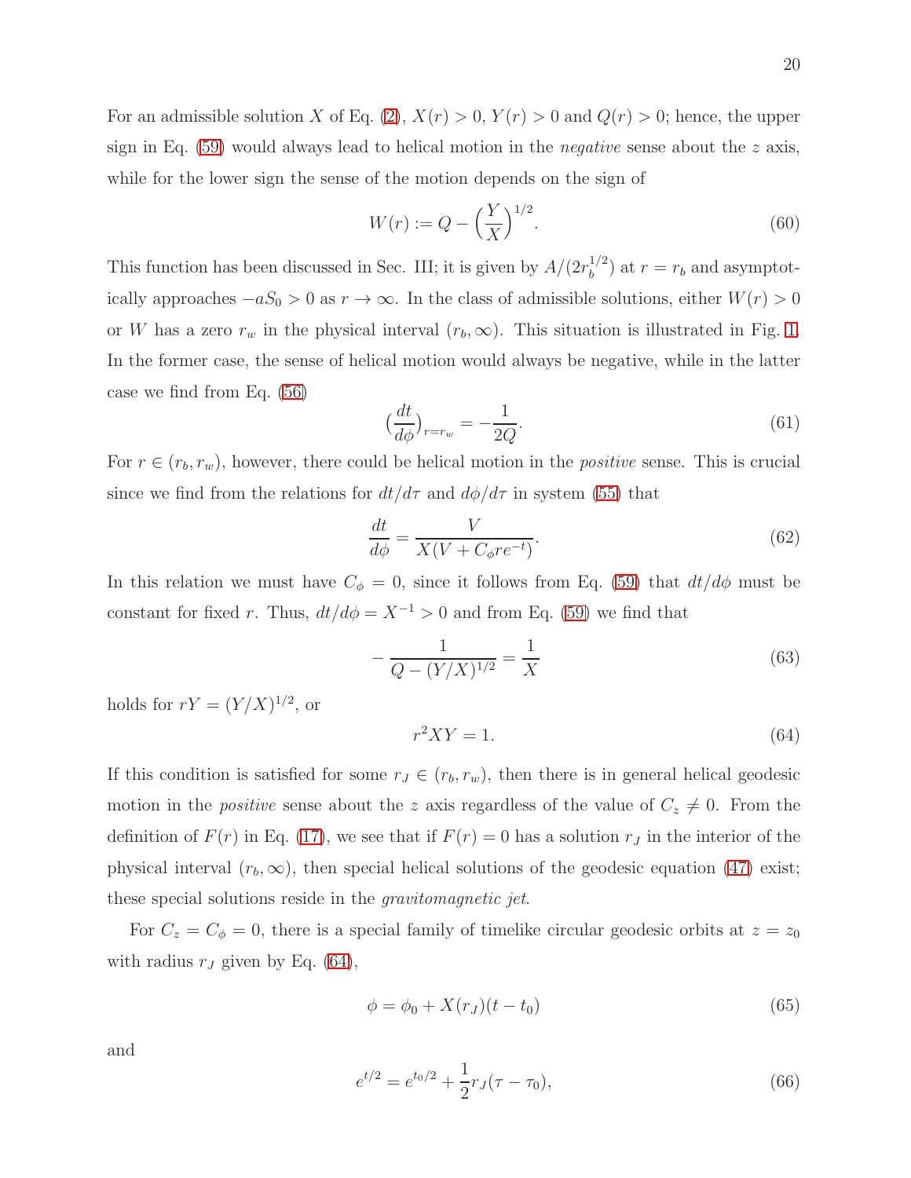For an admissible solution $X$ of Eq. (2), $X(r) > 0$, $Y(r) > 0$ and $Q(r) > 0$; hence, the upper sign in Eq. (59) would always lead to helical motion in the *negative* sense about the $z$ axis, while for the lower sign the sense of the motion depends on the sign of

$$W(r) := Q - \Big(\frac{Y}{X}\Big)^{1/2}. \tag{60}$$

This function has been discussed in Sec. III; it is given by $A/(2r_b^{1/2})$ at $r = r_b$ and asymptotically approaches $-aS_0 > 0$ as $r \to \infty$. In the class of admissible solutions, either $W(r) > 0$ or $W$ has a zero $r_w$ in the physical interval $(r_b, \infty)$. This situation is illustrated in Fig. 1. In the former case, the sense of helical motion would always be negative, while in the latter case we find from Eq. (56)

$$\big(\frac{dt}{d\phi}\big)_{r=r_w} = -\frac{1}{2Q}. \tag{61}$$

For $r \in (r_b, r_w)$, however, there could be helical motion in the *positive* sense. This is crucial since we find from the relations for $dt/d\tau$ and $d\phi/d\tau$ in system (55) that

$$\frac{dt}{d\phi} = \frac{V}{X(V + C_\phi r e^{-t})}. \tag{62}$$

In this relation we must have $C_\phi = 0$, since it follows from Eq. (59) that $dt/d\phi$ must be constant for fixed $r$. Thus, $dt/d\phi = X^{-1} > 0$ and from Eq. (59) we find that

$$-\frac{1}{Q - (Y/X)^{1/2}} = \frac{1}{X} \tag{63}$$

holds for $rY = (Y/X)^{1/2}$, or

$$r^2 XY = 1. \tag{64}$$

If this condition is satisfied for some $r_J \in (r_b, r_w)$, then there is in general helical geodesic motion in the *positive* sense about the $z$ axis regardless of the value of $C_z \neq 0$. From the definition of $F(r)$ in Eq. (17), we see that if $F(r) = 0$ has a solution $r_J$ in the interior of the physical interval $(r_b, \infty)$, then special helical solutions of the geodesic equation (47) exist; these special solutions reside in the *gravitomagnetic jet*.

For $C_z = C_\phi = 0$, there is a special family of timelike circular geodesic orbits at $z = z_0$ with radius $r_J$ given by Eq. (64),

$$\phi = \phi_0 + X(r_J)(t - t_0) \tag{65}$$

and

$$e^{t/2} = e^{t_0/2} + \frac{1}{2} r_J (\tau - \tau_0), \tag{66}$$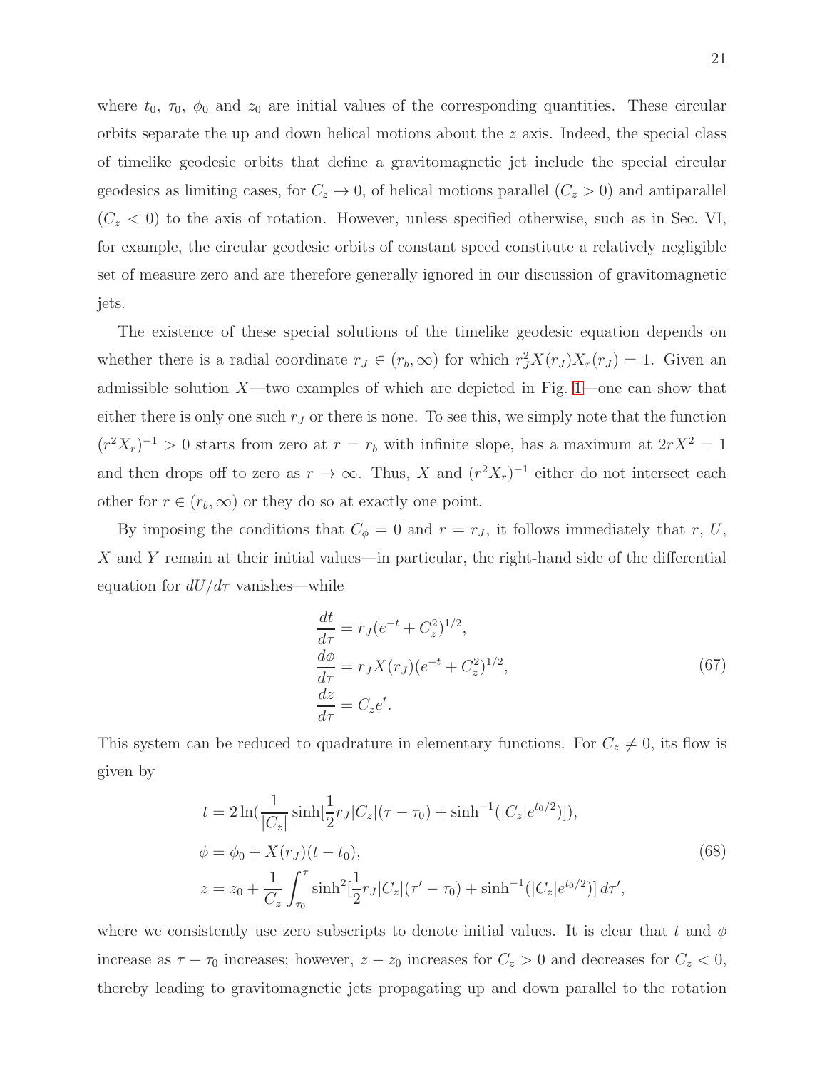where $t_0$, $\tau_0$, $\phi_0$ and $z_0$ are initial values of the corresponding quantities. These circular orbits separate the up and down helical motions about the $z$ axis. Indeed, the special class of timelike geodesic orbits that define a gravitomagnetic jet include the special circular geodesics as limiting cases, for $C_z \to 0$, of helical motions parallel ($C_z > 0$) and antiparallel ($C_z < 0$) to the axis of rotation. However, unless specified otherwise, such as in Sec. VI, for example, the circular geodesic orbits of constant speed constitute a relatively negligible set of measure zero and are therefore generally ignored in our discussion of gravitomagnetic jets.

The existence of these special solutions of the timelike geodesic equation depends on whether there is a radial coordinate $r_J \in (r_b, \infty)$ for which $r_J^2 X(r_J) X_r(r_J) = 1$. Given an admissible solution $X$—two examples of which are depicted in Fig. 1—one can show that either there is only one such $r_J$ or there is none. To see this, we simply note that the function $(r^2 X_r)^{-1} > 0$ starts from zero at $r = r_b$ with infinite slope, has a maximum at $2rX^2 = 1$ and then drops off to zero as $r \to \infty$. Thus, $X$ and $(r^2 X_r)^{-1}$ either do not intersect each other for $r \in (r_b, \infty)$ or they do so at exactly one point.

By imposing the conditions that $C_\phi = 0$ and $r = r_J$, it follows immediately that $r$, $U$, $X$ and $Y$ remain at their initial values—in particular, the right-hand side of the differential equation for $dU/d\tau$ vanishes—while

$$
\begin{aligned}
\frac{dt}{d\tau} &= r_J (e^{-t} + C_z^2)^{1/2}, \\
\frac{d\phi}{d\tau} &= r_J X(r_J) (e^{-t} + C_z^2)^{1/2}, \\
\frac{dz}{d\tau} &= C_z e^t.
\end{aligned}
\tag{67}
$$

This system can be reduced to quadrature in elementary functions. For $C_z \neq 0$, its flow is given by

$$
\begin{aligned}
t &= 2 \ln\left(\frac{1}{|C_z|} \sinh\left[\frac{1}{2} r_J |C_z| (\tau - \tau_0) + \sinh^{-1}(|C_z| e^{t_0/2})\right]\right), \\
\phi &= \phi_0 + X(r_J)(t - t_0), \\
z &= z_0 + \frac{1}{C_z} \int_{\tau_0}^{\tau} \sinh^2\left[\frac{1}{2} r_J |C_z| (\tau' - \tau_0) + \sinh^{-1}(|C_z| e^{t_0/2})\right] d\tau',
\end{aligned}
\tag{68}
$$

where we consistently use zero subscripts to denote initial values. It is clear that $t$ and $\phi$ increase as $\tau - \tau_0$ increases; however, $z - z_0$ increases for $C_z > 0$ and decreases for $C_z < 0$, thereby leading to gravitomagnetic jets propagating up and down parallel to the rotation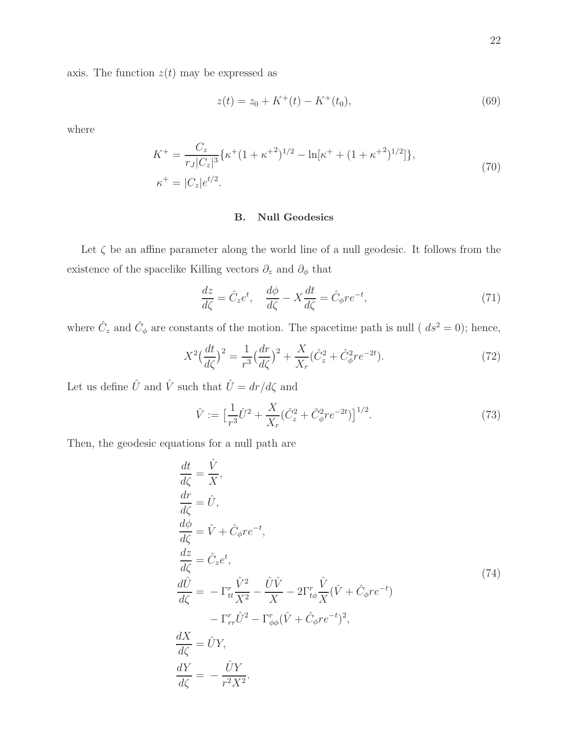axis. The function $z(t)$ may be expressed as

$$z(t) = z_0 + K^+(t) - K^+(t_0), \tag{69}$$

where

$$\begin{aligned} K^+ &= \frac{C_z}{r_J |C_z|^3}\{\kappa^+(1+\kappa^{+2})^{1/2} - \ln[\kappa^+ + (1+\kappa^{+2})^{1/2}]\}, \\ \kappa^+ &= |C_z| e^{t/2}. \end{aligned} \tag{70}$$

### B. Null Geodesics

Let $\zeta$ be an affine parameter along the world line of a null geodesic. It follows from the existence of the spacelike Killing vectors $\partial_z$ and $\partial_\phi$ that

$$\frac{dz}{d\zeta} = \hat{C}_z e^t, \quad \frac{d\phi}{d\zeta} - X\frac{dt}{d\zeta} = \hat{C}_\phi r e^{-t}, \tag{71}$$

where $\hat{C}_z$ and $\hat{C}_\phi$ are constants of the motion. The spacetime path is null ( $ds^2 = 0$); hence,

$$X^2\Big(\frac{dt}{d\zeta}\Big)^2 = \frac{1}{r^3}\Big(\frac{dr}{d\zeta}\Big)^2 + \frac{X}{X_r}(\hat{C}_z^2 + \hat{C}_\phi^2 r e^{-2t}). \tag{72}$$

Let us define $\hat{U}$ and $\hat{V}$ such that $\hat{U} = dr/d\zeta$ and

$$\hat{V} := \Big[\frac{1}{r^3}\hat{U}^2 + \frac{X}{X_r}(\hat{C}_z^2 + \hat{C}_\phi^2 r e^{-2t})\Big]^{1/2}. \tag{73}$$

Then, the geodesic equations for a null path are

$$\begin{aligned} \frac{dt}{d\zeta} &= \frac{\hat{V}}{X}, \\ \frac{dr}{d\zeta} &= \hat{U}, \\ \frac{d\phi}{d\zeta} &= \hat{V} + \hat{C}_\phi r e^{-t}, \\ \frac{dz}{d\zeta} &= \hat{C}_z e^t, \\ \frac{d\hat{U}}{d\zeta} &= -\Gamma^r_{tt}\frac{\hat{V}^2}{X^2} - \frac{\hat{U}\hat{V}}{X} - 2\Gamma^r_{t\phi}\frac{\hat{V}}{X}(\hat{V} + \hat{C}_\phi r e^{-t}) \\ &\quad - \Gamma^r_{rr}\hat{U}^2 - \Gamma^r_{\phi\phi}(\hat{V} + \hat{C}_\phi r e^{-t})^2, \\ \frac{dX}{d\zeta} &= \hat{U}Y, \\ \frac{dY}{d\zeta} &= -\frac{\hat{U}Y}{r^2 X^2}. \end{aligned} \tag{74}$$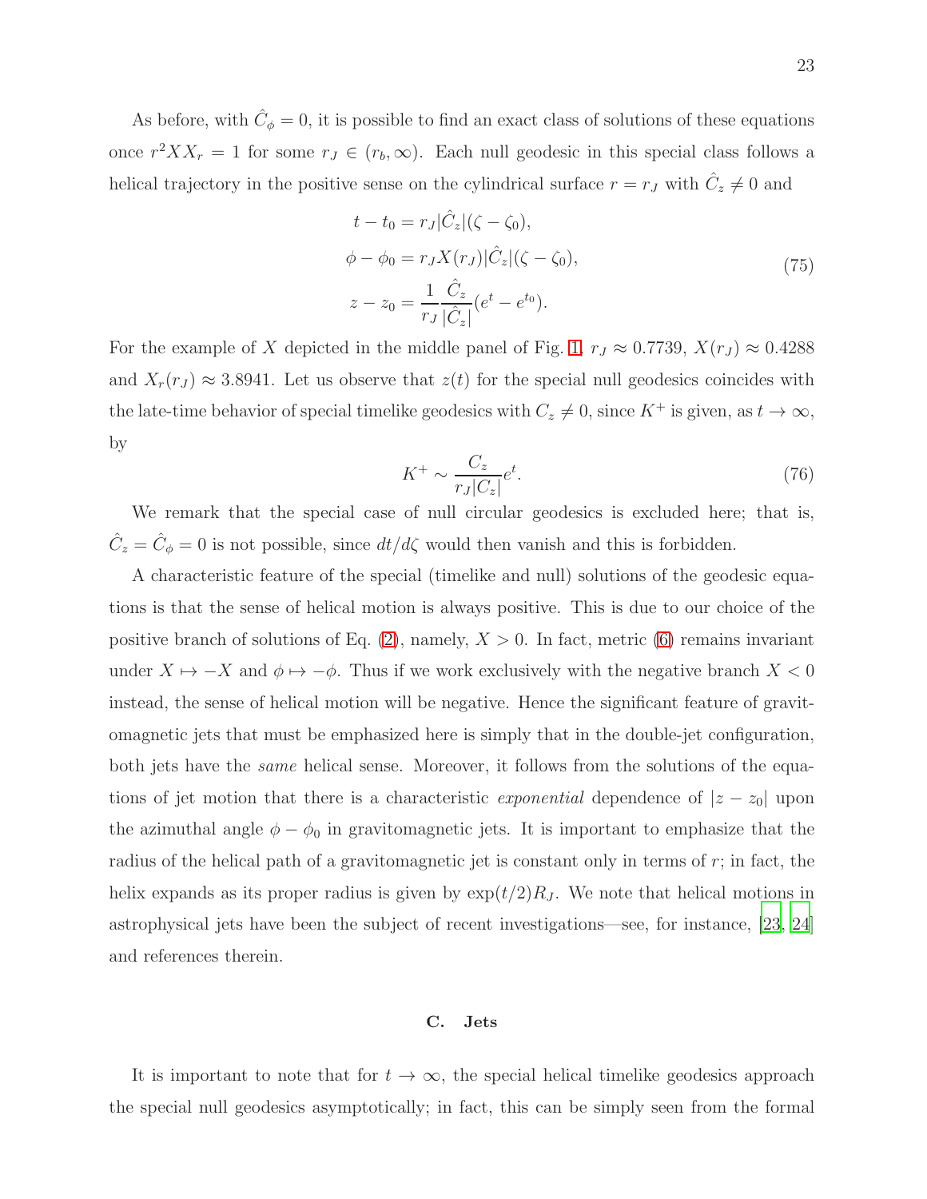As before, with $\hat{C}_\phi = 0$, it is possible to find an exact class of solutions of these equations once $r^2 X X_r = 1$ for some $r_J \in (r_b, \infty)$. Each null geodesic in this special class follows a helical trajectory in the positive sense on the cylindrical surface $r = r_J$ with $\hat{C}_z \neq 0$ and

$$
\begin{aligned}
t - t_0 &= r_J |\hat{C}_z| (\zeta - \zeta_0), \\
\phi - \phi_0 &= r_J X(r_J) |\hat{C}_z| (\zeta - \zeta_0), \\
z - z_0 &= \frac{1}{r_J} \frac{\hat{C}_z}{|\hat{C}_z|} (e^t - e^{t_0}).
\end{aligned}
\tag{75}
$$

For the example of $X$ depicted in the middle panel of Fig. 1, $r_J \approx 0.7739$, $X(r_J) \approx 0.4288$ and $X_r(r_J) \approx 3.8941$. Let us observe that $z(t)$ for the special null geodesics coincides with the late-time behavior of special timelike geodesics with $C_z \neq 0$, since $K^+$ is given, as $t \to \infty$, by

$$
K^+ \sim \frac{C_z}{r_J |C_z|} e^t. \tag{76}
$$

We remark that the special case of null circular geodesics is excluded here; that is, $\hat{C}_z = \hat{C}_\phi = 0$ is not possible, since $dt/d\zeta$ would then vanish and this is forbidden.

A characteristic feature of the special (timelike and null) solutions of the geodesic equations is that the sense of helical motion is always positive. This is due to our choice of the positive branch of solutions of Eq. (2), namely, $X > 0$. In fact, metric (6) remains invariant under $X \mapsto -X$ and $\phi \mapsto -\phi$. Thus if we work exclusively with the negative branch $X < 0$ instead, the sense of helical motion will be negative. Hence the significant feature of gravitomagnetic jets that must be emphasized here is simply that in the double-jet configuration, both jets have the *same* helical sense. Moreover, it follows from the solutions of the equations of jet motion that there is a characteristic *exponential* dependence of $|z - z_0|$ upon the azimuthal angle $\phi - \phi_0$ in gravitomagnetic jets. It is important to emphasize that the radius of the helical path of a gravitomagnetic jet is constant only in terms of $r$; in fact, the helix expands as its proper radius is given by $\exp(t/2) R_J$. We note that helical motions in astrophysical jets have been the subject of recent investigations—see, for instance, [23, 24] and references therein.

### C. Jets

It is important to note that for $t \to \infty$, the special helical timelike geodesics approach the special null geodesics asymptotically; in fact, this can be simply seen from the formal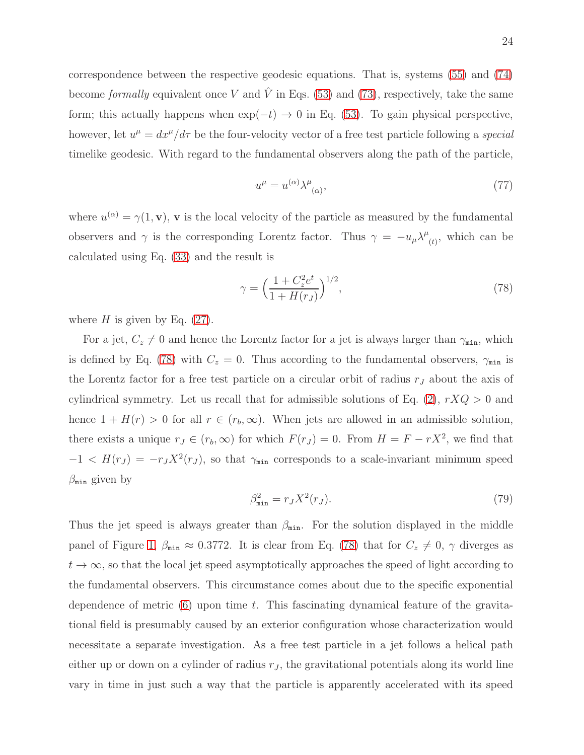correspondence between the respective geodesic equations. That is, systems (55) and (74) become *formally* equivalent once $V$ and $\hat{V}$ in Eqs. (53) and (73), respectively, take the same form; this actually happens when $\exp(-t) \to 0$ in Eq. (53). To gain physical perspective, however, let $u^\mu = dx^\mu/d\tau$ be the four-velocity vector of a free test particle following a *special* timelike geodesic. With regard to the fundamental observers along the path of the particle,

$$u^\mu = u^{(\alpha)} \lambda^\mu{}_{(\alpha)}, \tag{77}$$

where $u^{(\alpha)} = \gamma(1, \mathbf{v})$, $\mathbf{v}$ is the local velocity of the particle as measured by the fundamental observers and $\gamma$ is the corresponding Lorentz factor. Thus $\gamma = -u_\mu \lambda^\mu{}_{(t)}$, which can be calculated using Eq. (33) and the result is

$$\gamma = \Big(\frac{1 + C_z^2 e^t}{1 + H(r_J)}\Big)^{1/2}, \tag{78}$$

where $H$ is given by Eq. (27).

For a jet, $C_z \neq 0$ and hence the Lorentz factor for a jet is always larger than $\gamma_{\tt min}$, which is defined by Eq. (78) with $C_z = 0$. Thus according to the fundamental observers, $\gamma_{\tt min}$ is the Lorentz factor for a free test particle on a circular orbit of radius $r_J$ about the axis of cylindrical symmetry. Let us recall that for admissible solutions of Eq. (2), $rXQ > 0$ and hence $1 + H(r) > 0$ for all $r \in (r_b, \infty)$. When jets are allowed in an admissible solution, there exists a unique $r_J \in (r_b, \infty)$ for which $F(r_J) = 0$. From $H = F - rX^2$, we find that $-1 < H(r_J) = -r_J X^2(r_J)$, so that $\gamma_{\tt min}$ corresponds to a scale-invariant minimum speed $\beta_{\tt min}$ given by

$$\beta^2_{\tt min} = r_J X^2(r_J). \tag{79}$$

Thus the jet speed is always greater than $\beta_{\tt min}$. For the solution displayed in the middle panel of Figure 1, $\beta_{\tt min} \approx 0.3772$. It is clear from Eq. (78) that for $C_z \neq 0$, $\gamma$ diverges as $t \to \infty$, so that the local jet speed asymptotically approaches the speed of light according to the fundamental observers. This circumstance comes about due to the specific exponential dependence of metric (6) upon time $t$. This fascinating dynamical feature of the gravitational field is presumably caused by an exterior configuration whose characterization would necessitate a separate investigation. As a free test particle in a jet follows a helical path either up or down on a cylinder of radius $r_J$, the gravitational potentials along its world line vary in time in just such a way that the particle is apparently accelerated with its speed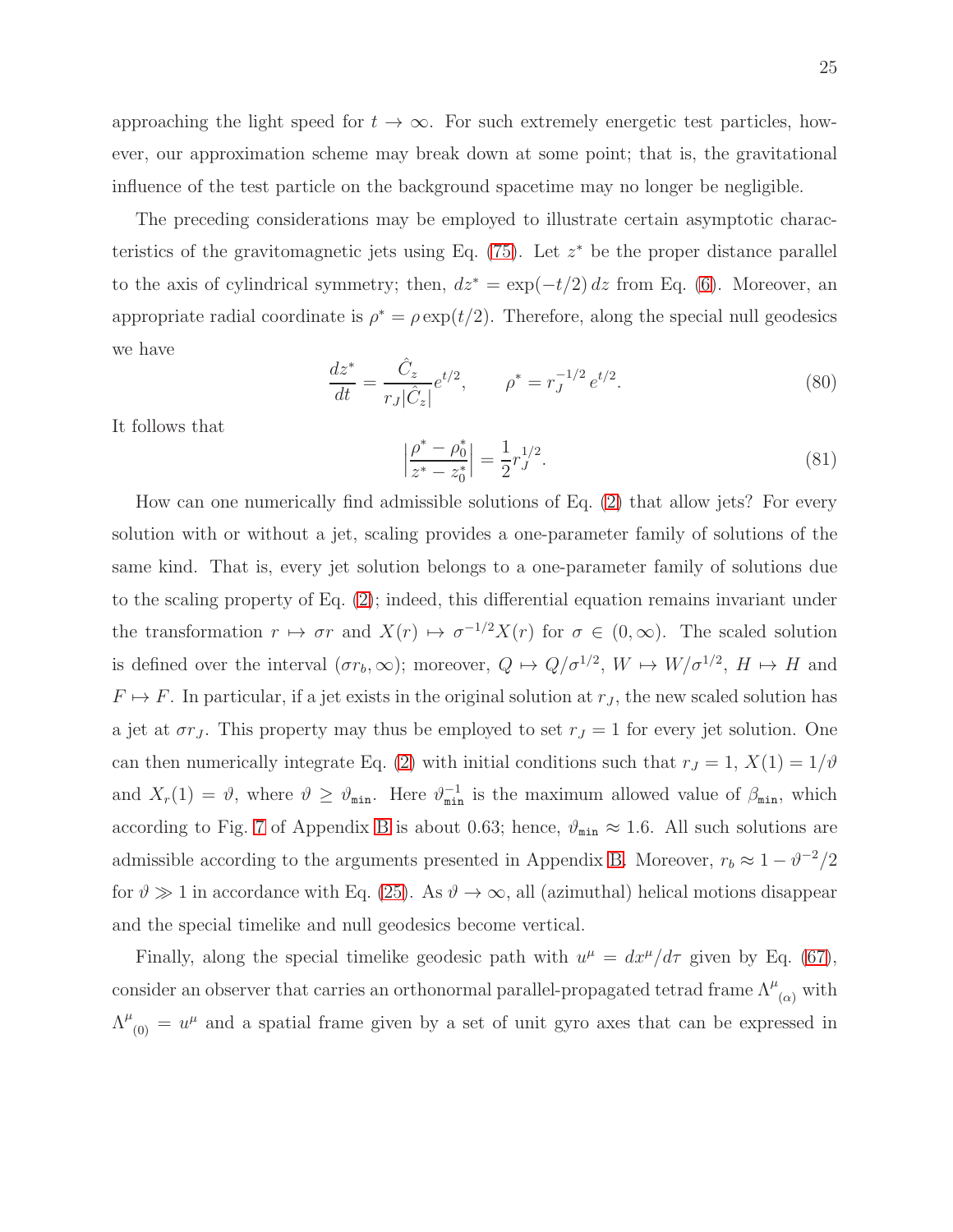approaching the light speed for $t \to \infty$. For such extremely energetic test particles, however, our approximation scheme may break down at some point; that is, the gravitational influence of the test particle on the background spacetime may no longer be negligible.

The preceding considerations may be employed to illustrate certain asymptotic characteristics of the gravitomagnetic jets using Eq. (75). Let $z^*$ be the proper distance parallel to the axis of cylindrical symmetry; then, $dz^* = \exp(-t/2)\, dz$ from Eq. (6). Moreover, an appropriate radial coordinate is $\rho^* = \rho \exp(t/2)$. Therefore, along the special null geodesics we have

$$\frac{dz^*}{dt} = \frac{\hat{C}_z}{r_J |\hat{C}_z|} e^{t/2}, \qquad \rho^* = r_J^{-1/2}\, e^{t/2}. \tag{80}$$

It follows that

$$\Big|\frac{\rho^* - \rho_0^*}{z^* - z_0^*}\Big| = \frac{1}{2} r_J^{1/2}. \tag{81}$$

How can one numerically find admissible solutions of Eq. (2) that allow jets? For every solution with or without a jet, scaling provides a one-parameter family of solutions of the same kind. That is, every jet solution belongs to a one-parameter family of solutions due to the scaling property of Eq. (2); indeed, this differential equation remains invariant under the transformation $r \mapsto \sigma r$ and $X(r) \mapsto \sigma^{-1/2} X(r)$ for $\sigma \in (0, \infty)$. The scaled solution is defined over the interval $(\sigma r_b, \infty)$; moreover, $Q \mapsto Q/\sigma^{1/2}$, $W \mapsto W/\sigma^{1/2}$, $H \mapsto H$ and $F \mapsto F$. In particular, if a jet exists in the original solution at $r_J$, the new scaled solution has a jet at $\sigma r_J$. This property may thus be employed to set $r_J = 1$ for every jet solution. One can then numerically integrate Eq. (2) with initial conditions such that $r_J = 1$, $X(1) = 1/\vartheta$ and $X_r(1) = \vartheta$, where $\vartheta \geq \vartheta_{\mathtt{min}}$. Here $\vartheta_{\mathtt{min}}^{-1}$ is the maximum allowed value of $\beta_{\mathtt{min}}$, which according to Fig. 7 of Appendix B is about 0.63; hence, $\vartheta_{\mathtt{min}} \approx 1.6$. All such solutions are admissible according to the arguments presented in Appendix B. Moreover, $r_b \approx 1 - \vartheta^{-2}/2$ for $\vartheta \gg 1$ in accordance with Eq. (25). As $\vartheta \to \infty$, all (azimuthal) helical motions disappear and the special timelike and null geodesics become vertical.

Finally, along the special timelike geodesic path with $u^\mu = dx^\mu/d\tau$ given by Eq. (67), consider an observer that carries an orthonormal parallel-propagated tetrad frame $\Lambda^\mu{}_{(\alpha)}$ with $\Lambda^\mu{}_{(0)} = u^\mu$ and a spatial frame given by a set of unit gyro axes that can be expressed in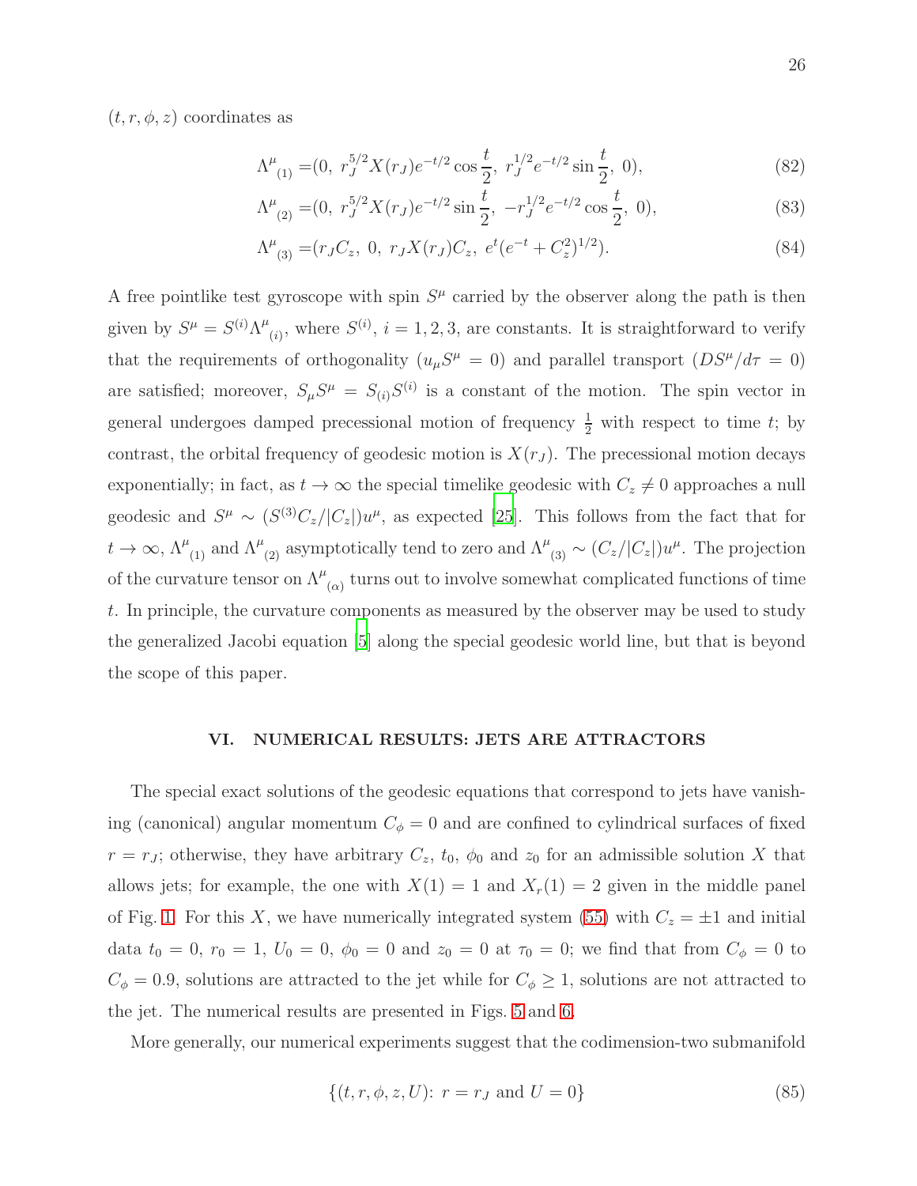$(t, r, \phi, z)$ coordinates as

$$\Lambda^\mu{}_{(1)} = (0,\ r_J^{5/2} X(r_J) e^{-t/2} \cos\frac{t}{2},\ r_J^{1/2} e^{-t/2} \sin\frac{t}{2},\ 0), \tag{82}$$

$$\Lambda^\mu{}_{(2)} = (0,\ r_J^{5/2} X(r_J) e^{-t/2} \sin\frac{t}{2},\ -r_J^{1/2} e^{-t/2} \cos\frac{t}{2},\ 0), \tag{83}$$

$$\Lambda^\mu{}_{(3)} = (r_J C_z,\ 0,\ r_J X(r_J) C_z,\ e^t (e^{-t} + C_z^2)^{1/2}). \tag{84}$$

A free pointlike test gyroscope with spin $S^\mu$ carried by the observer along the path is then given by $S^\mu = S^{(i)} \Lambda^\mu{}_{(i)}$, where $S^{(i)}$, $i = 1, 2, 3$, are constants. It is straightforward to verify that the requirements of orthogonality ($u_\mu S^\mu = 0$) and parallel transport ($DS^\mu/d\tau = 0$) are satisfied; moreover, $S_\mu S^\mu = S_{(i)} S^{(i)}$ is a constant of the motion. The spin vector in general undergoes damped precessional motion of frequency $\frac{1}{2}$ with respect to time $t$; by contrast, the orbital frequency of geodesic motion is $X(r_J)$. The precessional motion decays exponentially; in fact, as $t \to \infty$ the special timelike geodesic with $C_z \neq 0$ approaches a null geodesic and $S^\mu \sim (S^{(3)} C_z / |C_z|) u^\mu$, as expected [25]. This follows from the fact that for $t \to \infty$, $\Lambda^\mu{}_{(1)}$ and $\Lambda^\mu{}_{(2)}$ asymptotically tend to zero and $\Lambda^\mu{}_{(3)} \sim (C_z/|C_z|) u^\mu$. The projection of the curvature tensor on $\Lambda^\mu{}_{(\alpha)}$ turns out to involve somewhat complicated functions of time $t$. In principle, the curvature components as measured by the observer may be used to study the generalized Jacobi equation [5] along the special geodesic world line, but that is beyond the scope of this paper.

## VI. NUMERICAL RESULTS: JETS ARE ATTRACTORS

The special exact solutions of the geodesic equations that correspond to jets have vanishing (canonical) angular momentum $C_\phi = 0$ and are confined to cylindrical surfaces of fixed $r = r_J$; otherwise, they have arbitrary $C_z$, $t_0$, $\phi_0$ and $z_0$ for an admissible solution $X$ that allows jets; for example, the one with $X(1) = 1$ and $X_r(1) = 2$ given in the middle panel of Fig. 1. For this $X$, we have numerically integrated system (55) with $C_z = \pm 1$ and initial data $t_0 = 0$, $r_0 = 1$, $U_0 = 0$, $\phi_0 = 0$ and $z_0 = 0$ at $\tau_0 = 0$; we find that from $C_\phi = 0$ to $C_\phi = 0.9$, solutions are attracted to the jet while for $C_\phi \geq 1$, solutions are not attracted to the jet. The numerical results are presented in Figs. 5 and 6.

More generally, our numerical experiments suggest that the codimension-two submanifold

$$\{(t, r, \phi, z, U) \colon\ r = r_J \text{ and } U = 0\} \tag{85}$$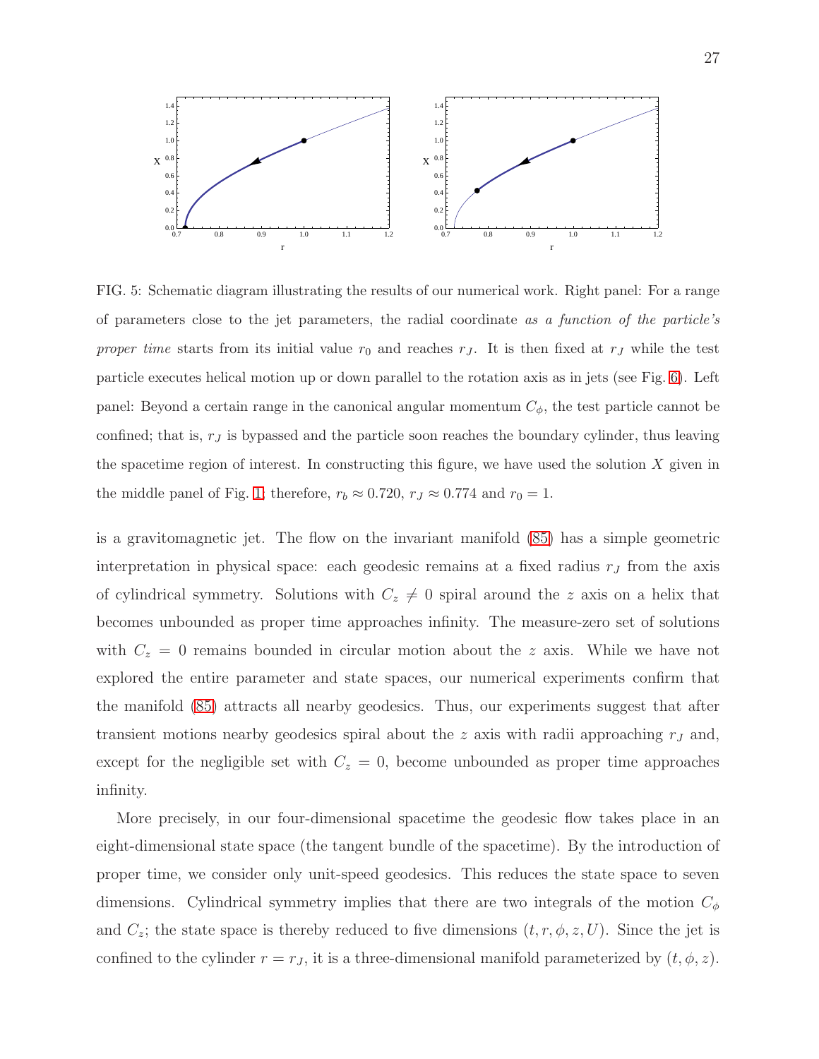FIG. 5: Schematic diagram illustrating the results of our numerical work. Right panel: For a range of parameters close to the jet parameters, the radial coordinate *as a function of the particle's proper time* starts from its initial value $r_0$ and reaches $r_J$. It is then fixed at $r_J$ while the test particle executes helical motion up or down parallel to the rotation axis as in jets (see Fig. 6). Left panel: Beyond a certain range in the canonical angular momentum $C_\phi$, the test particle cannot be confined; that is, $r_J$ is bypassed and the particle soon reaches the boundary cylinder, thus leaving the spacetime region of interest. In constructing this figure, we have used the solution $X$ given in the middle panel of Fig. 1; therefore, $r_b \approx 0.720$, $r_J \approx 0.774$ and $r_0 = 1$.

is a gravitomagnetic jet. The flow on the invariant manifold (85) has a simple geometric interpretation in physical space: each geodesic remains at a fixed radius $r_J$ from the axis of cylindrical symmetry. Solutions with $C_z \neq 0$ spiral around the $z$ axis on a helix that becomes unbounded as proper time approaches infinity. The measure-zero set of solutions with $C_z = 0$ remains bounded in circular motion about the $z$ axis. While we have not explored the entire parameter and state spaces, our numerical experiments confirm that the manifold (85) attracts all nearby geodesics. Thus, our experiments suggest that after transient motions nearby geodesics spiral about the $z$ axis with radii approaching $r_J$ and, except for the negligible set with $C_z = 0$, become unbounded as proper time approaches infinity.

More precisely, in our four-dimensional spacetime the geodesic flow takes place in an eight-dimensional state space (the tangent bundle of the spacetime). By the introduction of proper time, we consider only unit-speed geodesics. This reduces the state space to seven dimensions. Cylindrical symmetry implies that there are two integrals of the motion $C_\phi$ and $C_z$; the state space is thereby reduced to five dimensions $(t, r, \phi, z, U)$. Since the jet is confined to the cylinder $r = r_J$, it is a three-dimensional manifold parameterized by $(t, \phi, z)$.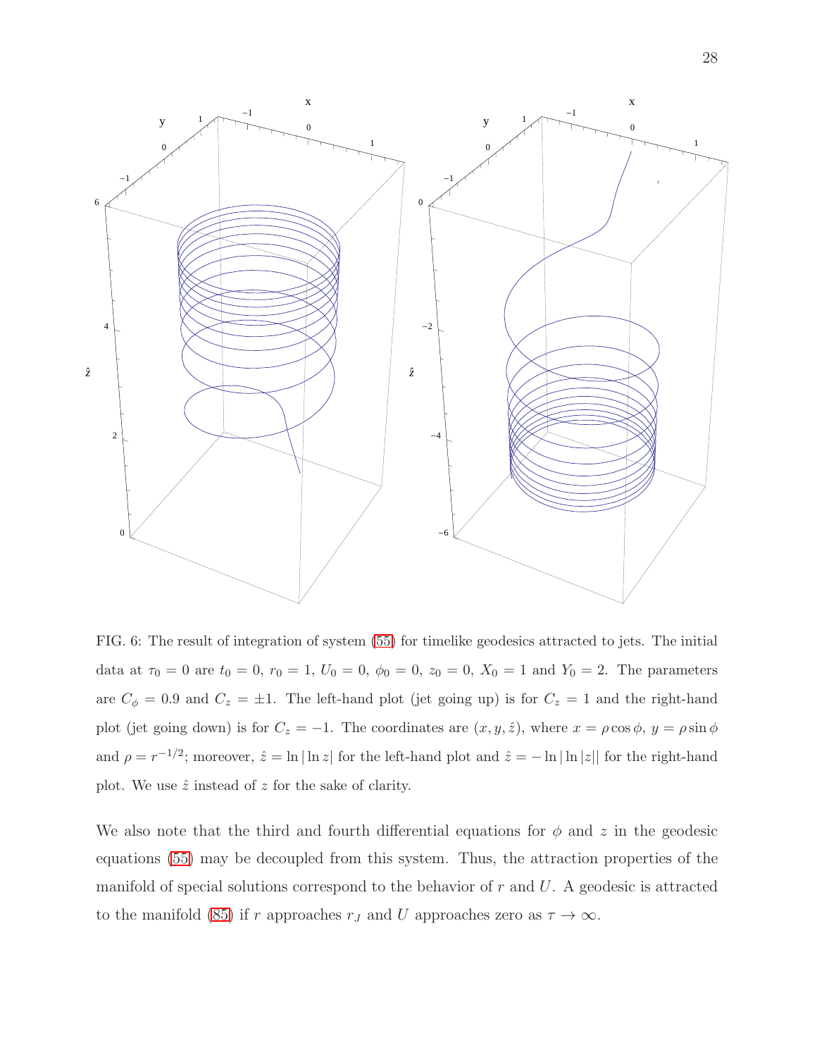FIG. 6: The result of integration of system (55) for timelike geodesics attracted to jets. The initial data at $\tau_0 = 0$ are $t_0 = 0$, $r_0 = 1$, $U_0 = 0$, $\phi_0 = 0$, $z_0 = 0$, $X_0 = 1$ and $Y_0 = 2$. The parameters are $C_\phi = 0.9$ and $C_z = \pm 1$. The left-hand plot (jet going up) is for $C_z = 1$ and the right-hand plot (jet going down) is for $C_z = -1$. The coordinates are $(x, y, \hat{z})$, where $x = \rho \cos\phi$, $y = \rho \sin\phi$ and $\rho = r^{-1/2}$; moreover, $\hat{z} = \ln|\ln z|$ for the left-hand plot and $\hat{z} = -\ln|\ln|z||$ for the right-hand plot. We use $\hat{z}$ instead of $z$ for the sake of clarity.

We also note that the third and fourth differential equations for $\phi$ and $z$ in the geodesic equations (55) may be decoupled from this system. Thus, the attraction properties of the manifold of special solutions correspond to the behavior of $r$ and $U$. A geodesic is attracted to the manifold (85) if $r$ approaches $r_J$ and $U$ approaches zero as $\tau \to \infty$.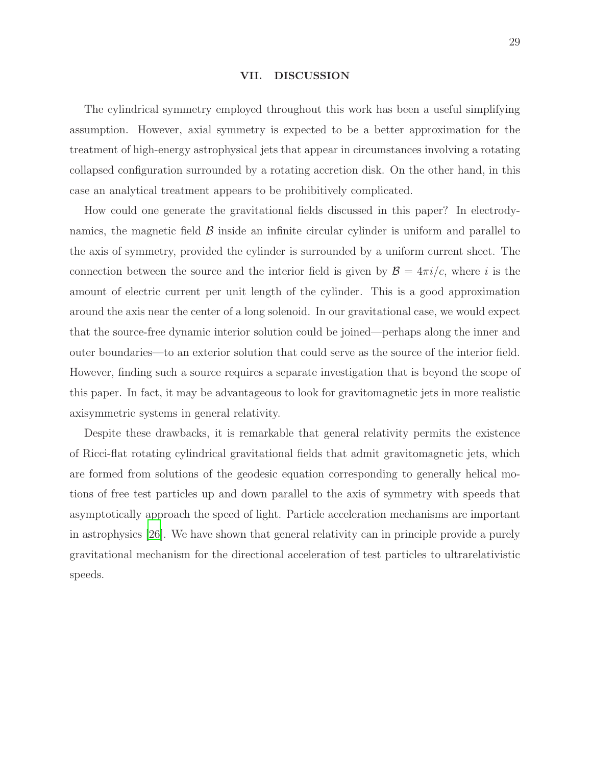## VII. DISCUSSION

The cylindrical symmetry employed throughout this work has been a useful simplifying assumption. However, axial symmetry is expected to be a better approximation for the treatment of high-energy astrophysical jets that appear in circumstances involving a rotating collapsed configuration surrounded by a rotating accretion disk. On the other hand, in this case an analytical treatment appears to be prohibitively complicated.

How could one generate the gravitational fields discussed in this paper? In electrodynamics, the magnetic field $\mathcal{B}$ inside an infinite circular cylinder is uniform and parallel to the axis of symmetry, provided the cylinder is surrounded by a uniform current sheet. The connection between the source and the interior field is given by $\mathcal{B} = 4\pi i/c$, where $i$ is the amount of electric current per unit length of the cylinder. This is a good approximation around the axis near the center of a long solenoid. In our gravitational case, we would expect that the source-free dynamic interior solution could be joined—perhaps along the inner and outer boundaries—to an exterior solution that could serve as the source of the interior field. However, finding such a source requires a separate investigation that is beyond the scope of this paper. In fact, it may be advantageous to look for gravitomagnetic jets in more realistic axisymmetric systems in general relativity.

Despite these drawbacks, it is remarkable that general relativity permits the existence of Ricci-flat rotating cylindrical gravitational fields that admit gravitomagnetic jets, which are formed from solutions of the geodesic equation corresponding to generally helical motions of free test particles up and down parallel to the axis of symmetry with speeds that asymptotically approach the speed of light. Particle acceleration mechanisms are important in astrophysics [26]. We have shown that general relativity can in principle provide a purely gravitational mechanism for the directional acceleration of test particles to ultrarelativistic speeds.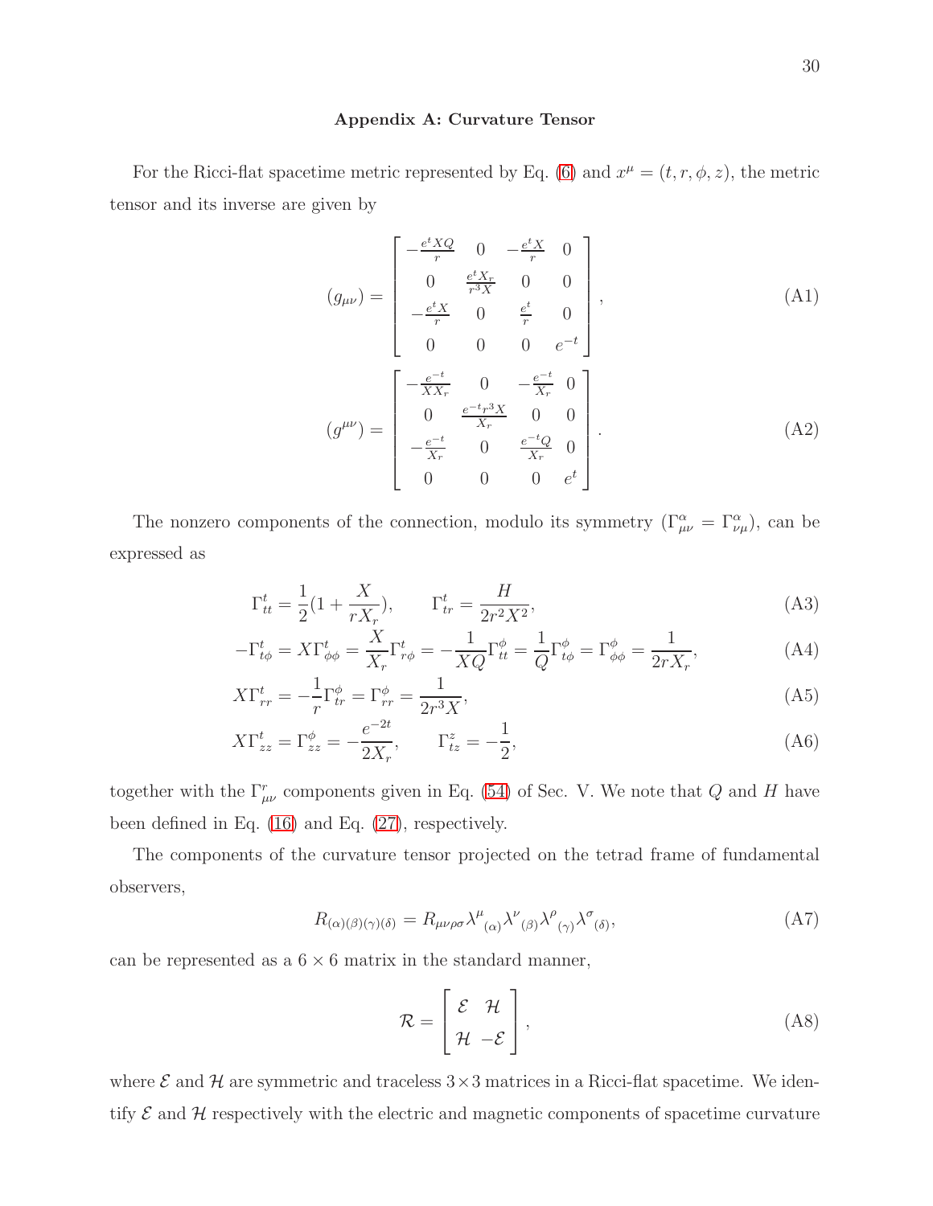## Appendix A: Curvature Tensor

For the Ricci-flat spacetime metric represented by Eq. (6) and $x^\mu = (t, r, \phi, z)$, the metric tensor and its inverse are given by

$$
(g_{\mu\nu}) = \begin{bmatrix} -\frac{e^t XQ}{r} & 0 & -\frac{e^t X}{r} & 0 \\ 0 & \frac{e^t X_r}{r^3 X} & 0 & 0 \\ -\frac{e^t X}{r} & 0 & \frac{e^t}{r} & 0 \\ 0 & 0 & 0 & e^{-t} \end{bmatrix}, \tag{A1}
$$

$$
(g^{\mu\nu}) = \begin{bmatrix} -\frac{e^{-t}}{XX_r} & 0 & -\frac{e^{-t}}{X_r} & 0 \\ 0 & \frac{e^{-t} r^3 X}{X_r} & 0 & 0 \\ -\frac{e^{-t}}{X_r} & 0 & \frac{e^{-t} Q}{X_r} & 0 \\ 0 & 0 & 0 & e^t \end{bmatrix}. \tag{A2}
$$

The nonzero components of the connection, modulo its symmetry ($\Gamma^\alpha_{\mu\nu} = \Gamma^\alpha_{\nu\mu}$), can be expressed as

$$
\Gamma^t_{tt} = \frac{1}{2}\left(1 + \frac{X}{rX_r}\right), \qquad \Gamma^t_{tr} = \frac{H}{2r^2X^2}, \tag{A3}
$$

$$
-\Gamma^t_{t\phi} = X\Gamma^t_{\phi\phi} = \frac{X}{X_r}\Gamma^t_{r\phi} = -\frac{1}{XQ}\Gamma^\phi_{tt} = \frac{1}{Q}\Gamma^\phi_{t\phi} = \Gamma^\phi_{\phi\phi} = \frac{1}{2rX_r}, \tag{A4}
$$

$$
X\Gamma^t_{rr} = -\frac{1}{r}\Gamma^\phi_{tr} = \Gamma^\phi_{rr} = \frac{1}{2r^3X}, \tag{A5}
$$

$$
X\Gamma^t_{zz} = \Gamma^\phi_{zz} = -\frac{e^{-2t}}{2X_r}, \qquad \Gamma^z_{tz} = -\frac{1}{2}, \tag{A6}
$$

together with the $\Gamma^r_{\mu\nu}$ components given in Eq. (54) of Sec. V. We note that $Q$ and $H$ have been defined in Eq. (16) and Eq. (27), respectively.

The components of the curvature tensor projected on the tetrad frame of fundamental observers,

$$
R_{(\alpha)(\beta)(\gamma)(\delta)} = R_{\mu\nu\rho\sigma}\lambda^\mu{}_{(\alpha)}\lambda^\nu{}_{(\beta)}\lambda^\rho{}_{(\gamma)}\lambda^\sigma{}_{(\delta)}, \tag{A7}
$$

can be represented as a $6 \times 6$ matrix in the standard manner,

$$
\mathcal{R} = \begin{bmatrix} \mathcal{E} & \mathcal{H} \\ \mathcal{H} & -\mathcal{E} \end{bmatrix}, \tag{A8}
$$

where $\mathcal{E}$ and $\mathcal{H}$ are symmetric and traceless $3 \times 3$ matrices in a Ricci-flat spacetime. We identify $\mathcal{E}$ and $\mathcal{H}$ respectively with the electric and magnetic components of spacetime curvature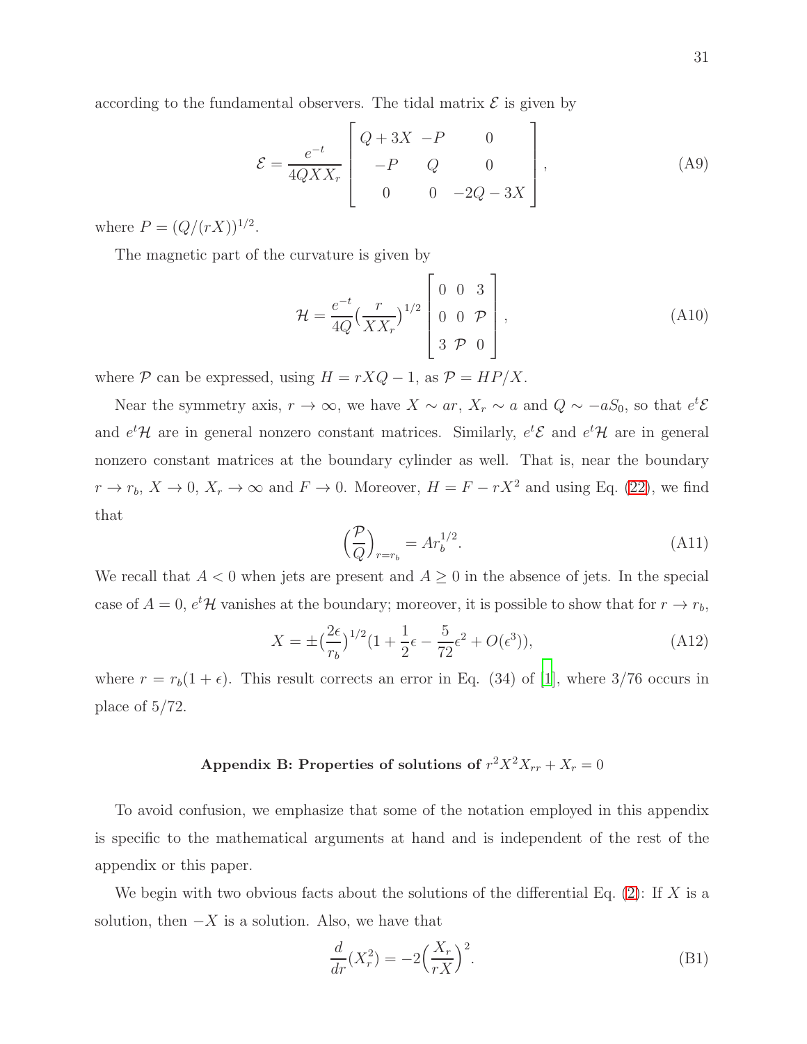according to the fundamental observers. The tidal matrix $\mathcal{E}$ is given by

$$\mathcal{E} = \frac{e^{-t}}{4QXX_r}\begin{bmatrix} Q+3X & -P & 0 \\ -P & Q & 0 \\ 0 & 0 & -2Q-3X \end{bmatrix}, \tag{A9}$$

where $P = (Q/(rX))^{1/2}$.

The magnetic part of the curvature is given by

$$\mathcal{H} = \frac{e^{-t}}{4Q}\Big(\frac{r}{XX_r}\Big)^{1/2}\begin{bmatrix} 0 & 0 & 3 \\ 0 & 0 & \mathcal{P} \\ 3 & \mathcal{P} & 0 \end{bmatrix}, \tag{A10}$$

where $\mathcal{P}$ can be expressed, using $H = rXQ - 1$, as $\mathcal{P} = HP/X$.

Near the symmetry axis, $r \to \infty$, we have $X \sim ar$, $X_r \sim a$ and $Q \sim -aS_0$, so that $e^t\mathcal{E}$ and $e^t\mathcal{H}$ are in general nonzero constant matrices. Similarly, $e^t\mathcal{E}$ and $e^t\mathcal{H}$ are in general nonzero constant matrices at the boundary cylinder as well. That is, near the boundary $r \to r_b$, $X \to 0$, $X_r \to \infty$ and $F \to 0$. Moreover, $H = F - rX^2$ and using Eq. (22), we find that

$$\Big(\frac{\mathcal{P}}{Q}\Big)_{r=r_b} = Ar_b^{1/2}. \tag{A11}$$

We recall that $A < 0$ when jets are present and $A \geq 0$ in the absence of jets. In the special case of $A = 0$, $e^t\mathcal{H}$ vanishes at the boundary; moreover, it is possible to show that for $r \to r_b$,

$$X = \pm\Big(\frac{2\epsilon}{r_b}\Big)^{1/2}\Big(1 + \frac{1}{2}\epsilon - \frac{5}{72}\epsilon^2 + O(\epsilon^3)\Big), \tag{A12}$$

where $r = r_b(1+\epsilon)$. This result corrects an error in Eq. (34) of [1], where 3/76 occurs in place of 5/72.

## Appendix B: Properties of solutions of $r^2X^2X_{rr} + X_r = 0$

To avoid confusion, we emphasize that some of the notation employed in this appendix is specific to the mathematical arguments at hand and is independent of the rest of the appendix or this paper.

We begin with two obvious facts about the solutions of the differential Eq. (2): If $X$ is a solution, then $-X$ is a solution. Also, we have that

$$\frac{d}{dr}(X_r^2) = -2\Big(\frac{X_r}{rX}\Big)^2. \tag{B1}$$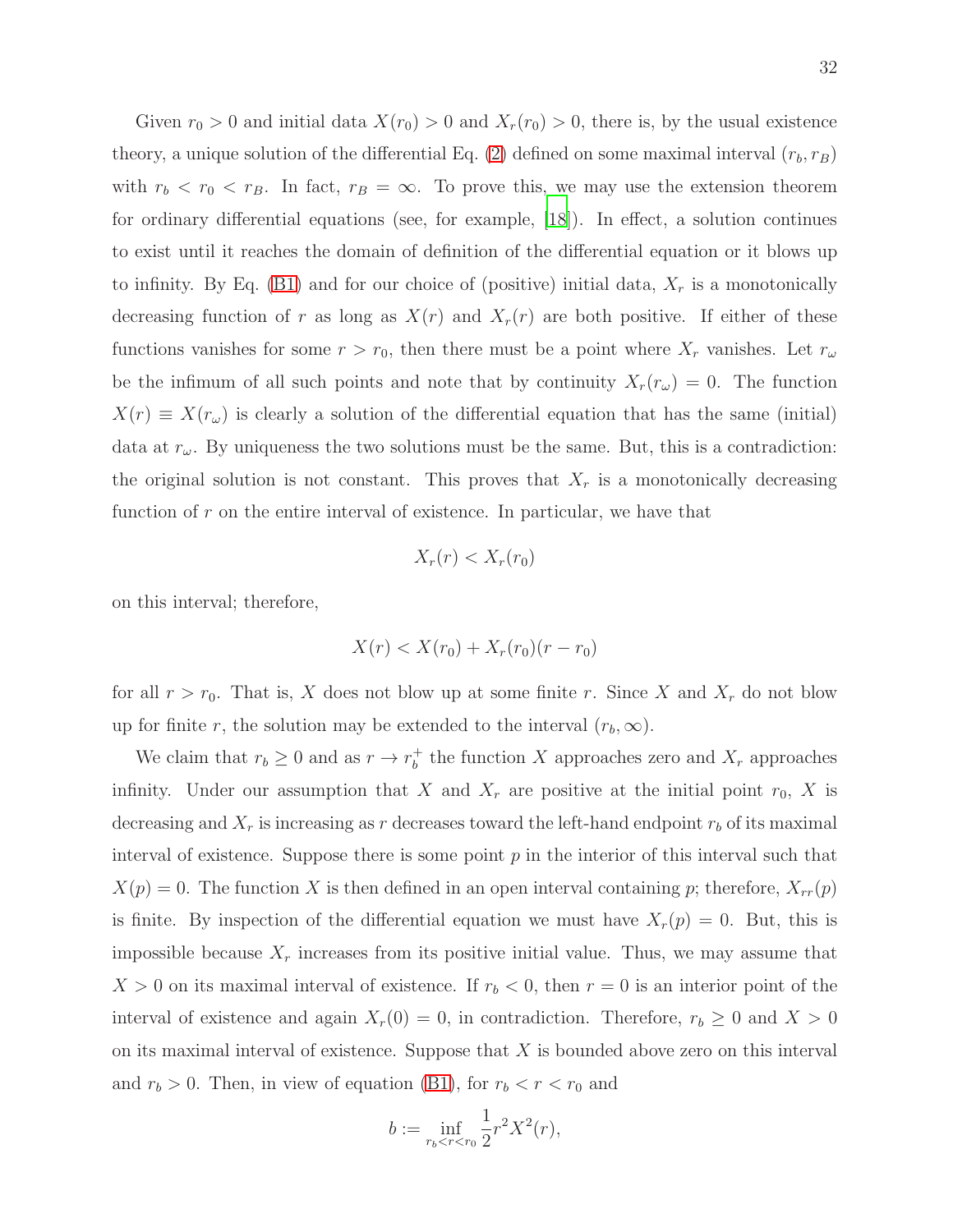Given $r_0 > 0$ and initial data $X(r_0) > 0$ and $X_r(r_0) > 0$, there is, by the usual existence theory, a unique solution of the differential Eq. (2) defined on some maximal interval $(r_b, r_B)$ with $r_b < r_0 < r_B$. In fact, $r_B = \infty$. To prove this, we may use the extension theorem for ordinary differential equations (see, for example, [18]). In effect, a solution continues to exist until it reaches the domain of definition of the differential equation or it blows up to infinity. By Eq. (B1) and for our choice of (positive) initial data, $X_r$ is a monotonically decreasing function of $r$ as long as $X(r)$ and $X_r(r)$ are both positive. If either of these functions vanishes for some $r > r_0$, then there must be a point where $X_r$ vanishes. Let $r_\omega$ be the infimum of all such points and note that by continuity $X_r(r_\omega) = 0$. The function $X(r) \equiv X(r_\omega)$ is clearly a solution of the differential equation that has the same (initial) data at $r_\omega$. By uniqueness the two solutions must be the same. But, this is a contradiction: the original solution is not constant. This proves that $X_r$ is a monotonically decreasing function of $r$ on the entire interval of existence. In particular, we have that

$$X_r(r) < X_r(r_0)$$

on this interval; therefore,

$$X(r) < X(r_0) + X_r(r_0)(r - r_0)$$

for all $r > r_0$. That is, $X$ does not blow up at some finite $r$. Since $X$ and $X_r$ do not blow up for finite $r$, the solution may be extended to the interval $(r_b, \infty)$.

We claim that $r_b \geq 0$ and as $r \to r_b^+$ the function $X$ approaches zero and $X_r$ approaches infinity. Under our assumption that $X$ and $X_r$ are positive at the initial point $r_0$, $X$ is decreasing and $X_r$ is increasing as $r$ decreases toward the left-hand endpoint $r_b$ of its maximal interval of existence. Suppose there is some point $p$ in the interior of this interval such that $X(p) = 0$. The function $X$ is then defined in an open interval containing $p$; therefore, $X_{rr}(p)$ is finite. By inspection of the differential equation we must have $X_r(p) = 0$. But, this is impossible because $X_r$ increases from its positive initial value. Thus, we may assume that $X > 0$ on its maximal interval of existence. If $r_b < 0$, then $r = 0$ is an interior point of the interval of existence and again $X_r(0) = 0$, in contradiction. Therefore, $r_b \geq 0$ and $X > 0$ on its maximal interval of existence. Suppose that $X$ is bounded above zero on this interval and $r_b > 0$. Then, in view of equation (B1), for $r_b < r < r_0$ and

$$b := \inf_{r_b < r < r_0} \frac{1}{2} r^2 X^2(r),$$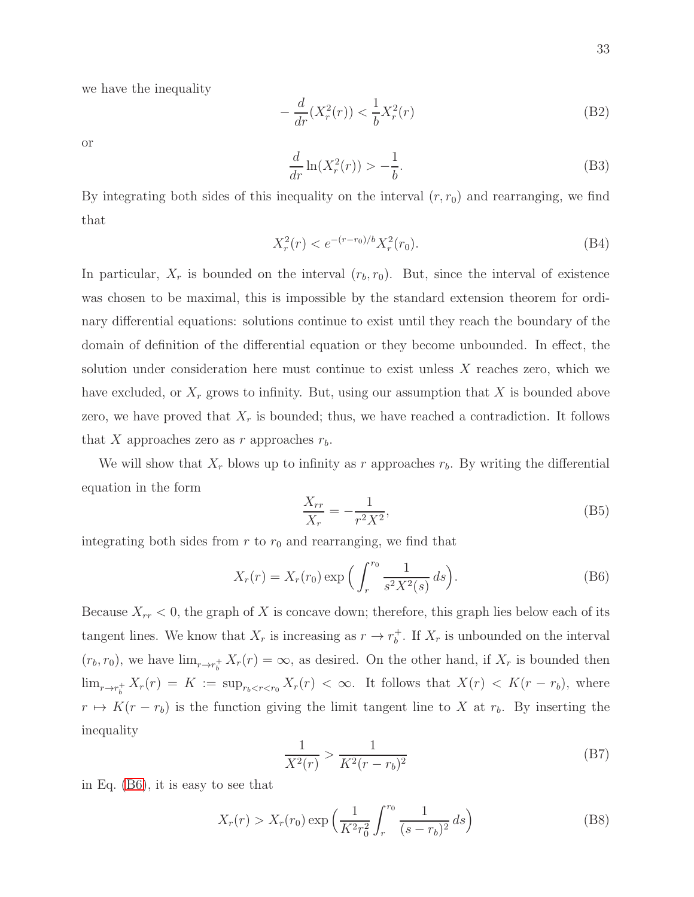we have the inequality

$$-\frac{d}{dr}(X_r^2(r)) < \frac{1}{b}X_r^2(r) \tag{B2}$$

or

$$\frac{d}{dr}\ln(X_r^2(r)) > -\frac{1}{b}. \tag{B3}$$

By integrating both sides of this inequality on the interval $(r, r_0)$ and rearranging, we find that

$$X_r^2(r) < e^{-(r-r_0)/b}X_r^2(r_0). \tag{B4}$$

In particular, $X_r$ is bounded on the interval $(r_b, r_0)$. But, since the interval of existence was chosen to be maximal, this is impossible by the standard extension theorem for ordinary differential equations: solutions continue to exist until they reach the boundary of the domain of definition of the differential equation or they become unbounded. In effect, the solution under consideration here must continue to exist unless $X$ reaches zero, which we have excluded, or $X_r$ grows to infinity. But, using our assumption that $X$ is bounded above zero, we have proved that $X_r$ is bounded; thus, we have reached a contradiction. It follows that $X$ approaches zero as $r$ approaches $r_b$.

We will show that $X_r$ blows up to infinity as $r$ approaches $r_b$. By writing the differential equation in the form

$$\frac{X_{rr}}{X_r} = -\frac{1}{r^2X^2}, \tag{B5}$$

integrating both sides from $r$ to $r_0$ and rearranging, we find that

$$X_r(r) = X_r(r_0)\exp\Big(\int_r^{r_0}\frac{1}{s^2X^2(s)}\,ds\Big). \tag{B6}$$

Because $X_{rr} < 0$, the graph of $X$ is concave down; therefore, this graph lies below each of its tangent lines. We know that $X_r$ is increasing as $r \to r_b^+$. If $X_r$ is unbounded on the interval $(r_b, r_0)$, we have $\lim_{r\to r_b^+} X_r(r) = \infty$, as desired. On the other hand, if $X_r$ is bounded then $\lim_{r\to r_b^+} X_r(r) = K := \sup_{r_b<r<r_0} X_r(r) < \infty$. It follows that $X(r) < K(r - r_b)$, where $r \mapsto K(r - r_b)$ is the function giving the limit tangent line to $X$ at $r_b$. By inserting the inequality

$$\frac{1}{X^2(r)} > \frac{1}{K^2(r-r_b)^2} \tag{B7}$$

in Eq. (B6), it is easy to see that

$$X_r(r) > X_r(r_0)\exp\Big(\frac{1}{K^2r_0^2}\int_r^{r_0}\frac{1}{(s-r_b)^2}\,ds\Big) \tag{B8}$$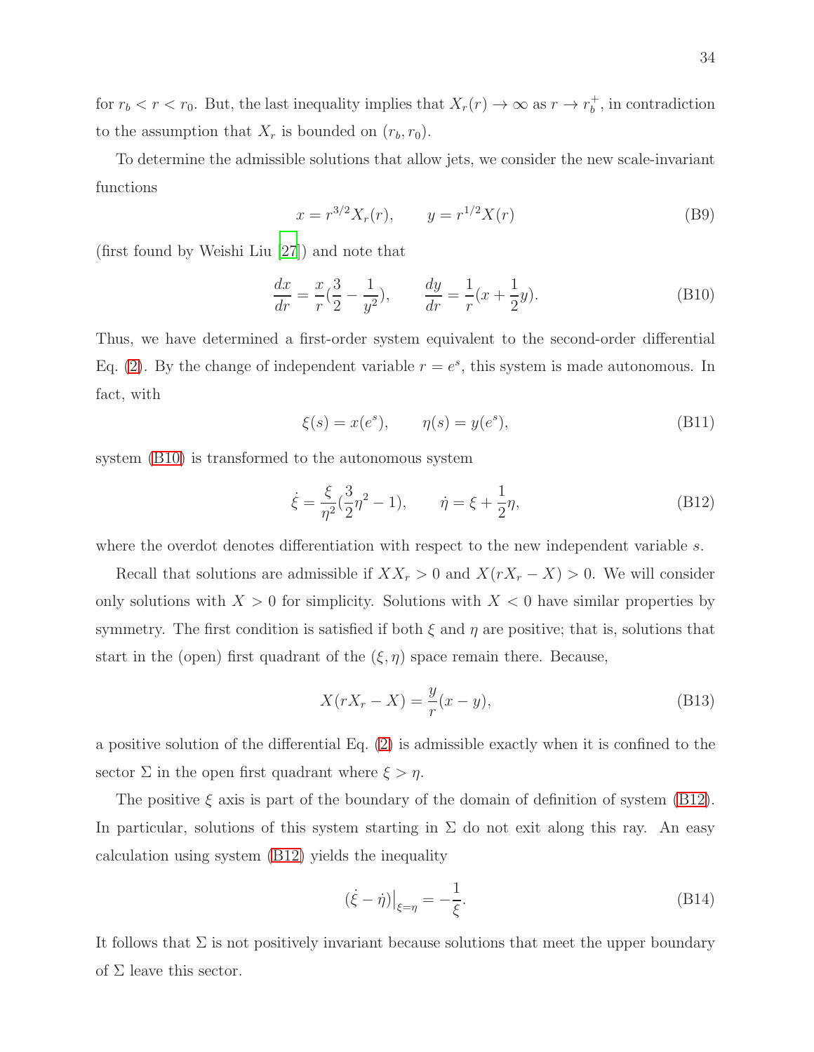for $r_b < r < r_0$. But, the last inequality implies that $X_r(r) \to \infty$ as $r \to r_b^+$, in contradiction to the assumption that $X_r$ is bounded on $(r_b, r_0)$.

To determine the admissible solutions that allow jets, we consider the new scale-invariant functions

$$x = r^{3/2} X_r(r), \qquad y = r^{1/2} X(r) \tag{B9}$$

(first found by Weishi Liu [27]) and note that

$$\frac{dx}{dr} = \frac{x}{r}\left(\frac{3}{2} - \frac{1}{y^2}\right), \qquad \frac{dy}{dr} = \frac{1}{r}\left(x + \frac{1}{2}y\right). \tag{B10}$$

Thus, we have determined a first-order system equivalent to the second-order differential Eq. (2). By the change of independent variable $r = e^s$, this system is made autonomous. In fact, with

$$\xi(s) = x(e^s), \qquad \eta(s) = y(e^s), \tag{B11}$$

system (B10) is transformed to the autonomous system

$$\dot{\xi} = \frac{\xi}{\eta^2}\left(\frac{3}{2}\eta^2 - 1\right), \qquad \dot{\eta} = \xi + \frac{1}{2}\eta, \tag{B12}$$

where the overdot denotes differentiation with respect to the new independent variable $s$.

Recall that solutions are admissible if $XX_r > 0$ and $X(rX_r - X) > 0$. We will consider only solutions with $X > 0$ for simplicity. Solutions with $X < 0$ have similar properties by symmetry. The first condition is satisfied if both $\xi$ and $\eta$ are positive; that is, solutions that start in the (open) first quadrant of the $(\xi, \eta)$ space remain there. Because,

$$X(rX_r - X) = \frac{y}{r}(x - y), \tag{B13}$$

a positive solution of the differential Eq. (2) is admissible exactly when it is confined to the sector $\Sigma$ in the open first quadrant where $\xi > \eta$.

The positive $\xi$ axis is part of the boundary of the domain of definition of system (B12). In particular, solutions of this system starting in $\Sigma$ do not exit along this ray. An easy calculation using system (B12) yields the inequality

$$(\dot{\xi} - \dot{\eta})\big|_{\xi=\eta} = -\frac{1}{\xi}. \tag{B14}$$

It follows that $\Sigma$ is not positively invariant because solutions that meet the upper boundary of $\Sigma$ leave this sector.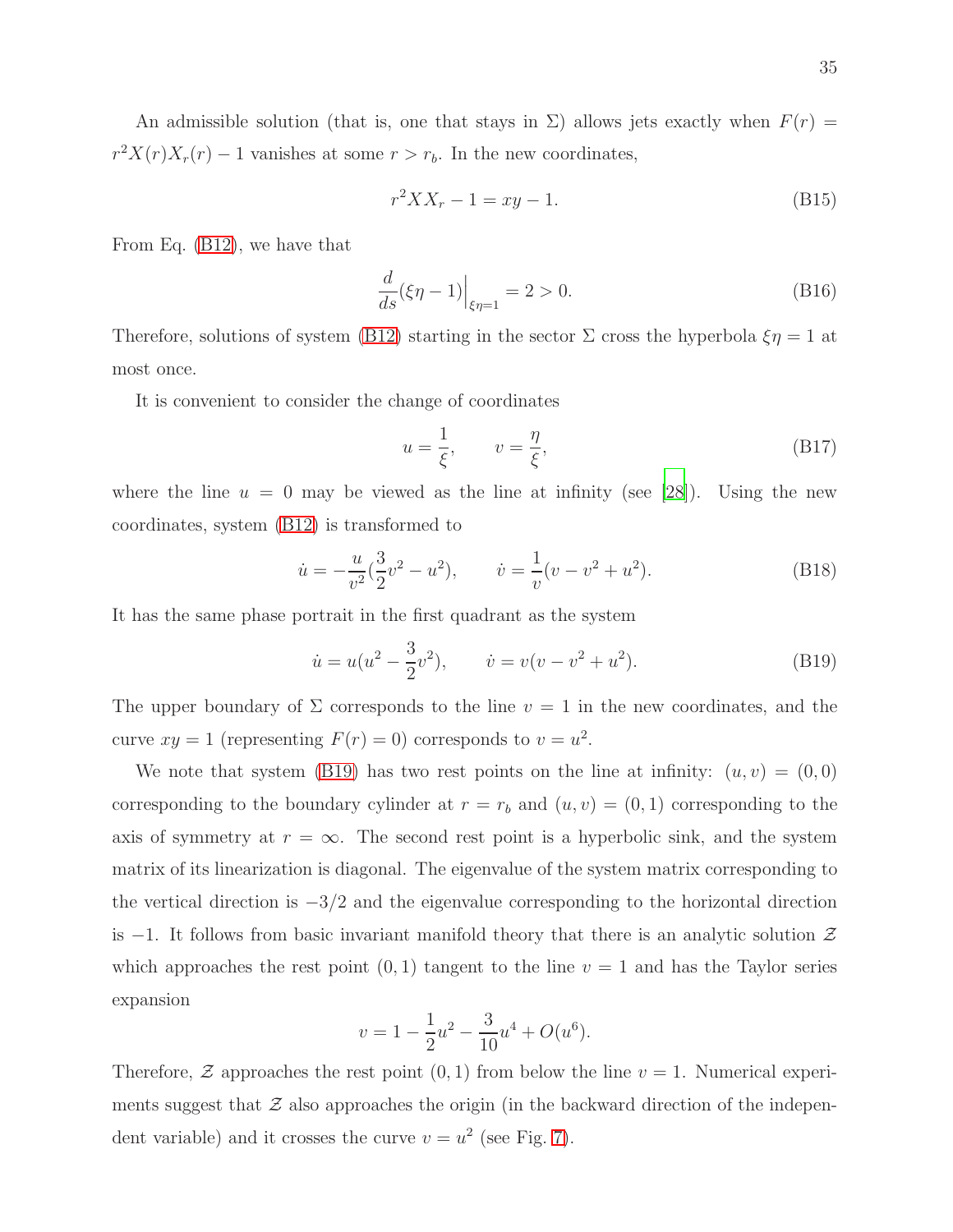An admissible solution (that is, one that stays in $\Sigma$) allows jets exactly when $F(r) = r^2 X(r) X_r(r) - 1$ vanishes at some $r > r_b$. In the new coordinates,

$$r^2 X X_r - 1 = xy - 1. \tag{B15}$$

From Eq. (B12), we have that

$$\frac{d}{ds}(\xi\eta - 1)\Big|_{\xi\eta=1} = 2 > 0. \tag{B16}$$

Therefore, solutions of system (B12) starting in the sector $\Sigma$ cross the hyperbola $\xi\eta = 1$ at most once.

It is convenient to consider the change of coordinates

$$u = \frac{1}{\xi}, \qquad v = \frac{\eta}{\xi}, \tag{B17}$$

where the line $u = 0$ may be viewed as the line at infinity (see [28]). Using the new coordinates, system (B12) is transformed to

$$\dot{u} = -\frac{u}{v^2}\left(\frac{3}{2}v^2 - u^2\right), \qquad \dot{v} = \frac{1}{v}(v - v^2 + u^2). \tag{B18}$$

It has the same phase portrait in the first quadrant as the system

$$\dot{u} = u\left(u^2 - \frac{3}{2}v^2\right), \qquad \dot{v} = v(v - v^2 + u^2). \tag{B19}$$

The upper boundary of $\Sigma$ corresponds to the line $v = 1$ in the new coordinates, and the curve $xy = 1$ (representing $F(r) = 0$) corresponds to $v = u^2$.

We note that system (B19) has two rest points on the line at infinity: $(u, v) = (0, 0)$ corresponding to the boundary cylinder at $r = r_b$ and $(u, v) = (0, 1)$ corresponding to the axis of symmetry at $r = \infty$. The second rest point is a hyperbolic sink, and the system matrix of its linearization is diagonal. The eigenvalue of the system matrix corresponding to the vertical direction is $-3/2$ and the eigenvalue corresponding to the horizontal direction is $-1$. It follows from basic invariant manifold theory that there is an analytic solution $\mathcal{Z}$ which approaches the rest point $(0, 1)$ tangent to the line $v = 1$ and has the Taylor series expansion

$$v = 1 - \frac{1}{2}u^2 - \frac{3}{10}u^4 + O(u^6).$$

Therefore, $\mathcal{Z}$ approaches the rest point $(0, 1)$ from below the line $v = 1$. Numerical experiments suggest that $\mathcal{Z}$ also approaches the origin (in the backward direction of the independent variable) and it crosses the curve $v = u^2$ (see Fig. 7).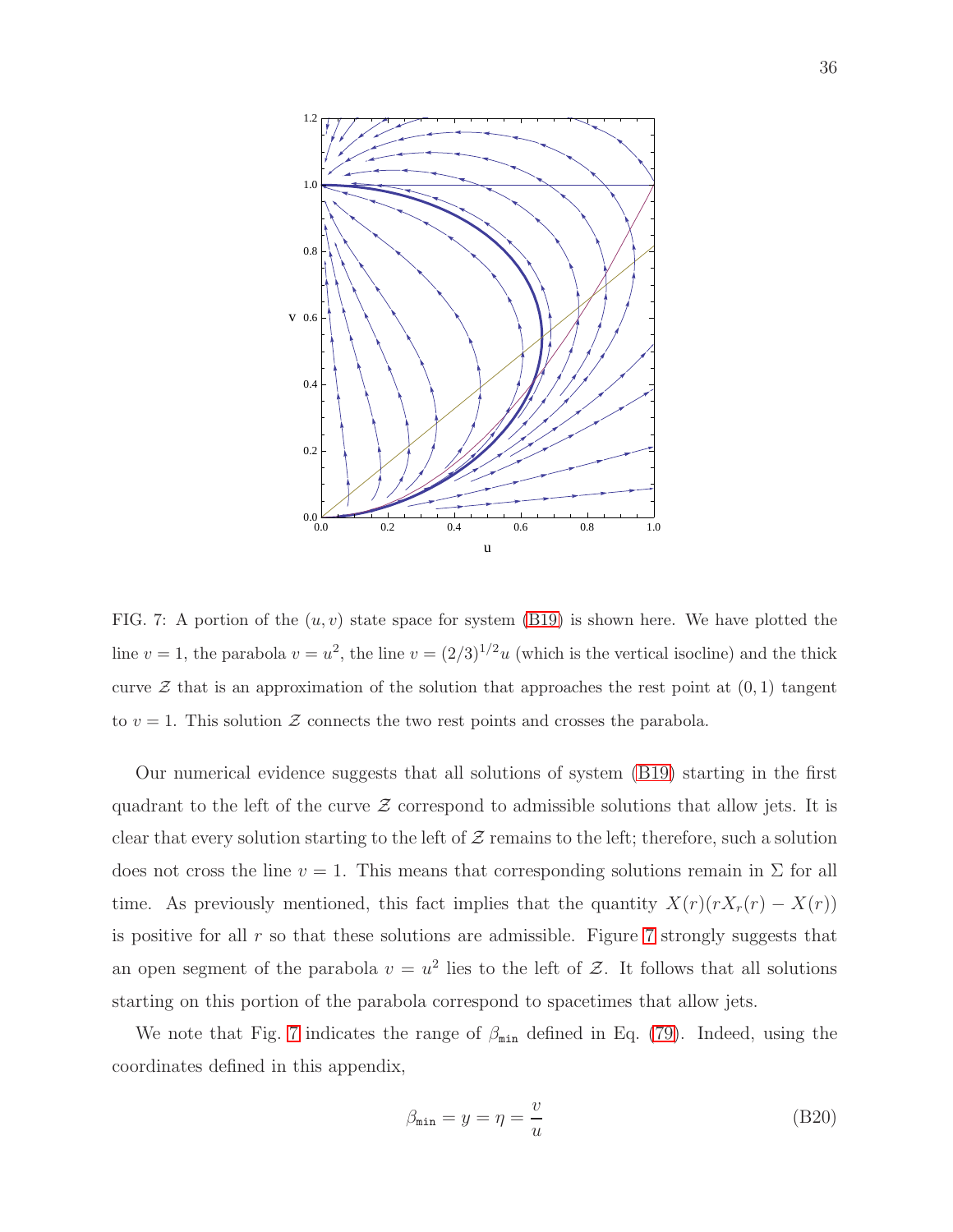FIG. 7: A portion of the $(u, v)$ state space for system (B19) is shown here. We have plotted the line $v = 1$, the parabola $v = u^2$, the line $v = (2/3)^{1/2} u$ (which is the vertical isocline) and the thick curve $\mathcal{Z}$ that is an approximation of the solution that approaches the rest point at $(0, 1)$ tangent to $v = 1$. This solution $\mathcal{Z}$ connects the two rest points and crosses the parabola.

Our numerical evidence suggests that all solutions of system (B19) starting in the first quadrant to the left of the curve $\mathcal{Z}$ correspond to admissible solutions that allow jets. It is clear that every solution starting to the left of $\mathcal{Z}$ remains to the left; therefore, such a solution does not cross the line $v = 1$. This means that corresponding solutions remain in $\Sigma$ for all time. As previously mentioned, this fact implies that the quantity $X(r)(rX_r(r) - X(r))$ is positive for all $r$ so that these solutions are admissible. Figure 7 strongly suggests that an open segment of the parabola $v = u^2$ lies to the left of $\mathcal{Z}$. It follows that all solutions starting on this portion of the parabola correspond to spacetimes that allow jets.

We note that Fig. 7 indicates the range of $\beta_{\mathtt{min}}$ defined in Eq. (79). Indeed, using the coordinates defined in this appendix,

$$\beta_{\mathtt{min}} = y = \eta = \frac{v}{u} \tag{B20}$$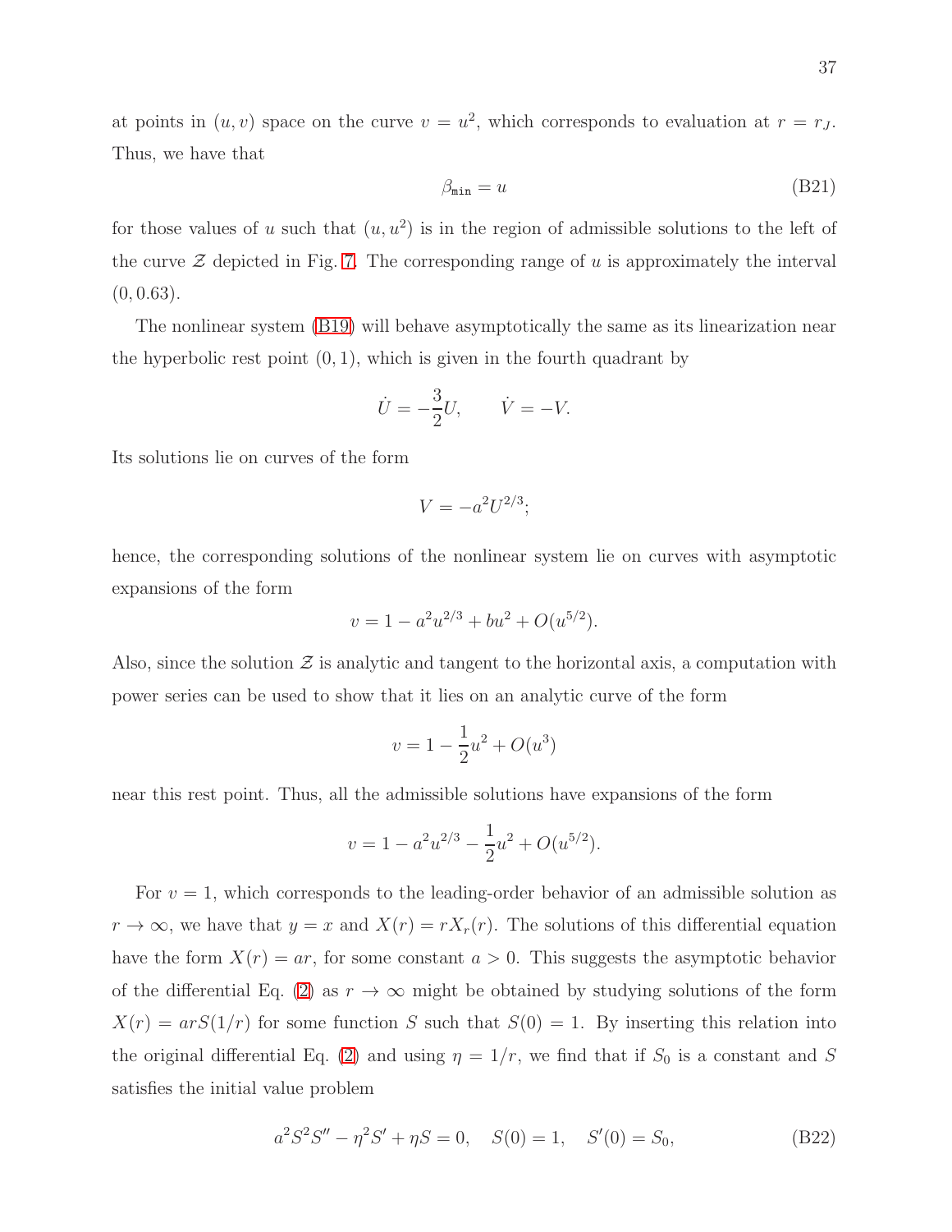at points in $(u, v)$ space on the curve $v = u^2$, which corresponds to evaluation at $r = r_J$. Thus, we have that

$$\beta_{\mathtt{min}} = u \tag{B21}$$

for those values of $u$ such that $(u, u^2)$ is in the region of admissible solutions to the left of the curve $\mathcal{Z}$ depicted in Fig. 7. The corresponding range of $u$ is approximately the interval $(0, 0.63)$.

The nonlinear system (B19) will behave asymptotically the same as its linearization near the hyperbolic rest point $(0, 1)$, which is given in the fourth quadrant by

$$\dot{U} = -\frac{3}{2}U, \qquad \dot{V} = -V.$$

Its solutions lie on curves of the form

$$V = -a^2 U^{2/3};$$

hence, the corresponding solutions of the nonlinear system lie on curves with asymptotic expansions of the form

$$v = 1 - a^2 u^{2/3} + bu^2 + O(u^{5/2}).$$

Also, since the solution $\mathcal{Z}$ is analytic and tangent to the horizontal axis, a computation with power series can be used to show that it lies on an analytic curve of the form

$$v = 1 - \frac{1}{2}u^2 + O(u^3)$$

near this rest point. Thus, all the admissible solutions have expansions of the form

$$v = 1 - a^2 u^{2/3} - \frac{1}{2}u^2 + O(u^{5/2}).$$

For $v = 1$, which corresponds to the leading-order behavior of an admissible solution as $r \to \infty$, we have that $y = x$ and $X(r) = rX_r(r)$. The solutions of this differential equation have the form $X(r) = ar$, for some constant $a > 0$. This suggests the asymptotic behavior of the differential Eq. (2) as $r \to \infty$ might be obtained by studying solutions of the form $X(r) = arS(1/r)$ for some function $S$ such that $S(0) = 1$. By inserting this relation into the original differential Eq. (2) and using $\eta = 1/r$, we find that if $S_0$ is a constant and $S$ satisfies the initial value problem

$$a^2 S^2 S'' - \eta^2 S' + \eta S = 0, \quad S(0) = 1, \quad S'(0) = S_0, \tag{B22}$$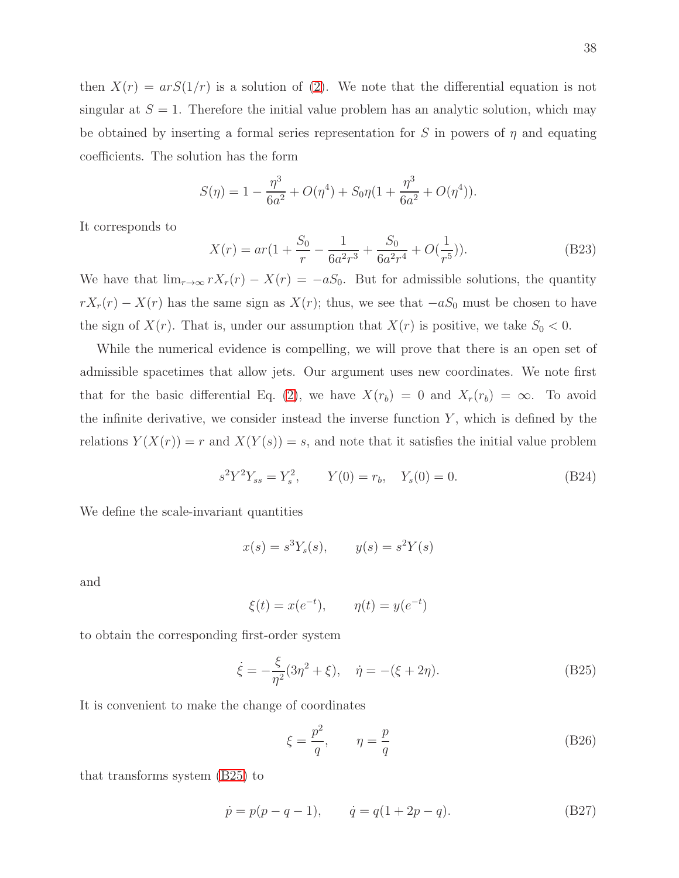then $X(r) = arS(1/r)$ is a solution of (2). We note that the differential equation is not singular at $S = 1$. Therefore the initial value problem has an analytic solution, which may be obtained by inserting a formal series representation for $S$ in powers of $\eta$ and equating coefficients. The solution has the form

$$S(\eta) = 1 - \frac{\eta^3}{6a^2} + O(\eta^4) + S_0\eta(1 + \frac{\eta^3}{6a^2} + O(\eta^4)).$$

It corresponds to

$$X(r) = ar(1 + \frac{S_0}{r} - \frac{1}{6a^2r^3} + \frac{S_0}{6a^2r^4} + O(\frac{1}{r^5})). \tag{B23}$$

We have that $\lim_{r\to\infty} rX_r(r) - X(r) = -aS_0$. But for admissible solutions, the quantity $rX_r(r) - X(r)$ has the same sign as $X(r)$; thus, we see that $-aS_0$ must be chosen to have the sign of $X(r)$. That is, under our assumption that $X(r)$ is positive, we take $S_0 < 0$.

While the numerical evidence is compelling, we will prove that there is an open set of admissible spacetimes that allow jets. Our argument uses new coordinates. We note first that for the basic differential Eq. (2), we have $X(r_b) = 0$ and $X_r(r_b) = \infty$. To avoid the infinite derivative, we consider instead the inverse function $Y$, which is defined by the relations $Y(X(r)) = r$ and $X(Y(s)) = s$, and note that it satisfies the initial value problem

$$s^2Y^2Y_{ss} = Y_s^2, \qquad Y(0) = r_b, \quad Y_s(0) = 0. \tag{B24}$$

We define the scale-invariant quantities

$$x(s) = s^3Y_s(s), \qquad y(s) = s^2Y(s)$$

and

$$\xi(t) = x(e^{-t}), \qquad \eta(t) = y(e^{-t})$$

to obtain the corresponding first-order system

$$\dot{\xi} = -\frac{\xi}{\eta^2}(3\eta^2 + \xi), \quad \dot{\eta} = -(\xi + 2\eta). \tag{B25}$$

It is convenient to make the change of coordinates

$$\xi = \frac{p^2}{q}, \qquad \eta = \frac{p}{q} \tag{B26}$$

that transforms system (B25) to

$$\dot{p} = p(p - q - 1), \qquad \dot{q} = q(1 + 2p - q). \tag{B27}$$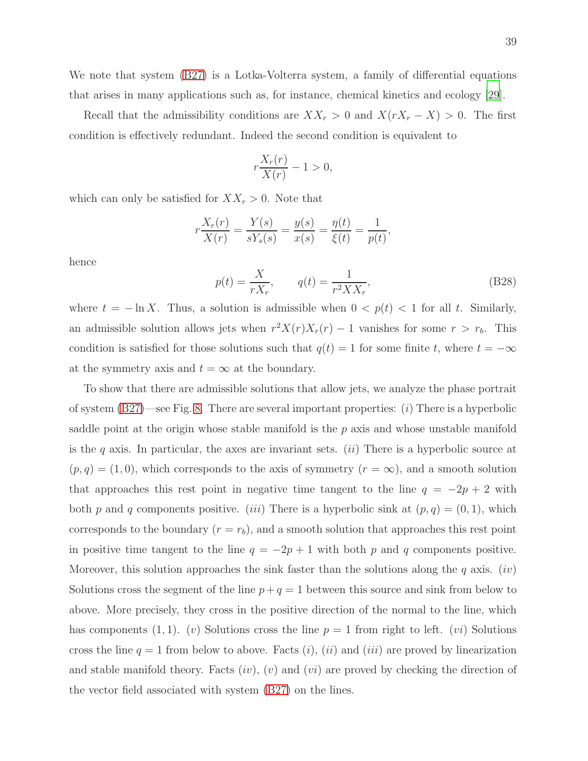We note that system (B27) is a Lotka-Volterra system, a family of differential equations that arises in many applications such as, for instance, chemical kinetics and ecology [29].

Recall that the admissibility conditions are $XX_r > 0$ and $X(rX_r - X) > 0$. The first condition is effectively redundant. Indeed the second condition is equivalent to

$$r\frac{X_r(r)}{X(r)} - 1 > 0,$$

which can only be satisfied for $XX_r > 0$. Note that

$$r\frac{X_r(r)}{X(r)} = \frac{Y(s)}{sY_s(s)} = \frac{y(s)}{x(s)} = \frac{\eta(t)}{\xi(t)} = \frac{1}{p(t)},$$

hence

$$p(t) = \frac{X}{rX_r}, \qquad q(t) = \frac{1}{r^2 X X_r}, \tag{B28}$$

where $t = -\ln X$. Thus, a solution is admissible when $0 < p(t) < 1$ for all $t$. Similarly, an admissible solution allows jets when $r^2 X(r)X_r(r) - 1$ vanishes for some $r > r_b$. This condition is satisfied for those solutions such that $q(t) = 1$ for some finite $t$, where $t = -\infty$ at the symmetry axis and $t = \infty$ at the boundary.

To show that there are admissible solutions that allow jets, we analyze the phase portrait of system (B27)—see Fig. 8. There are several important properties: $(i)$ There is a hyperbolic saddle point at the origin whose stable manifold is the $p$ axis and whose unstable manifold is the $q$ axis. In particular, the axes are invariant sets. $(ii)$ There is a hyperbolic source at $(p, q) = (1, 0)$, which corresponds to the axis of symmetry ($r = \infty$), and a smooth solution that approaches this rest point in negative time tangent to the line $q = -2p + 2$ with both $p$ and $q$ components positive. $(iii)$ There is a hyperbolic sink at $(p, q) = (0, 1)$, which corresponds to the boundary ($r = r_b$), and a smooth solution that approaches this rest point in positive time tangent to the line $q = -2p + 1$ with both $p$ and $q$ components positive. Moreover, this solution approaches the sink faster than the solutions along the $q$ axis. $(iv)$ Solutions cross the segment of the line $p + q = 1$ between this source and sink from below to above. More precisely, they cross in the positive direction of the normal to the line, which has components $(1, 1)$. $(v)$ Solutions cross the line $p = 1$ from right to left. $(vi)$ Solutions cross the line $q = 1$ from below to above. Facts $(i)$, $(ii)$ and $(iii)$ are proved by linearization and stable manifold theory. Facts $(iv)$, $(v)$ and $(vi)$ are proved by checking the direction of the vector field associated with system (B27) on the lines.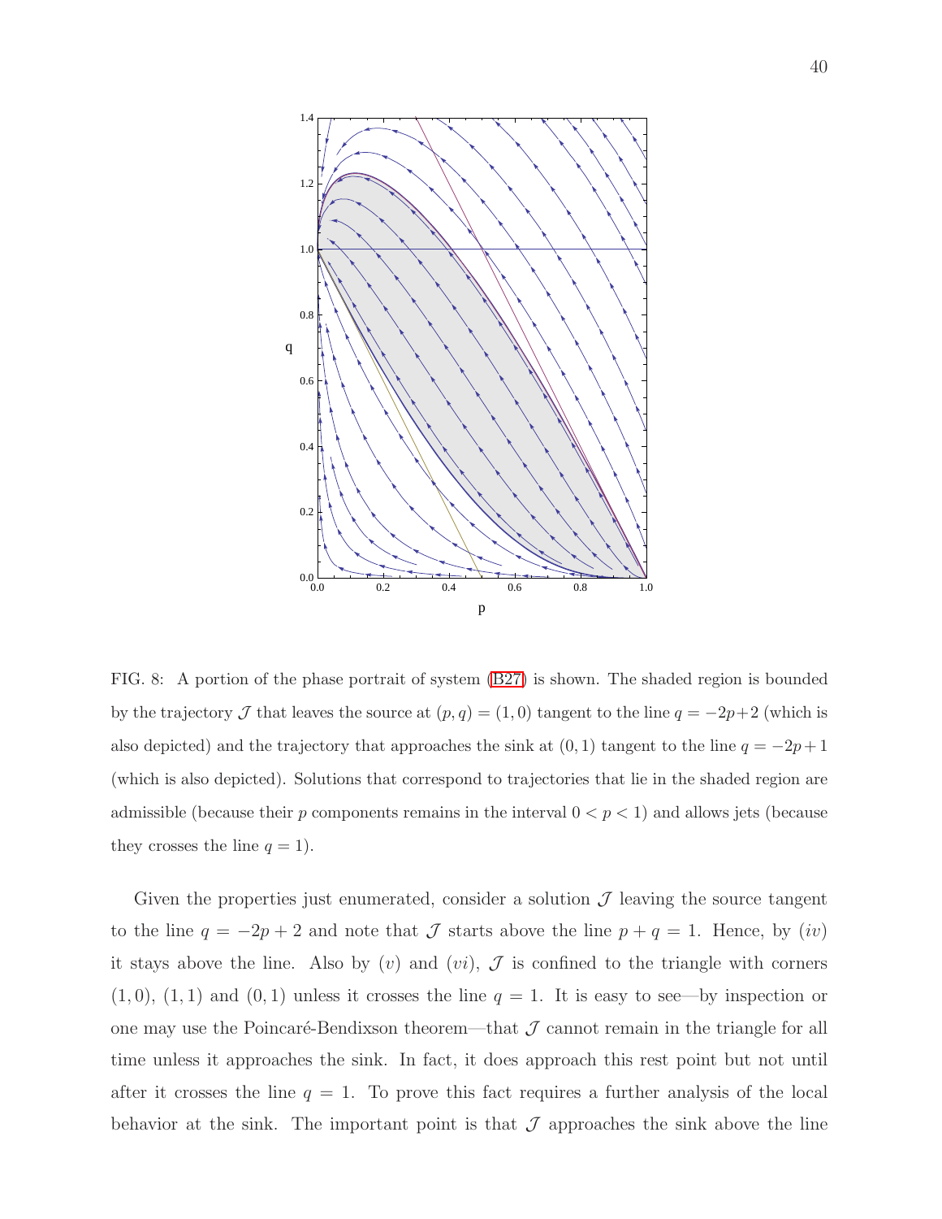FIG. 8: A portion of the phase portrait of system (B27) is shown. The shaded region is bounded by the trajectory $\mathcal{J}$ that leaves the source at $(p, q) = (1, 0)$ tangent to the line $q = -2p+2$ (which is also depicted) and the trajectory that approaches the sink at $(0, 1)$ tangent to the line $q = -2p+1$ (which is also depicted). Solutions that correspond to trajectories that lie in the shaded region are admissible (because their $p$ components remains in the interval $0 < p < 1$) and allows jets (because they crosses the line $q = 1$).

Given the properties just enumerated, consider a solution $\mathcal{J}$ leaving the source tangent to the line $q = -2p + 2$ and note that $\mathcal{J}$ starts above the line $p + q = 1$. Hence, by $(iv)$ it stays above the line. Also by $(v)$ and $(vi)$, $\mathcal{J}$ is confined to the triangle with corners $(1, 0)$, $(1, 1)$ and $(0, 1)$ unless it crosses the line $q = 1$. It is easy to see—by inspection or one may use the Poincaré-Bendixson theorem—that $\mathcal{J}$ cannot remain in the triangle for all time unless it approaches the sink. In fact, it does approach this rest point but not until after it crosses the line $q = 1$. To prove this fact requires a further analysis of the local behavior at the sink. The important point is that $\mathcal{J}$ approaches the sink above the line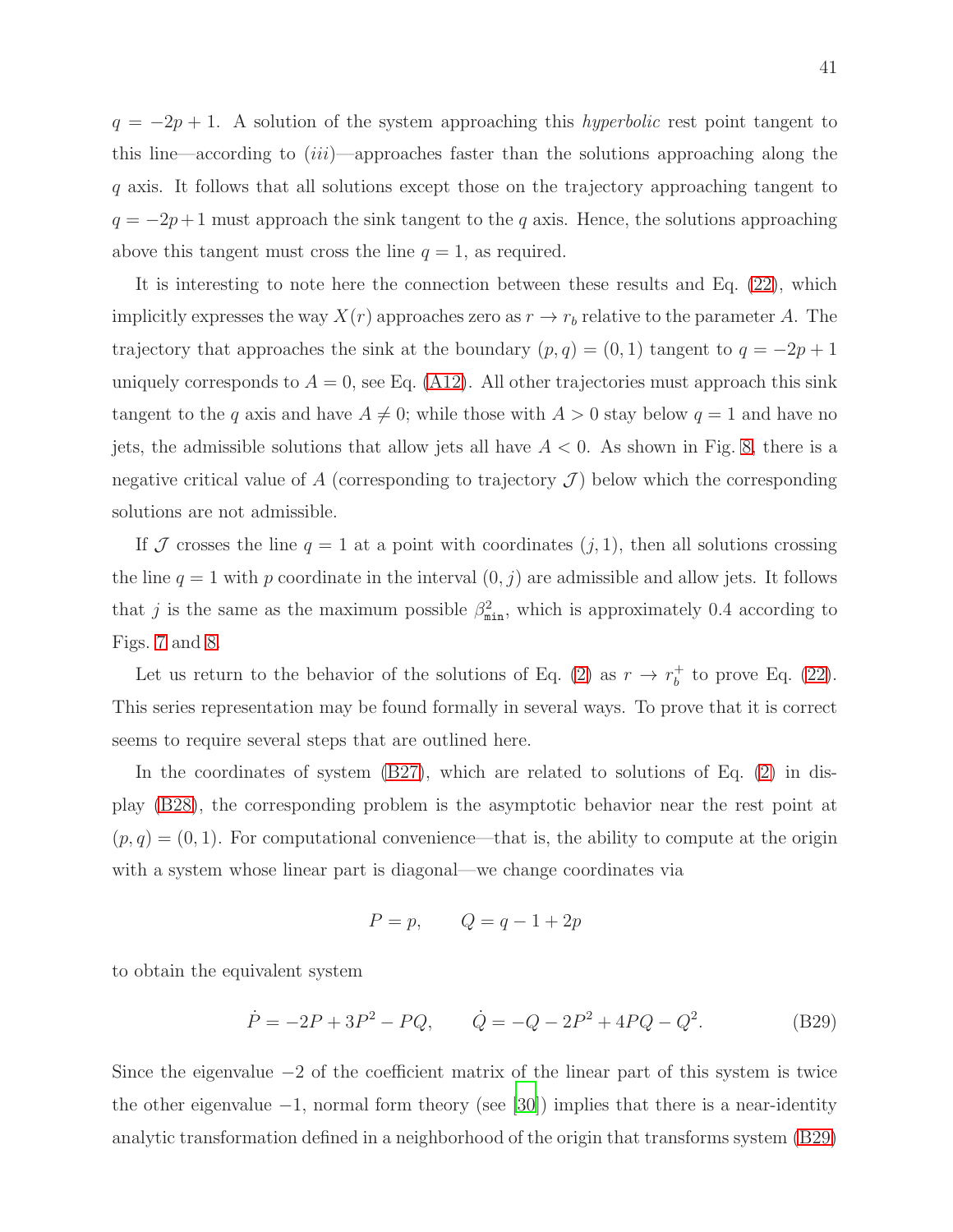$q = -2p + 1$. A solution of the system approaching this *hyperbolic* rest point tangent to this line—according to $(iii)$—approaches faster than the solutions approaching along the $q$ axis. It follows that all solutions except those on the trajectory approaching tangent to $q = -2p + 1$ must approach the sink tangent to the $q$ axis. Hence, the solutions approaching above this tangent must cross the line $q = 1$, as required.

It is interesting to note here the connection between these results and Eq. (22), which implicitly expresses the way $X(r)$ approaches zero as $r \to r_b$ relative to the parameter $A$. The trajectory that approaches the sink at the boundary $(p, q) = (0, 1)$ tangent to $q = -2p + 1$ uniquely corresponds to $A = 0$, see Eq. (A12). All other trajectories must approach this sink tangent to the $q$ axis and have $A \neq 0$; while those with $A > 0$ stay below $q = 1$ and have no jets, the admissible solutions that allow jets all have $A < 0$. As shown in Fig. 8, there is a negative critical value of $A$ (corresponding to trajectory $\mathcal{J}$) below which the corresponding solutions are not admissible.

If $\mathcal{J}$ crosses the line $q = 1$ at a point with coordinates $(j, 1)$, then all solutions crossing the line $q = 1$ with $p$ coordinate in the interval $(0, j)$ are admissible and allow jets. It follows that $j$ is the same as the maximum possible $\beta^2_{\mathtt{min}}$, which is approximately 0.4 according to Figs. 7 and 8.

Let us return to the behavior of the solutions of Eq. (2) as $r \to r_b^+$ to prove Eq. (22). This series representation may be found formally in several ways. To prove that it is correct seems to require several steps that are outlined here.

In the coordinates of system (B27), which are related to solutions of Eq. (2) in display (B28), the corresponding problem is the asymptotic behavior near the rest point at $(p, q) = (0, 1)$. For computational convenience—that is, the ability to compute at the origin with a system whose linear part is diagonal—we change coordinates via

$$P = p, \qquad Q = q - 1 + 2p$$

to obtain the equivalent system

$$\dot{P} = -2P + 3P^2 - PQ, \qquad \dot{Q} = -Q - 2P^2 + 4PQ - Q^2. \tag{B29}$$

Since the eigenvalue $-2$ of the coefficient matrix of the linear part of this system is twice the other eigenvalue $-1$, normal form theory (see [30]) implies that there is a near-identity analytic transformation defined in a neighborhood of the origin that transforms system (B29)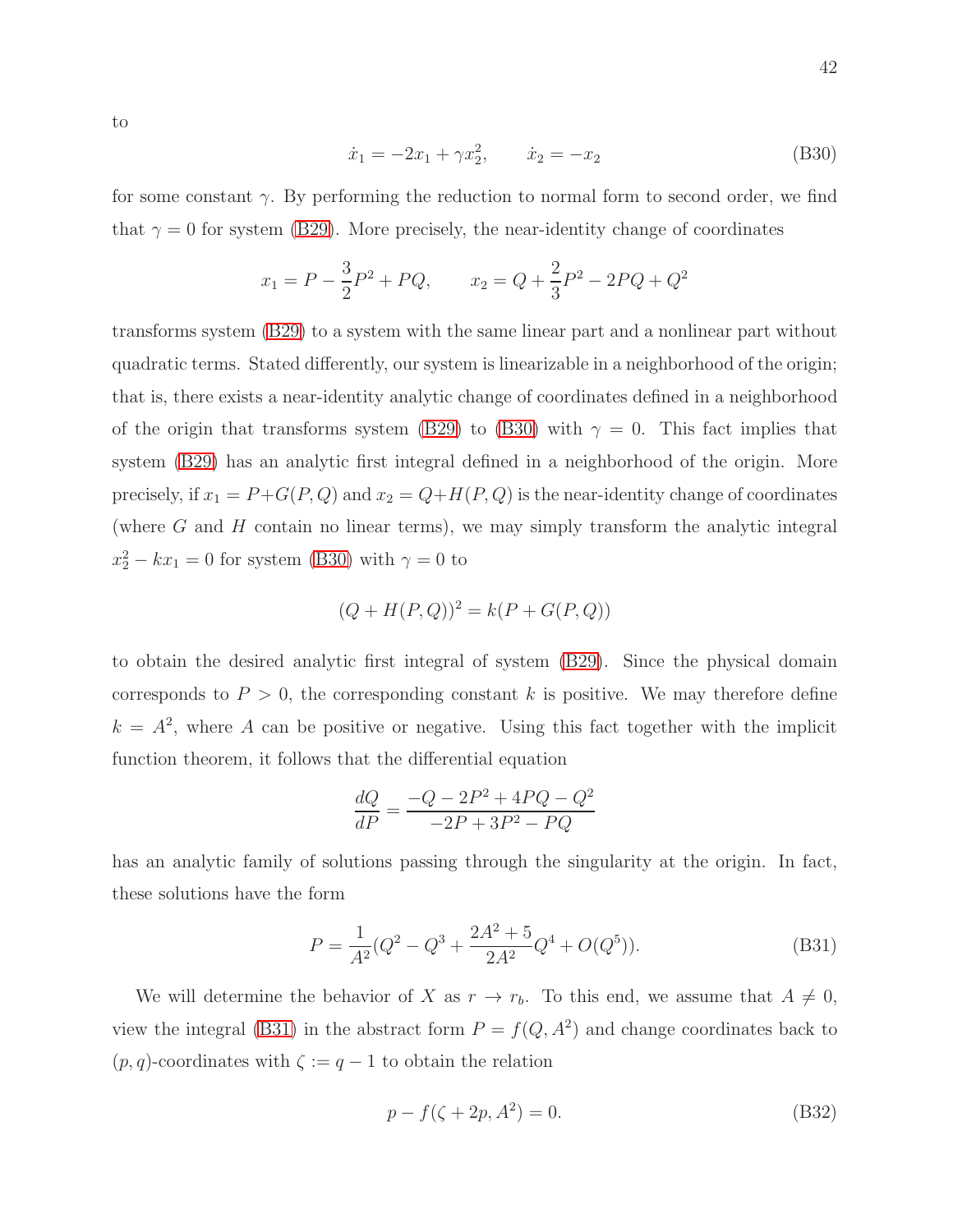to

$$\dot{x}_1 = -2x_1 + \gamma x_2^2, \qquad \dot{x}_2 = -x_2 \tag{B30}$$

for some constant $\gamma$. By performing the reduction to normal form to second order, we find that $\gamma = 0$ for system (B29). More precisely, the near-identity change of coordinates

$$x_1 = P - \frac{3}{2}P^2 + PQ, \qquad x_2 = Q + \frac{2}{3}P^2 - 2PQ + Q^2$$

transforms system (B29) to a system with the same linear part and a nonlinear part without quadratic terms. Stated differently, our system is linearizable in a neighborhood of the origin; that is, there exists a near-identity analytic change of coordinates defined in a neighborhood of the origin that transforms system (B29) to (B30) with $\gamma = 0$. This fact implies that system (B29) has an analytic first integral defined in a neighborhood of the origin. More precisely, if $x_1 = P + G(P, Q)$ and $x_2 = Q + H(P, Q)$ is the near-identity change of coordinates (where $G$ and $H$ contain no linear terms), we may simply transform the analytic integral $x_2^2 - kx_1 = 0$ for system (B30) with $\gamma = 0$ to

$$(Q + H(P, Q))^2 = k(P + G(P, Q))$$

to obtain the desired analytic first integral of system (B29). Since the physical domain corresponds to $P > 0$, the corresponding constant $k$ is positive. We may therefore define $k = A^2$, where $A$ can be positive or negative. Using this fact together with the implicit function theorem, it follows that the differential equation

$$\frac{dQ}{dP} = \frac{-Q - 2P^2 + 4PQ - Q^2}{-2P + 3P^2 - PQ}$$

has an analytic family of solutions passing through the singularity at the origin. In fact, these solutions have the form

$$P = \frac{1}{A^2}(Q^2 - Q^3 + \frac{2A^2 + 5}{2A^2}Q^4 + O(Q^5)). \tag{B31}$$

We will determine the behavior of $X$ as $r \to r_b$. To this end, we assume that $A \neq 0$, view the integral (B31) in the abstract form $P = f(Q, A^2)$ and change coordinates back to $(p, q)$-coordinates with $\zeta := q - 1$ to obtain the relation

$$p - f(\zeta + 2p, A^2) = 0. \tag{B32}$$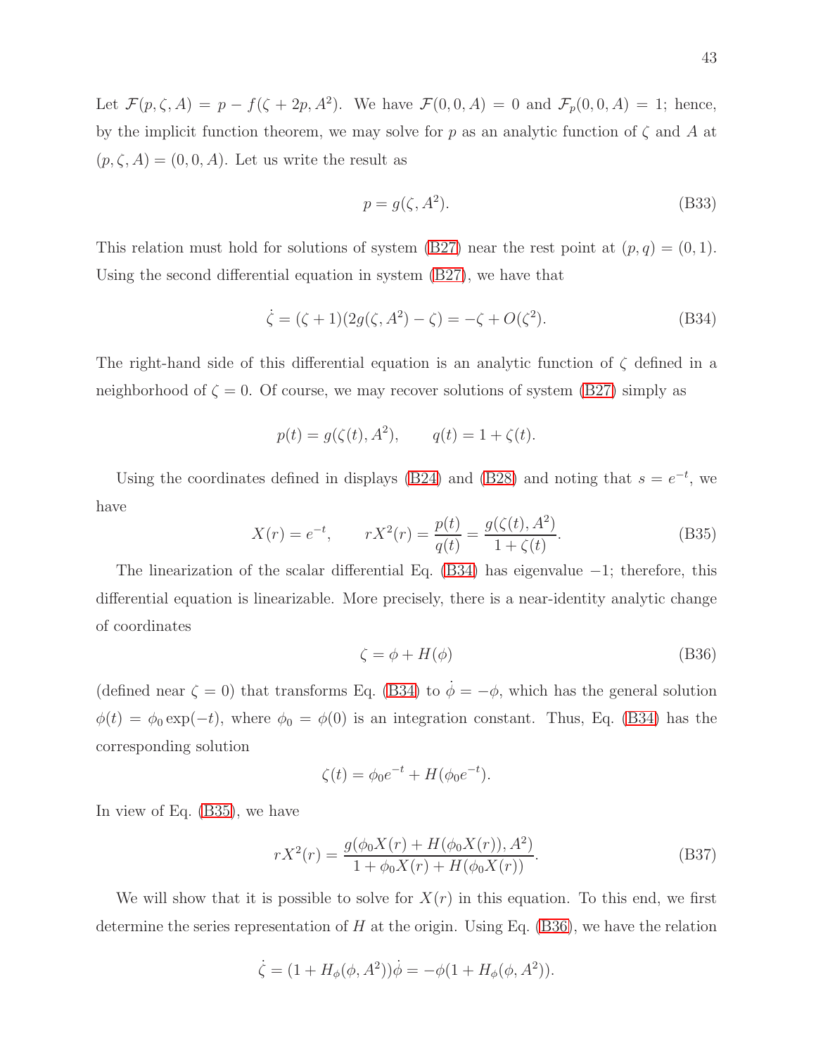Let $\mathcal{F}(p, \zeta, A) = p - f(\zeta + 2p, A^2)$. We have $\mathcal{F}(0, 0, A) = 0$ and $\mathcal{F}_p(0, 0, A) = 1$; hence, by the implicit function theorem, we may solve for $p$ as an analytic function of $\zeta$ and $A$ at $(p, \zeta, A) = (0, 0, A)$. Let us write the result as

$$p = g(\zeta, A^2). \tag{B33}$$

This relation must hold for solutions of system (B27) near the rest point at $(p, q) = (0, 1)$. Using the second differential equation in system (B27), we have that

$$\dot{\zeta} = (\zeta + 1)(2g(\zeta, A^2) - \zeta) = -\zeta + O(\zeta^2). \tag{B34}$$

The right-hand side of this differential equation is an analytic function of $\zeta$ defined in a neighborhood of $\zeta = 0$. Of course, we may recover solutions of system (B27) simply as

$$p(t) = g(\zeta(t), A^2), \qquad q(t) = 1 + \zeta(t).$$

Using the coordinates defined in displays (B24) and (B28) and noting that $s = e^{-t}$, we have

$$X(r) = e^{-t}, \qquad rX^2(r) = \frac{p(t)}{q(t)} = \frac{g(\zeta(t), A^2)}{1 + \zeta(t)}. \tag{B35}$$

The linearization of the scalar differential Eq. (B34) has eigenvalue $-1$; therefore, this differential equation is linearizable. More precisely, there is a near-identity analytic change of coordinates

$$\zeta = \phi + H(\phi) \tag{B36}$$

(defined near $\zeta = 0$) that transforms Eq. (B34) to $\dot{\phi} = -\phi$, which has the general solution $\phi(t) = \phi_0 \exp(-t)$, where $\phi_0 = \phi(0)$ is an integration constant. Thus, Eq. (B34) has the corresponding solution

$$\zeta(t) = \phi_0 e^{-t} + H(\phi_0 e^{-t}).$$

In view of Eq. (B35), we have

$$rX^2(r) = \frac{g(\phi_0 X(r) + H(\phi_0 X(r)), A^2)}{1 + \phi_0 X(r) + H(\phi_0 X(r))}. \tag{B37}$$

We will show that it is possible to solve for $X(r)$ in this equation. To this end, we first determine the series representation of $H$ at the origin. Using Eq. (B36), we have the relation

$$\dot{\zeta} = (1 + H_\phi(\phi, A^2))\dot{\phi} = -\phi(1 + H_\phi(\phi, A^2)).$$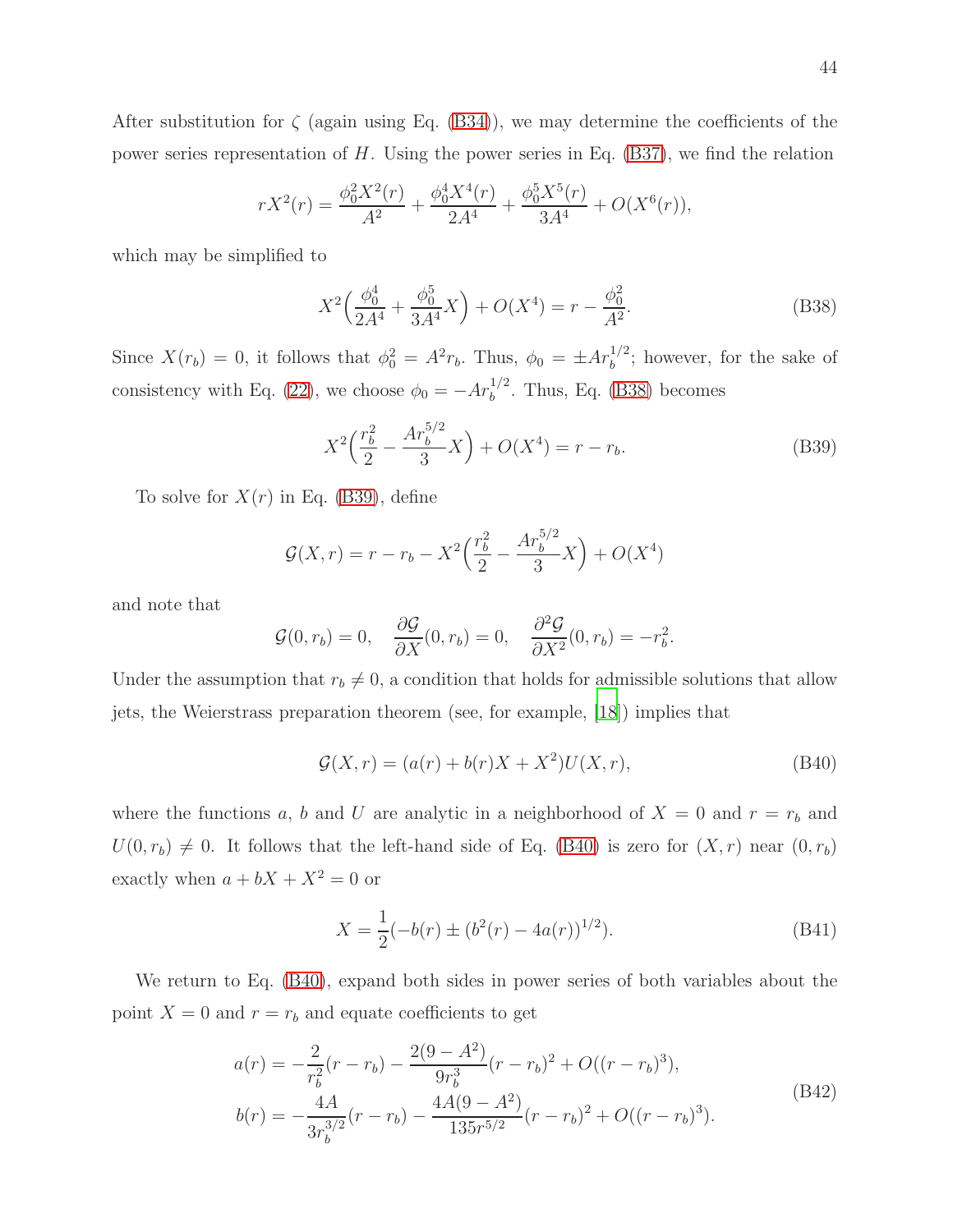After substitution for $\zeta$ (again using Eq. (B34)), we may determine the coefficients of the power series representation of $H$. Using the power series in Eq. (B37), we find the relation

$$rX^2(r) = \frac{\phi_0^2 X^2(r)}{A^2} + \frac{\phi_0^4 X^4(r)}{2A^4} + \frac{\phi_0^5 X^5(r)}{3A^4} + O(X^6(r)),$$

which may be simplified to

$$X^2\Big(\frac{\phi_0^4}{2A^4} + \frac{\phi_0^5}{3A^4}X\Big) + O(X^4) = r - \frac{\phi_0^2}{A^2}. \tag{B38}$$

Since $X(r_b) = 0$, it follows that $\phi_0^2 = A^2 r_b$. Thus, $\phi_0 = \pm A r_b^{1/2}$; however, for the sake of consistency with Eq. (22), we choose $\phi_0 = -A r_b^{1/2}$. Thus, Eq. (B38) becomes

$$X^2\Big(\frac{r_b^2}{2} - \frac{A r_b^{5/2}}{3}X\Big) + O(X^4) = r - r_b. \tag{B39}$$

To solve for $X(r)$ in Eq. (B39), define

$$\mathcal{G}(X, r) = r - r_b - X^2\Big(\frac{r_b^2}{2} - \frac{A r_b^{5/2}}{3}X\Big) + O(X^4)$$

and note that

$$\mathcal{G}(0, r_b) = 0, \quad \frac{\partial \mathcal{G}}{\partial X}(0, r_b) = 0, \quad \frac{\partial^2 \mathcal{G}}{\partial X^2}(0, r_b) = -r_b^2.$$

Under the assumption that $r_b \neq 0$, a condition that holds for admissible solutions that allow jets, the Weierstrass preparation theorem (see, for example, [18]) implies that

$$\mathcal{G}(X, r) = (a(r) + b(r)X + X^2)U(X, r), \tag{B40}$$

where the functions $a$, $b$ and $U$ are analytic in a neighborhood of $X = 0$ and $r = r_b$ and $U(0, r_b) \neq 0$. It follows that the left-hand side of Eq. (B40) is zero for $(X, r)$ near $(0, r_b)$ exactly when $a + bX + X^2 = 0$ or

$$X = \frac{1}{2}(-b(r) \pm (b^2(r) - 4a(r))^{1/2}). \tag{B41}$$

We return to Eq. (B40), expand both sides in power series of both variables about the point $X = 0$ and $r = r_b$ and equate coefficients to get

$$\begin{aligned}
a(r) &= -\frac{2}{r_b^2}(r - r_b) - \frac{2(9 - A^2)}{9r_b^3}(r - r_b)^2 + O((r - r_b)^3), \\
b(r) &= -\frac{4A}{3r_b^{3/2}}(r - r_b) - \frac{4A(9 - A^2)}{135 r^{5/2}}(r - r_b)^2 + O((r - r_b)^3).
\end{aligned} \tag{B42}$$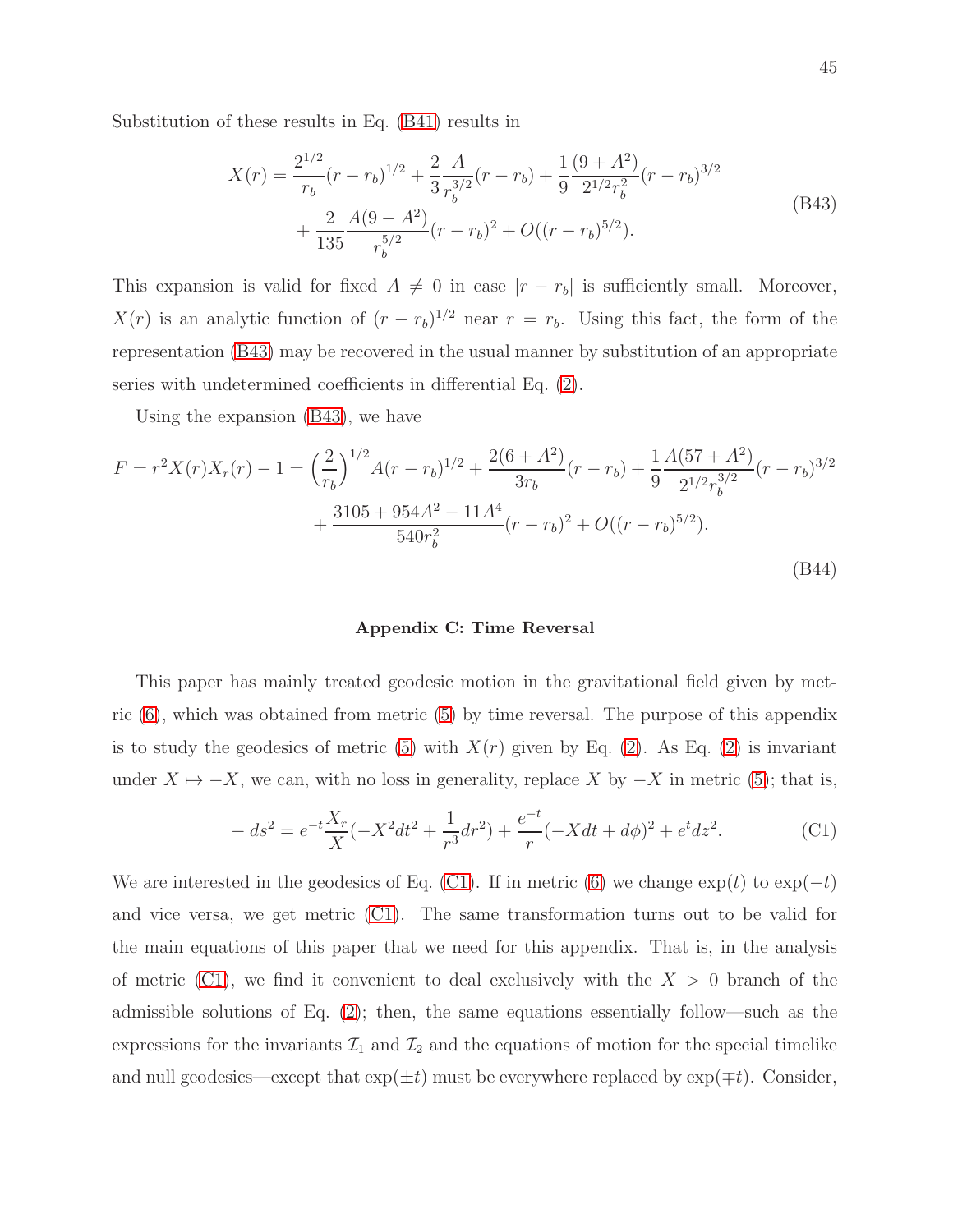Substitution of these results in Eq. (B41) results in

$$
\begin{aligned}
X(r) = \frac{2^{1/2}}{r_b}(r-r_b)^{1/2} + \frac{2}{3}\frac{A}{r_b^{3/2}}(r-r_b) + \frac{1}{9}\frac{(9+A^2)}{2^{1/2}r_b^2}(r-r_b)^{3/2} \\
+ \frac{2}{135}\frac{A(9-A^2)}{r_b^{5/2}}(r-r_b)^2 + O((r-r_b)^{5/2}).
\end{aligned}
\tag{B43}
$$

This expansion is valid for fixed $A \neq 0$ in case $|r - r_b|$ is sufficiently small. Moreover, $X(r)$ is an analytic function of $(r - r_b)^{1/2}$ near $r = r_b$. Using this fact, the form of the representation (B43) may be recovered in the usual manner by substitution of an appropriate series with undetermined coefficients in differential Eq. (2).

Using the expansion (B43), we have

$$
\begin{aligned}
F = r^2 X(r) X_r(r) - 1 = \Big(\frac{2}{r_b}\Big)^{1/2} A(r-r_b)^{1/2} + \frac{2(6+A^2)}{3r_b}(r-r_b) + \frac{1}{9}\frac{A(57+A^2)}{2^{1/2}r_b^{3/2}}(r-r_b)^{3/2} \\
+ \frac{3105 + 954A^2 - 11A^4}{540 r_b^2}(r-r_b)^2 + O((r-r_b)^{5/2}).
\end{aligned}
\tag{B44}
$$

## Appendix C: Time Reversal

This paper has mainly treated geodesic motion in the gravitational field given by metric (6), which was obtained from metric (5) by time reversal. The purpose of this appendix is to study the geodesics of metric (5) with $X(r)$ given by Eq. (2). As Eq. (2) is invariant under $X \mapsto -X$, we can, with no loss in generality, replace $X$ by $-X$ in metric (5); that is,

$$
-ds^2 = e^{-t}\frac{X_r}{X}(-X^2 dt^2 + \frac{1}{r^3}dr^2) + \frac{e^{-t}}{r}(-X dt + d\phi)^2 + e^t dz^2. \tag{C1}
$$

We are interested in the geodesics of Eq. (C1). If in metric (6) we change $\exp(t)$ to $\exp(-t)$ and vice versa, we get metric (C1). The same transformation turns out to be valid for the main equations of this paper that we need for this appendix. That is, in the analysis of metric (C1), we find it convenient to deal exclusively with the $X > 0$ branch of the admissible solutions of Eq. (2); then, the same equations essentially follow—such as the expressions for the invariants $\mathcal{I}_1$ and $\mathcal{I}_2$ and the equations of motion for the special timelike and null geodesics—except that $\exp(\pm t)$ must be everywhere replaced by $\exp(\mp t)$. Consider,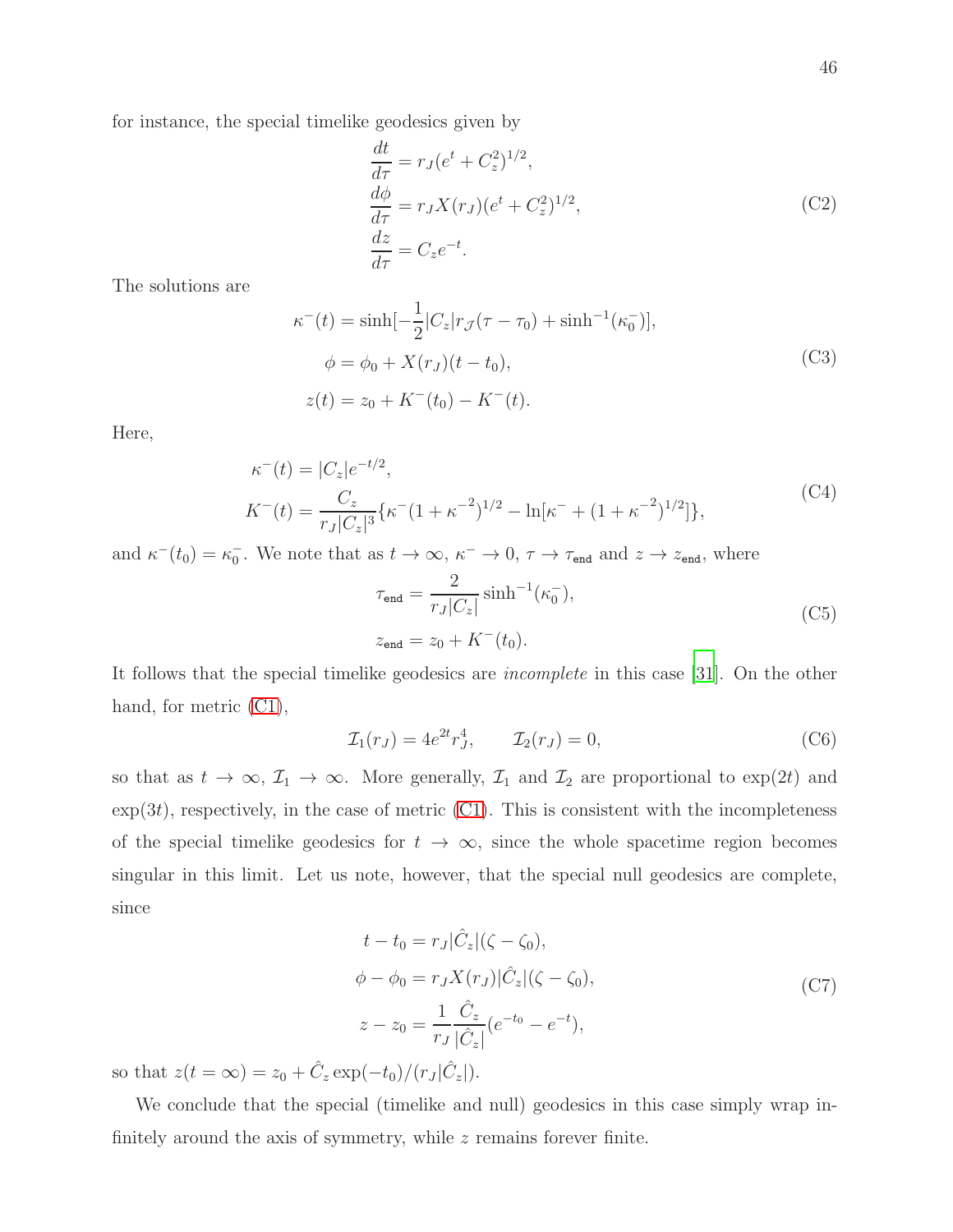for instance, the special timelike geodesics given by

$$
\begin{aligned}
\frac{dt}{d\tau} &= r_J(e^t + C_z^2)^{1/2}, \\
\frac{d\phi}{d\tau} &= r_J X(r_J)(e^t + C_z^2)^{1/2}, \\
\frac{dz}{d\tau} &= C_z e^{-t}.
\end{aligned}
\tag{C2}
$$

The solutions are

$$
\begin{aligned}
\kappa^-(t) &= \sinh[-\frac{1}{2}|C_z| r_{\mathcal{J}}(\tau - \tau_0) + \sinh^{-1}(\kappa_0^-)], \\
\phi &= \phi_0 + X(r_J)(t - t_0), \\
z(t) &= z_0 + K^-(t_0) - K^-(t).
\end{aligned}
\tag{C3}
$$

Here,

$$
\begin{aligned}
\kappa^-(t) &= |C_z| e^{-t/2}, \\
K^-(t) &= \frac{C_z}{r_J |C_z|^3}\{\kappa^-(1 + \kappa^{-2})^{1/2} - \ln[\kappa^- + (1 + \kappa^{-2})^{1/2}]\},
\end{aligned}
\tag{C4}
$$

and $\kappa^-(t_0) = \kappa_0^-$. We note that as $t \to \infty$, $\kappa^- \to 0$, $\tau \to \tau_{\mathtt{end}}$ and $z \to z_{\mathtt{end}}$, where

$$
\begin{aligned}
\tau_{\mathtt{end}} &= \frac{2}{r_J |C_z|} \sinh^{-1}(\kappa_0^-), \\
z_{\mathtt{end}} &= z_0 + K^-(t_0).
\end{aligned}
\tag{C5}
$$

It follows that the special timelike geodesics are *incomplete* in this case [31]. On the other hand, for metric (C1),

$$
\mathcal{I}_1(r_J) = 4e^{2t} r_J^4, \qquad \mathcal{I}_2(r_J) = 0, \tag{C6}
$$

so that as $t \to \infty$, $\mathcal{I}_1 \to \infty$. More generally, $\mathcal{I}_1$ and $\mathcal{I}_2$ are proportional to $\exp(2t)$ and $\exp(3t)$, respectively, in the case of metric (C1). This is consistent with the incompleteness of the special timelike geodesics for $t \to \infty$, since the whole spacetime region becomes singular in this limit. Let us note, however, that the special null geodesics are complete, since

$$
\begin{aligned}
t - t_0 &= r_J |\hat{C}_z| (\zeta - \zeta_0), \\
\phi - \phi_0 &= r_J X(r_J) |\hat{C}_z| (\zeta - \zeta_0), \\
z - z_0 &= \frac{1}{r_J} \frac{\hat{C}_z}{|\hat{C}_z|}(e^{-t_0} - e^{-t}),
\end{aligned}
\tag{C7}
$$

so that $z(t = \infty) = z_0 + \hat{C}_z \exp(-t_0)/(r_J |\hat{C}_z|)$.

We conclude that the special (timelike and null) geodesics in this case simply wrap infinitely around the axis of symmetry, while $z$ remains forever finite.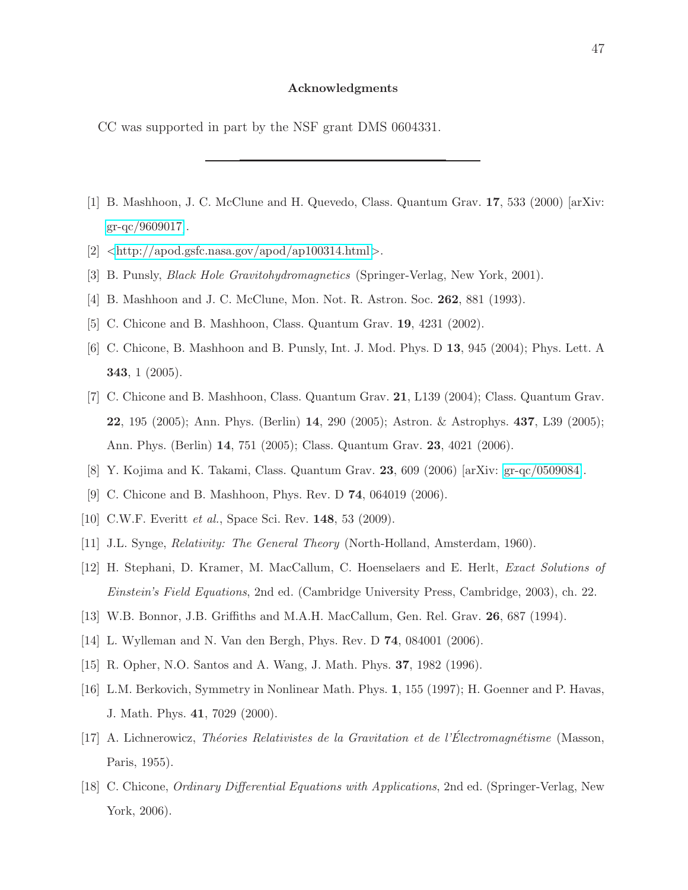**Acknowledgments**

CC was supported in part by the NSF grant DMS 0604331.

---

[1] B. Mashhoon, J. C. McClune and H. Quevedo, Class. Quantum Grav. **17**, 533 (2000) [arXiv: gr-qc/9609017].

[2] <http://apod.gsfc.nasa.gov/apod/ap100314.html>.

[3] B. Punsly, *Black Hole Gravitohydromagnetics* (Springer-Verlag, New York, 2001).

[4] B. Mashhoon and J. C. McClune, Mon. Not. R. Astron. Soc. **262**, 881 (1993).

[5] C. Chicone and B. Mashhoon, Class. Quantum Grav. **19**, 4231 (2002).

[6] C. Chicone, B. Mashhoon and B. Punsly, Int. J. Mod. Phys. D **13**, 945 (2004); Phys. Lett. A **343**, 1 (2005).

[7] C. Chicone and B. Mashhoon, Class. Quantum Grav. **21**, L139 (2004); Class. Quantum Grav. **22**, 195 (2005); Ann. Phys. (Berlin) **14**, 290 (2005); Astron. & Astrophys. **437**, L39 (2005); Ann. Phys. (Berlin) **14**, 751 (2005); Class. Quantum Grav. **23**, 4021 (2006).

[8] Y. Kojima and K. Takami, Class. Quantum Grav. **23**, 609 (2006) [arXiv: gr-qc/0509084].

[9] C. Chicone and B. Mashhoon, Phys. Rev. D **74**, 064019 (2006).

[10] C.W.F. Everitt *et al.*, Space Sci. Rev. **148**, 53 (2009).

[11] J.L. Synge, *Relativity: The General Theory* (North-Holland, Amsterdam, 1960).

[12] H. Stephani, D. Kramer, M. MacCallum, C. Hoenselaers and E. Herlt, *Exact Solutions of Einstein's Field Equations*, 2nd ed. (Cambridge University Press, Cambridge, 2003), ch. 22.

[13] W.B. Bonnor, J.B. Griffiths and M.A.H. MacCallum, Gen. Rel. Grav. **26**, 687 (1994).

[14] L. Wylleman and N. Van den Bergh, Phys. Rev. D **74**, 084001 (2006).

[15] R. Opher, N.O. Santos and A. Wang, J. Math. Phys. **37**, 1982 (1996).

[16] L.M. Berkovich, Symmetry in Nonlinear Math. Phys. **1**, 155 (1997); H. Goenner and P. Havas, J. Math. Phys. **41**, 7029 (2000).

[17] A. Lichnerowicz, *Théories Relativistes de la Gravitation et de l'Électromagnétisme* (Masson, Paris, 1955).

[18] C. Chicone, *Ordinary Differential Equations with Applications*, 2nd ed. (Springer-Verlag, New York, 2006).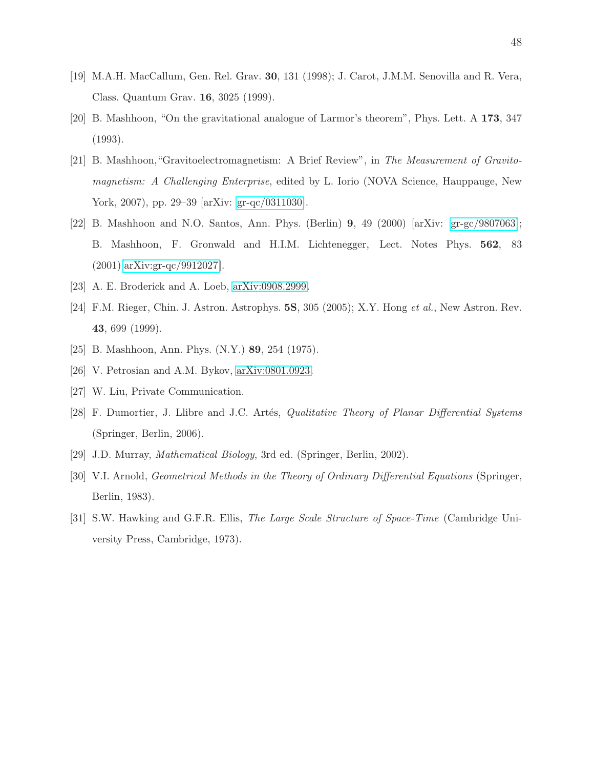[19] M.A.H. MacCallum, Gen. Rel. Grav. **30**, 131 (1998); J. Carot, J.M.M. Senovilla and R. Vera, Class. Quantum Grav. **16**, 3025 (1999).

[20] B. Mashhoon, "On the gravitational analogue of Larmor's theorem", Phys. Lett. A **173**, 347 (1993).

[21] B. Mashhoon,"Gravitoelectromagnetism: A Brief Review", in *The Measurement of Gravitomagnetism: A Challenging Enterprise*, edited by L. Iorio (NOVA Science, Hauppauge, New York, 2007), pp. 29–39 [arXiv: gr-qc/0311030].

[22] B. Mashhoon and N.O. Santos, Ann. Phys. (Berlin) **9**, 49 (2000) [arXiv: gr-gc/9807063]; B. Mashhoon, F. Gronwald and H.I.M. Lichtenegger, Lect. Notes Phys. **562**, 83 (2001)[arXiv:gr-qc/9912027].

[23] A. E. Broderick and A. Loeb, arXiv:0908.2999.

[24] F.M. Rieger, Chin. J. Astron. Astrophys. **5S**, 305 (2005); X.Y. Hong *et al.*, New Astron. Rev. **43**, 699 (1999).

[25] B. Mashhoon, Ann. Phys. (N.Y.) **89**, 254 (1975).

[26] V. Petrosian and A.M. Bykov, arXiv:0801.0923.

[27] W. Liu, Private Communication.

[28] F. Dumortier, J. Llibre and J.C. Artés, *Qualitative Theory of Planar Differential Systems* (Springer, Berlin, 2006).

[29] J.D. Murray, *Mathematical Biology*, 3rd ed. (Springer, Berlin, 2002).

[30] V.I. Arnold, *Geometrical Methods in the Theory of Ordinary Differential Equations* (Springer, Berlin, 1983).

[31] S.W. Hawking and G.F.R. Ellis, *The Large Scale Structure of Space-Time* (Cambridge University Press, Cambridge, 1973).